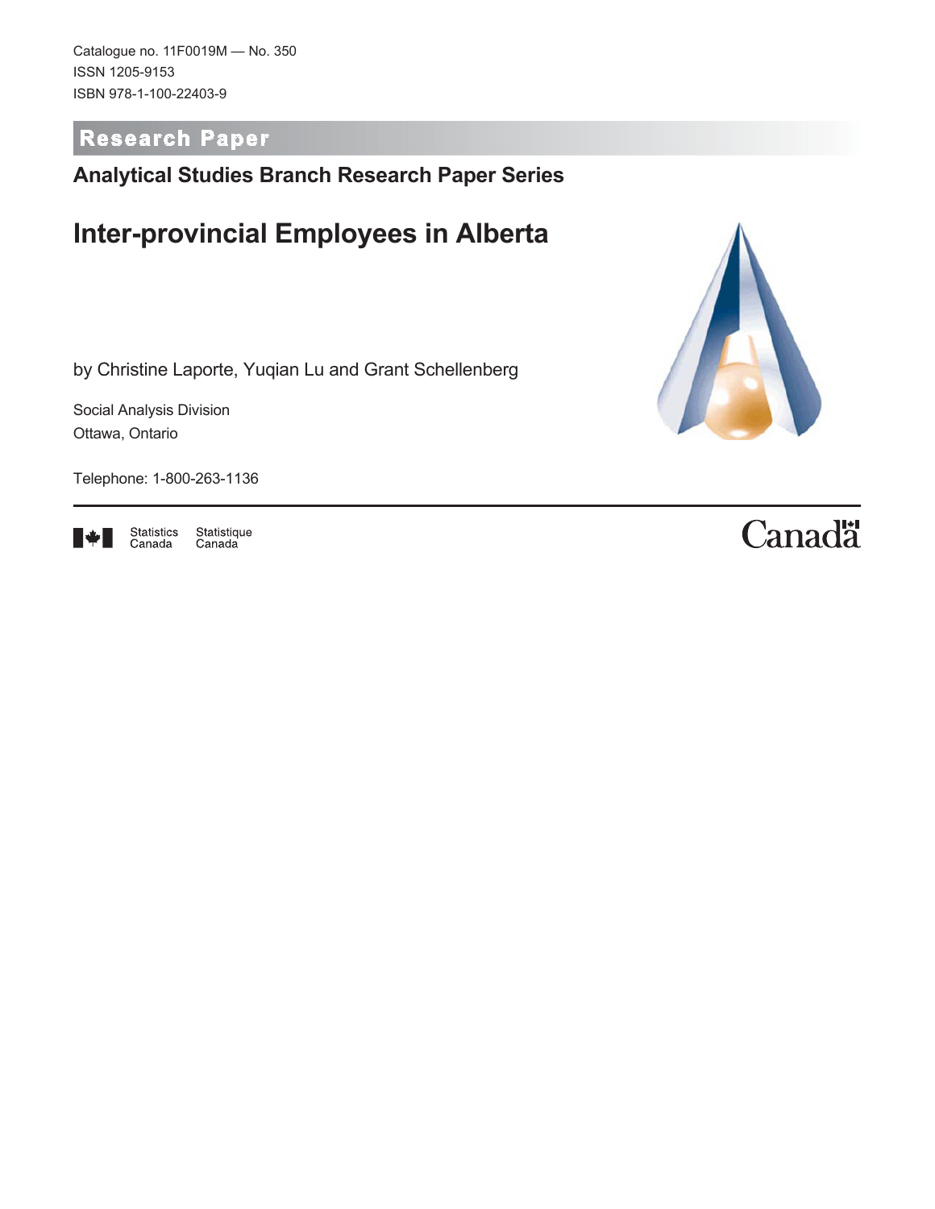Catalogue no. 11F0019M — No. 350
ISSN 1205-9153
ISBN 978-1-100-22403-9

**Research Paper**

## Analytical Studies Branch Research Paper Series

# Inter-provincial Employees in Alberta

by Christine Laporte, Yuqian Lu and Grant Schellenberg

Social Analysis Division
Ottawa, Ontario

Telephone: 1-800-263-1136

Statistics Canada Statistique Canada

Canada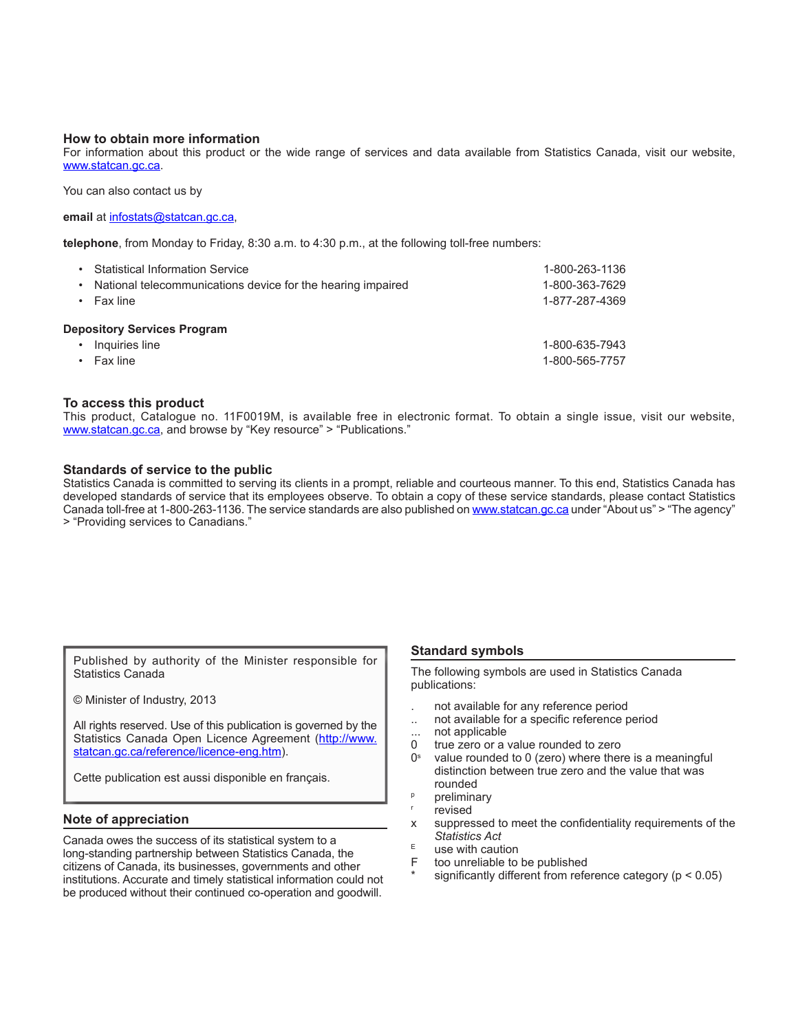## How to obtain more information

For information about this product or the wide range of services and data available from Statistics Canada, visit our website, www.statcan.gc.ca.

You can also contact us by

**email** at infostats@statcan.gc.ca,

**telephone**, from Monday to Friday, 8:30 a.m. to 4:30 p.m., at the following toll-free numbers:

- Statistical Information Service 1-800-263-1136
- National telecommunications device for the hearing impaired 1-800-363-7629
- Fax line 1-877-287-4369

**Depository Services Program**

- Inquiries line 1-800-635-7943
- Fax line 1-800-565-7757

## To access this product

This product, Catalogue no. 11F0019M, is available free in electronic format. To obtain a single issue, visit our website, www.statcan.gc.ca, and browse by "Key resource" > "Publications."

## Standards of service to the public

Statistics Canada is committed to serving its clients in a prompt, reliable and courteous manner. To this end, Statistics Canada has developed standards of service that its employees observe. To obtain a copy of these service standards, please contact Statistics Canada toll-free at 1-800-263-1136. The service standards are also published on www.statcan.gc.ca under "About us" > "The agency" > "Providing services to Canadians."

Published by authority of the Minister responsible for Statistics Canada

© Minister of Industry, 2013

All rights reserved. Use of this publication is governed by the Statistics Canada Open Licence Agreement (http://www.statcan.gc.ca/reference/licence-eng.htm).

Cette publication est aussi disponible en français.

## Note of appreciation

Canada owes the success of its statistical system to a long-standing partnership between Statistics Canada, the citizens of Canada, its businesses, governments and other institutions. Accurate and timely statistical information could not be produced without their continued co-operation and goodwill.

## Standard symbols

The following symbols are used in Statistics Canada publications:

- . not available for any reference period
- .. not available for a specific reference period
- ... not applicable
- 0 true zero or a value rounded to zero
- 0[s] value rounded to 0 (zero) where there is a meaningful distinction between true zero and the value that was rounded
- [p] preliminary
- [r] revised
- x suppressed to meet the confidentiality requirements of the *Statistics Act*
- [E] use with caution
- F too unreliable to be published
- * significantly different from reference category ($p < 0.05$)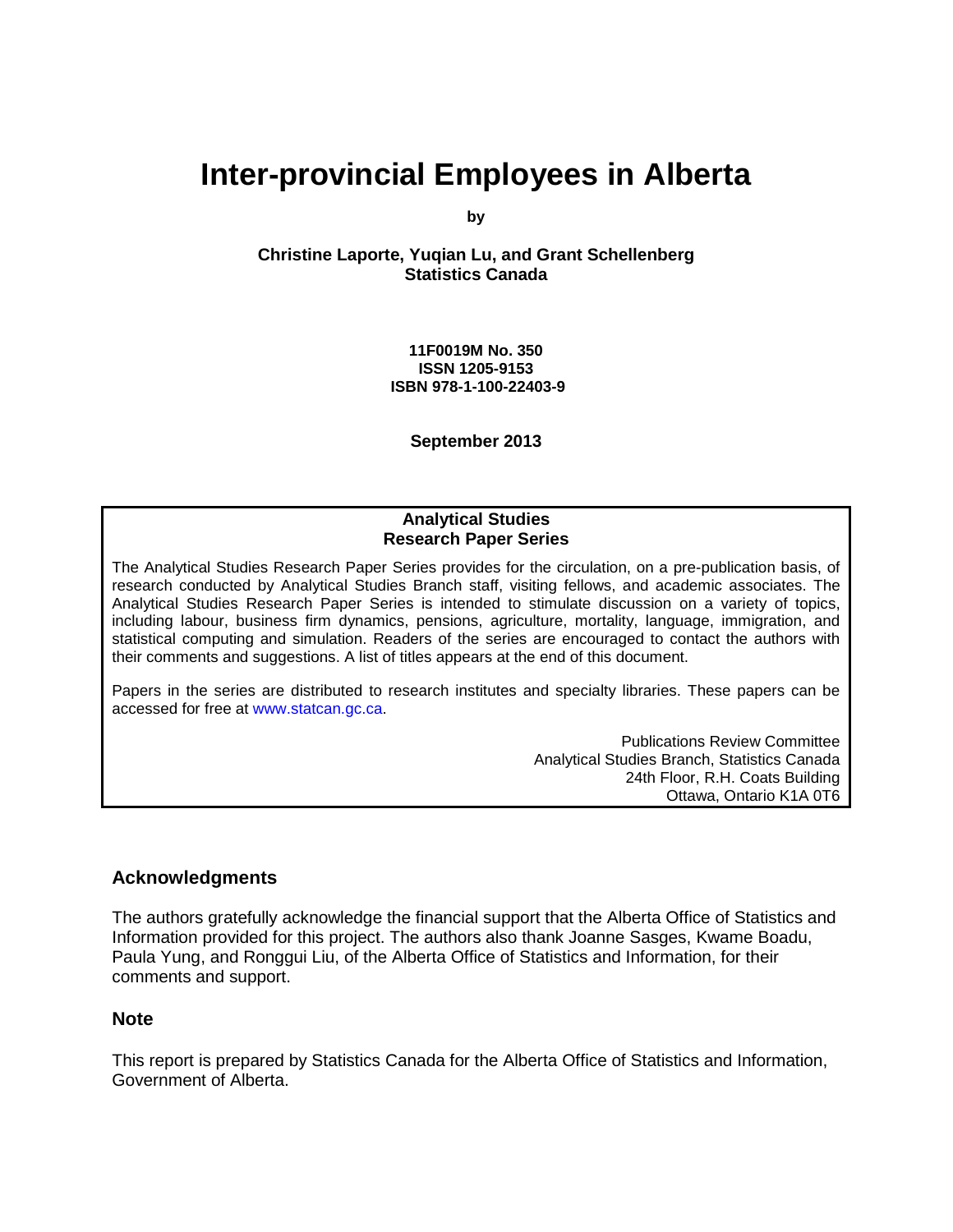# Inter-provincial Employees in Alberta

**by**

**Christine Laporte, Yuqian Lu, and Grant Schellenberg**
**Statistics Canada**

**11F0019M No. 350**
**ISSN 1205-9153**
**ISBN 978-1-100-22403-9**

**September 2013**

**Analytical Studies**
**Research Paper Series**

The Analytical Studies Research Paper Series provides for the circulation, on a pre-publication basis, of research conducted by Analytical Studies Branch staff, visiting fellows, and academic associates. The Analytical Studies Research Paper Series is intended to stimulate discussion on a variety of topics, including labour, business firm dynamics, pensions, agriculture, mortality, language, immigration, and statistical computing and simulation. Readers of the series are encouraged to contact the authors with their comments and suggestions. A list of titles appears at the end of this document.

Papers in the series are distributed to research institutes and specialty libraries. These papers can be accessed for free at www.statcan.gc.ca.

Publications Review Committee
Analytical Studies Branch, Statistics Canada
24th Floor, R.H. Coats Building
Ottawa, Ontario K1A 0T6

## Acknowledgments

The authors gratefully acknowledge the financial support that the Alberta Office of Statistics and Information provided for this project. The authors also thank Joanne Sasges, Kwame Boadu, Paula Yung, and Ronggui Liu, of the Alberta Office of Statistics and Information, for their comments and support.

## Note

This report is prepared by Statistics Canada for the Alberta Office of Statistics and Information, Government of Alberta.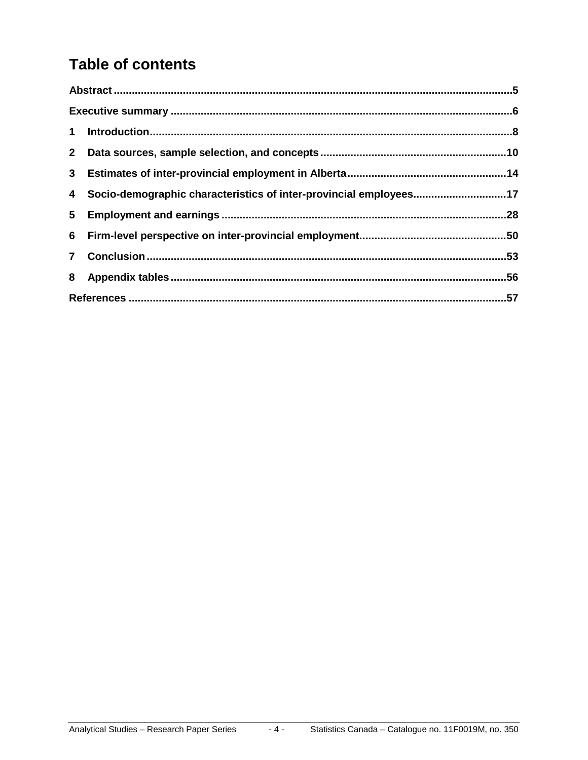# Table of contents

**Abstract** .....5

**Executive summary** .....6

**1 Introduction** .....8

**2 Data sources, sample selection, and concepts** .....10

**3 Estimates of inter-provincial employment in Alberta** .....14

**4 Socio-demographic characteristics of inter-provincial employees** .....17

**5 Employment and earnings** .....28

**6 Firm-level perspective on inter-provincial employment** .....50

**7 Conclusion** .....53

**8 Appendix tables** .....56

**References** .....57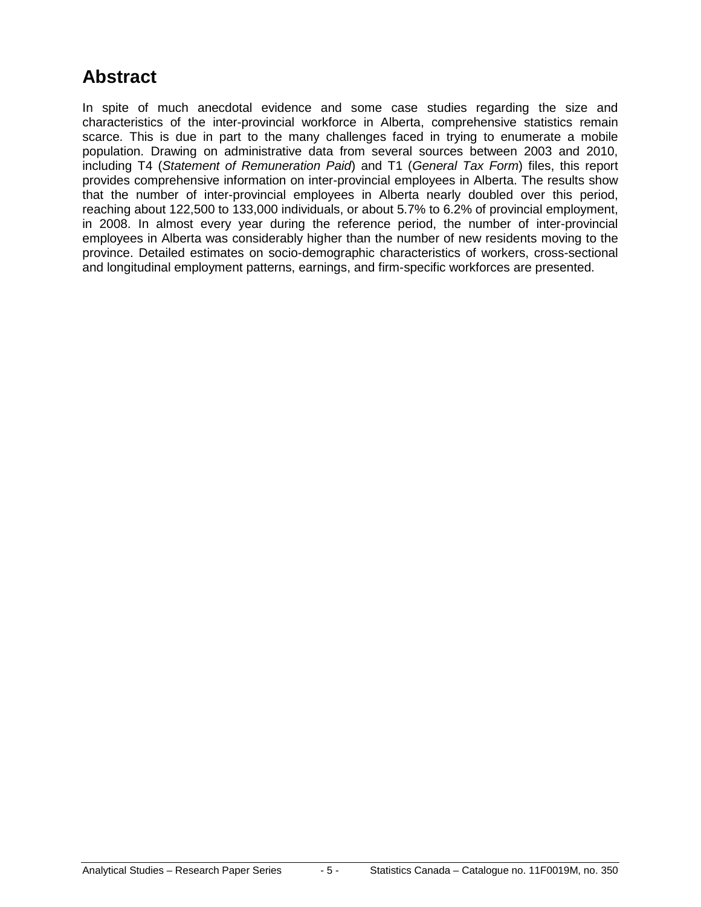## Abstract

In spite of much anecdotal evidence and some case studies regarding the size and characteristics of the inter-provincial workforce in Alberta, comprehensive statistics remain scarce. This is due in part to the many challenges faced in trying to enumerate a mobile population. Drawing on administrative data from several sources between 2003 and 2010, including T4 (*Statement of Remuneration Paid*) and T1 (*General Tax Form*) files, this report provides comprehensive information on inter-provincial employees in Alberta. The results show that the number of inter-provincial employees in Alberta nearly doubled over this period, reaching about 122,500 to 133,000 individuals, or about 5.7% to 6.2% of provincial employment, in 2008. In almost every year during the reference period, the number of inter-provincial employees in Alberta was considerably higher than the number of new residents moving to the province. Detailed estimates on socio-demographic characteristics of workers, cross-sectional and longitudinal employment patterns, earnings, and firm-specific workforces are presented.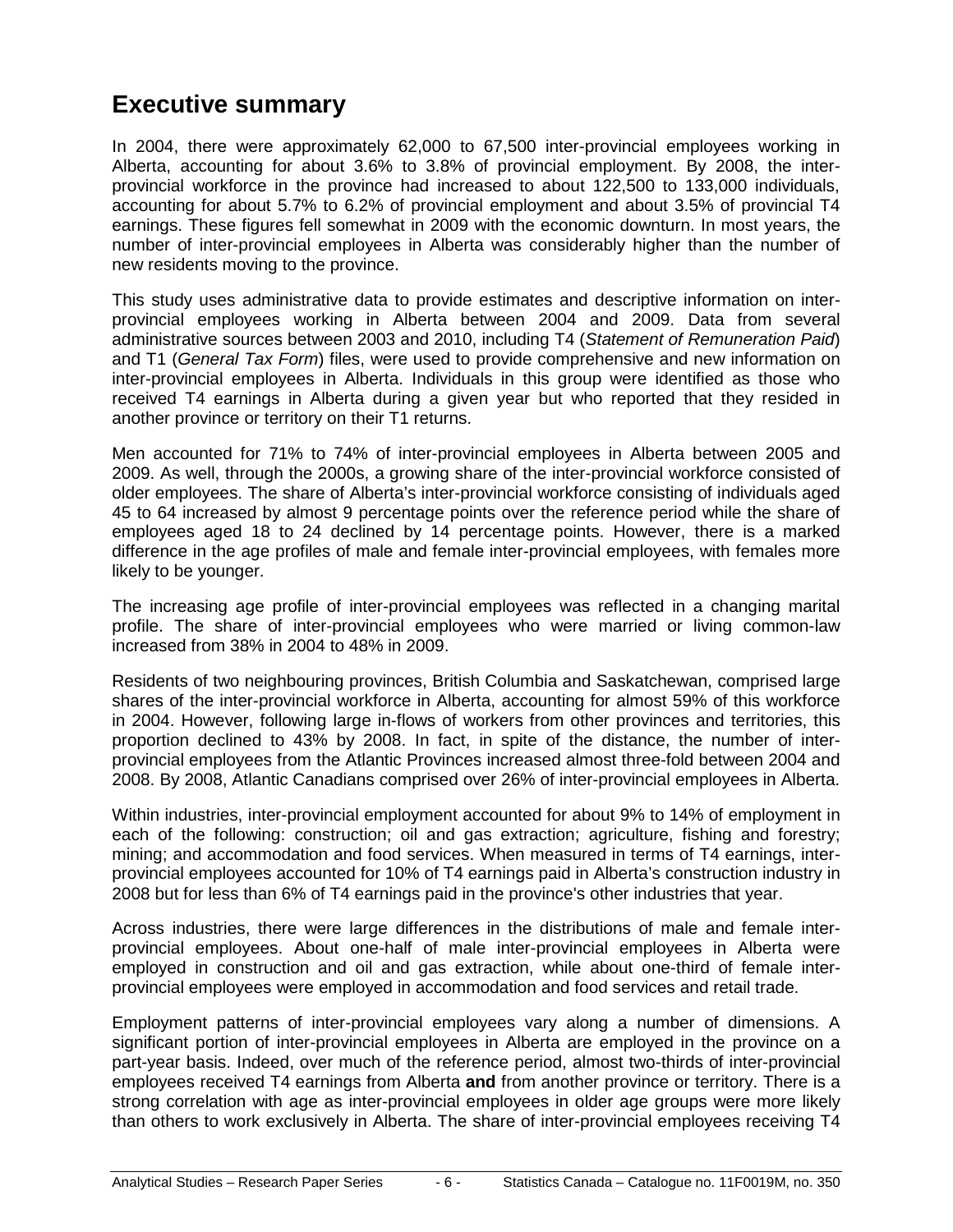# Executive summary

In 2004, there were approximately 62,000 to 67,500 inter-provincial employees working in Alberta, accounting for about 3.6% to 3.8% of provincial employment. By 2008, the inter-provincial workforce in the province had increased to about 122,500 to 133,000 individuals, accounting for about 5.7% to 6.2% of provincial employment and about 3.5% of provincial T4 earnings. These figures fell somewhat in 2009 with the economic downturn. In most years, the number of inter-provincial employees in Alberta was considerably higher than the number of new residents moving to the province.

This study uses administrative data to provide estimates and descriptive information on inter-provincial employees working in Alberta between 2004 and 2009. Data from several administrative sources between 2003 and 2010, including T4 (*Statement of Remuneration Paid*) and T1 (*General Tax Form*) files, were used to provide comprehensive and new information on inter-provincial employees in Alberta. Individuals in this group were identified as those who received T4 earnings in Alberta during a given year but who reported that they resided in another province or territory on their T1 returns.

Men accounted for 71% to 74% of inter-provincial employees in Alberta between 2005 and 2009. As well, through the 2000s, a growing share of the inter-provincial workforce consisted of older employees. The share of Alberta's inter-provincial workforce consisting of individuals aged 45 to 64 increased by almost 9 percentage points over the reference period while the share of employees aged 18 to 24 declined by 14 percentage points. However, there is a marked difference in the age profiles of male and female inter-provincial employees, with females more likely to be younger.

The increasing age profile of inter-provincial employees was reflected in a changing marital profile. The share of inter-provincial employees who were married or living common-law increased from 38% in 2004 to 48% in 2009.

Residents of two neighbouring provinces, British Columbia and Saskatchewan, comprised large shares of the inter-provincial workforce in Alberta, accounting for almost 59% of this workforce in 2004. However, following large in-flows of workers from other provinces and territories, this proportion declined to 43% by 2008. In fact, in spite of the distance, the number of inter-provincial employees from the Atlantic Provinces increased almost three-fold between 2004 and 2008. By 2008, Atlantic Canadians comprised over 26% of inter-provincial employees in Alberta.

Within industries, inter-provincial employment accounted for about 9% to 14% of employment in each of the following: construction; oil and gas extraction; agriculture, fishing and forestry; mining; and accommodation and food services. When measured in terms of T4 earnings, inter-provincial employees accounted for 10% of T4 earnings paid in Alberta's construction industry in 2008 but for less than 6% of T4 earnings paid in the province's other industries that year.

Across industries, there were large differences in the distributions of male and female inter-provincial employees. About one-half of male inter-provincial employees in Alberta were employed in construction and oil and gas extraction, while about one-third of female inter-provincial employees were employed in accommodation and food services and retail trade.

Employment patterns of inter-provincial employees vary along a number of dimensions. A significant portion of inter-provincial employees in Alberta are employed in the province on a part-year basis. Indeed, over much of the reference period, almost two-thirds of inter-provincial employees received T4 earnings from Alberta **and** from another province or territory. There is a strong correlation with age as inter-provincial employees in older age groups were more likely than others to work exclusively in Alberta. The share of inter-provincial employees receiving T4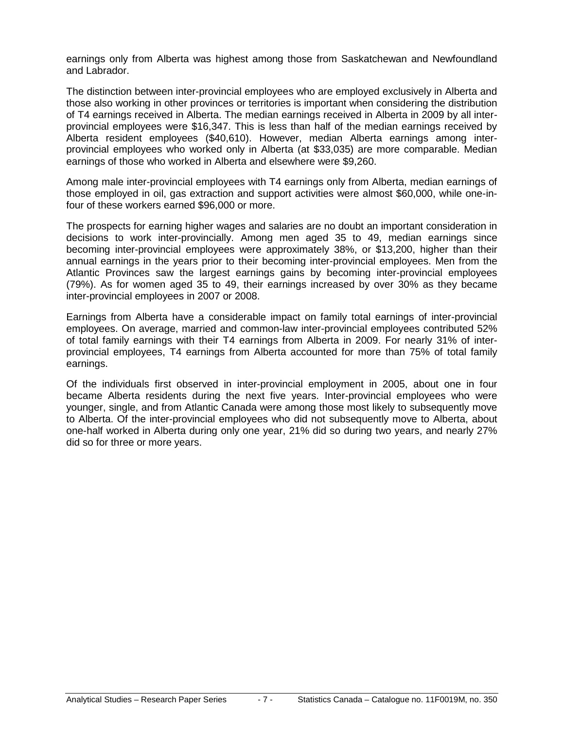earnings only from Alberta was highest among those from Saskatchewan and Newfoundland and Labrador.

The distinction between inter-provincial employees who are employed exclusively in Alberta and those also working in other provinces or territories is important when considering the distribution of T4 earnings received in Alberta. The median earnings received in Alberta in 2009 by all inter-provincial employees were $16,347. This is less than half of the median earnings received by Alberta resident employees ($40,610). However, median Alberta earnings among inter-provincial employees who worked only in Alberta (at $33,035) are more comparable. Median earnings of those who worked in Alberta and elsewhere were $9,260.

Among male inter-provincial employees with T4 earnings only from Alberta, median earnings of those employed in oil, gas extraction and support activities were almost $60,000, while one-in-four of these workers earned $96,000 or more.

The prospects for earning higher wages and salaries are no doubt an important consideration in decisions to work inter-provincially. Among men aged 35 to 49, median earnings since becoming inter-provincial employees were approximately 38%, or $13,200, higher than their annual earnings in the years prior to their becoming inter-provincial employees. Men from the Atlantic Provinces saw the largest earnings gains by becoming inter-provincial employees (79%). As for women aged 35 to 49, their earnings increased by over 30% as they became inter-provincial employees in 2007 or 2008.

Earnings from Alberta have a considerable impact on family total earnings of inter-provincial employees. On average, married and common-law inter-provincial employees contributed 52% of total family earnings with their T4 earnings from Alberta in 2009. For nearly 31% of inter-provincial employees, T4 earnings from Alberta accounted for more than 75% of total family earnings.

Of the individuals first observed in inter-provincial employment in 2005, about one in four became Alberta residents during the next five years. Inter-provincial employees who were younger, single, and from Atlantic Canada were among those most likely to subsequently move to Alberta. Of the inter-provincial employees who did not subsequently move to Alberta, about one-half worked in Alberta during only one year, 21% did so during two years, and nearly 27% did so for three or more years.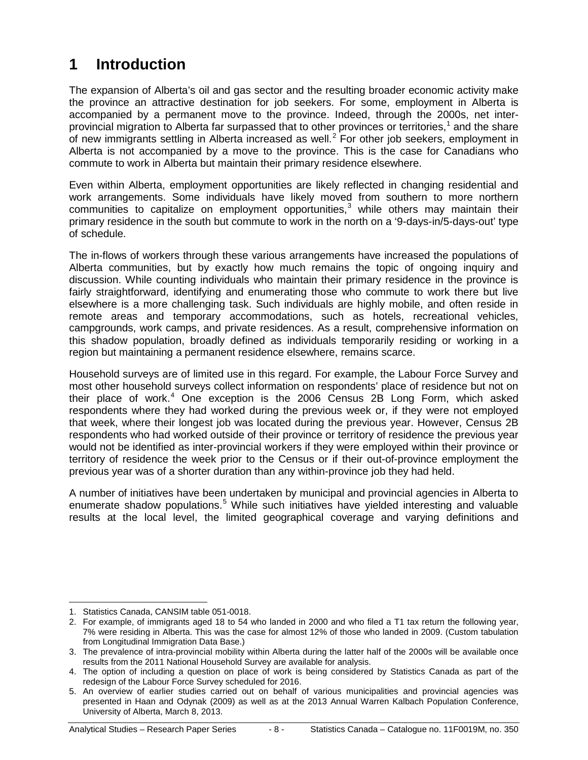# 1 Introduction

The expansion of Alberta's oil and gas sector and the resulting broader economic activity make the province an attractive destination for job seekers. For some, employment in Alberta is accompanied by a permanent move to the province. Indeed, through the 2000s, net inter-provincial migration to Alberta far surpassed that to other provinces or territories,[1] and the share of new immigrants settling in Alberta increased as well.[2] For other job seekers, employment in Alberta is not accompanied by a move to the province. This is the case for Canadians who commute to work in Alberta but maintain their primary residence elsewhere.

Even within Alberta, employment opportunities are likely reflected in changing residential and work arrangements. Some individuals have likely moved from southern to more northern communities to capitalize on employment opportunities,[3] while others may maintain their primary residence in the south but commute to work in the north on a '9-days-in/5-days-out' type of schedule.

The in-flows of workers through these various arrangements have increased the populations of Alberta communities, but by exactly how much remains the topic of ongoing inquiry and discussion. While counting individuals who maintain their primary residence in the province is fairly straightforward, identifying and enumerating those who commute to work there but live elsewhere is a more challenging task. Such individuals are highly mobile, and often reside in remote areas and temporary accommodations, such as hotels, recreational vehicles, campgrounds, work camps, and private residences. As a result, comprehensive information on this shadow population, broadly defined as individuals temporarily residing or working in a region but maintaining a permanent residence elsewhere, remains scarce.

Household surveys are of limited use in this regard. For example, the Labour Force Survey and most other household surveys collect information on respondents' place of residence but not on their place of work.[4] One exception is the 2006 Census 2B Long Form, which asked respondents where they had worked during the previous week or, if they were not employed that week, where their longest job was located during the previous year. However, Census 2B respondents who had worked outside of their province or territory of residence the previous year would not be identified as inter-provincial workers if they were employed within their province or territory of residence the week prior to the Census or if their out-of-province employment the previous year was of a shorter duration than any within-province job they had held.

A number of initiatives have been undertaken by municipal and provincial agencies in Alberta to enumerate shadow populations.[5] While such initiatives have yielded interesting and valuable results at the local level, the limited geographical coverage and varying definitions and

---

1. Statistics Canada, CANSIM table 051-0018.
2. For example, of immigrants aged 18 to 54 who landed in 2000 and who filed a T1 tax return the following year, 7% were residing in Alberta. This was the case for almost 12% of those who landed in 2009. (Custom tabulation from Longitudinal Immigration Data Base.)
3. The prevalence of intra-provincial mobility within Alberta during the latter half of the 2000s will be available once results from the 2011 National Household Survey are available for analysis.
4. The option of including a question on place of work is being considered by Statistics Canada as part of the redesign of the Labour Force Survey scheduled for 2016.
5. An overview of earlier studies carried out on behalf of various municipalities and provincial agencies was presented in Haan and Odynak (2009) as well as at the 2013 Annual Warren Kalbach Population Conference, University of Alberta, March 8, 2013.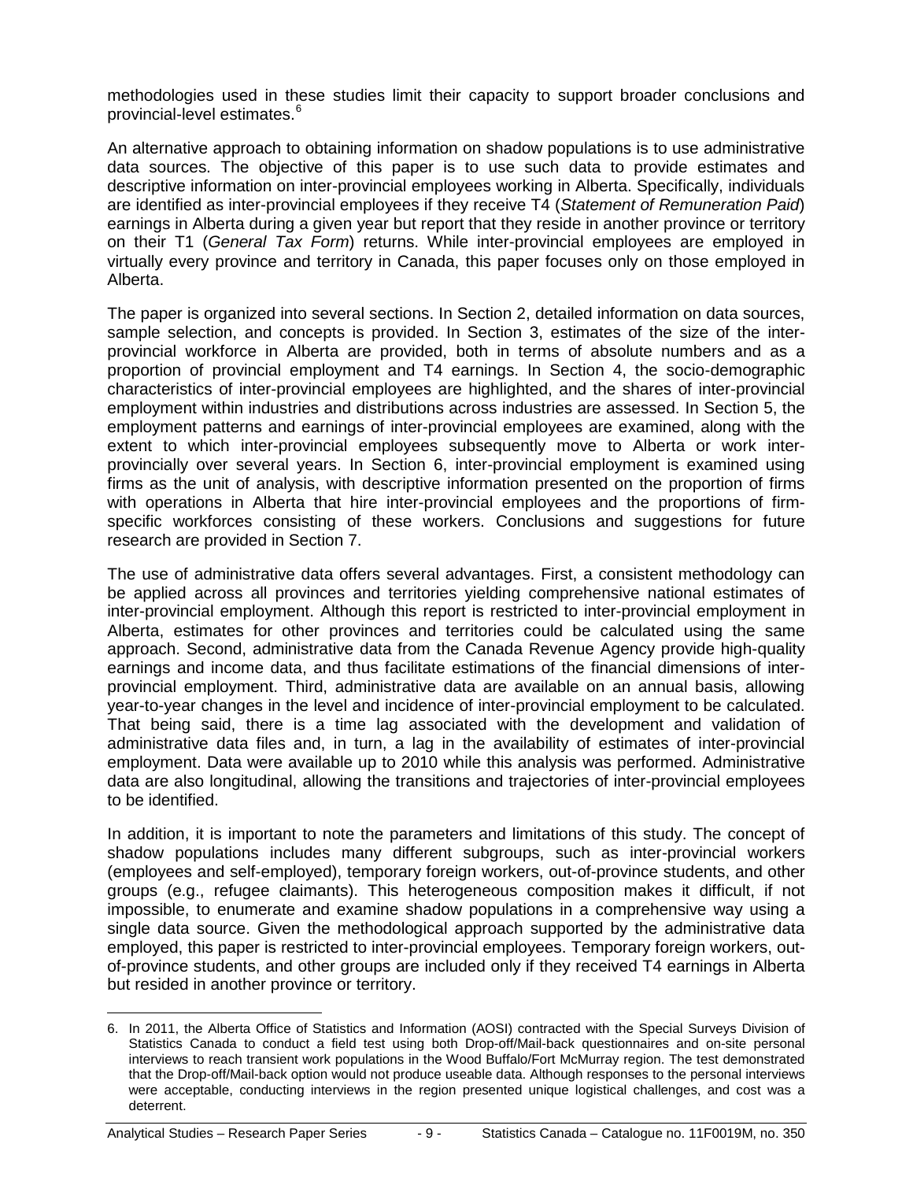methodologies used in these studies limit their capacity to support broader conclusions and provincial-level estimates.[6]

An alternative approach to obtaining information on shadow populations is to use administrative data sources. The objective of this paper is to use such data to provide estimates and descriptive information on inter-provincial employees working in Alberta. Specifically, individuals are identified as inter-provincial employees if they receive T4 (*Statement of Remuneration Paid*) earnings in Alberta during a given year but report that they reside in another province or territory on their T1 (*General Tax Form*) returns. While inter-provincial employees are employed in virtually every province and territory in Canada, this paper focuses only on those employed in Alberta.

The paper is organized into several sections. In Section 2, detailed information on data sources, sample selection, and concepts is provided. In Section 3, estimates of the size of the inter-provincial workforce in Alberta are provided, both in terms of absolute numbers and as a proportion of provincial employment and T4 earnings. In Section 4, the socio-demographic characteristics of inter-provincial employees are highlighted, and the shares of inter-provincial employment within industries and distributions across industries are assessed. In Section 5, the employment patterns and earnings of inter-provincial employees are examined, along with the extent to which inter-provincial employees subsequently move to Alberta or work inter-provincially over several years. In Section 6, inter-provincial employment is examined using firms as the unit of analysis, with descriptive information presented on the proportion of firms with operations in Alberta that hire inter-provincial employees and the proportions of firm-specific workforces consisting of these workers. Conclusions and suggestions for future research are provided in Section 7.

The use of administrative data offers several advantages. First, a consistent methodology can be applied across all provinces and territories yielding comprehensive national estimates of inter-provincial employment. Although this report is restricted to inter-provincial employment in Alberta, estimates for other provinces and territories could be calculated using the same approach. Second, administrative data from the Canada Revenue Agency provide high-quality earnings and income data, and thus facilitate estimations of the financial dimensions of inter-provincial employment. Third, administrative data are available on an annual basis, allowing year-to-year changes in the level and incidence of inter-provincial employment to be calculated. That being said, there is a time lag associated with the development and validation of administrative data files and, in turn, a lag in the availability of estimates of inter-provincial employment. Data were available up to 2010 while this analysis was performed. Administrative data are also longitudinal, allowing the transitions and trajectories of inter-provincial employees to be identified.

In addition, it is important to note the parameters and limitations of this study. The concept of shadow populations includes many different subgroups, such as inter-provincial workers (employees and self-employed), temporary foreign workers, out-of-province students, and other groups (e.g., refugee claimants). This heterogeneous composition makes it difficult, if not impossible, to enumerate and examine shadow populations in a comprehensive way using a single data source. Given the methodological approach supported by the administrative data employed, this paper is restricted to inter-provincial employees. Temporary foreign workers, out-of-province students, and other groups are included only if they received T4 earnings in Alberta but resided in another province or territory.

---

6. In 2011, the Alberta Office of Statistics and Information (AOSI) contracted with the Special Surveys Division of Statistics Canada to conduct a field test using both Drop-off/Mail-back questionnaires and on-site personal interviews to reach transient work populations in the Wood Buffalo/Fort McMurray region. The test demonstrated that the Drop-off/Mail-back option would not produce useable data. Although responses to the personal interviews were acceptable, conducting interviews in the region presented unique logistical challenges, and cost was a deterrent.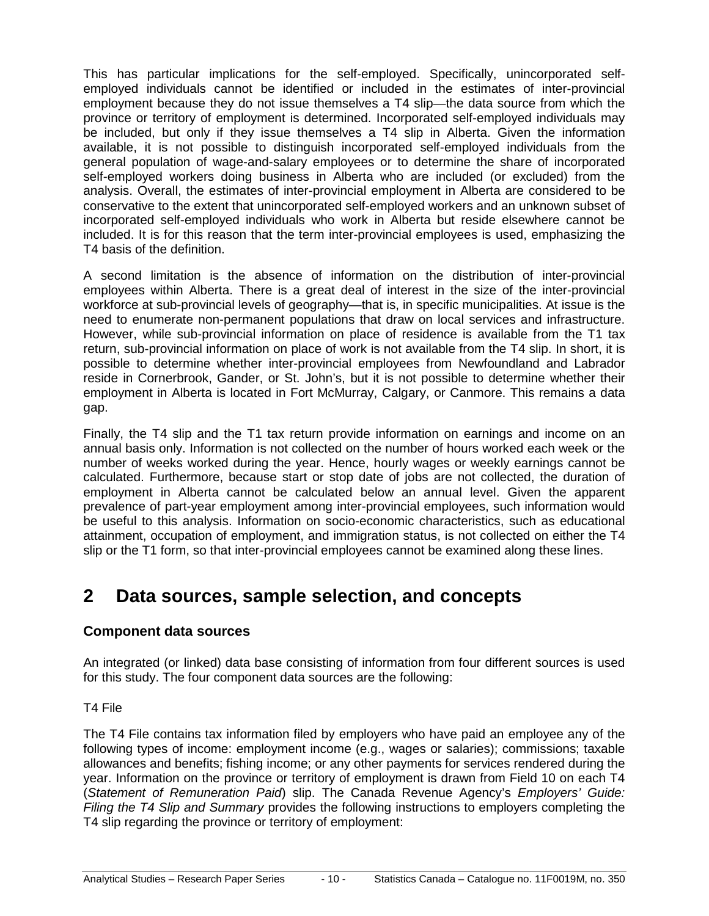This has particular implications for the self-employed. Specifically, unincorporated self-employed individuals cannot be identified or included in the estimates of inter-provincial employment because they do not issue themselves a T4 slip—the data source from which the province or territory of employment is determined. Incorporated self-employed individuals may be included, but only if they issue themselves a T4 slip in Alberta. Given the information available, it is not possible to distinguish incorporated self-employed individuals from the general population of wage-and-salary employees or to determine the share of incorporated self-employed workers doing business in Alberta who are included (or excluded) from the analysis. Overall, the estimates of inter-provincial employment in Alberta are considered to be conservative to the extent that unincorporated self-employed workers and an unknown subset of incorporated self-employed individuals who work in Alberta but reside elsewhere cannot be included. It is for this reason that the term inter-provincial employees is used, emphasizing the T4 basis of the definition.

A second limitation is the absence of information on the distribution of inter-provincial employees within Alberta. There is a great deal of interest in the size of the inter-provincial workforce at sub-provincial levels of geography—that is, in specific municipalities. At issue is the need to enumerate non-permanent populations that draw on local services and infrastructure. However, while sub-provincial information on place of residence is available from the T1 tax return, sub-provincial information on place of work is not available from the T4 slip. In short, it is possible to determine whether inter-provincial employees from Newfoundland and Labrador reside in Cornerbrook, Gander, or St. John's, but it is not possible to determine whether their employment in Alberta is located in Fort McMurray, Calgary, or Canmore. This remains a data gap.

Finally, the T4 slip and the T1 tax return provide information on earnings and income on an annual basis only. Information is not collected on the number of hours worked each week or the number of weeks worked during the year. Hence, hourly wages or weekly earnings cannot be calculated. Furthermore, because start or stop date of jobs are not collected, the duration of employment in Alberta cannot be calculated below an annual level. Given the apparent prevalence of part-year employment among inter-provincial employees, such information would be useful to this analysis. Information on socio-economic characteristics, such as educational attainment, occupation of employment, and immigration status, is not collected on either the T4 slip or the T1 form, so that inter-provincial employees cannot be examined along these lines.

# 2 Data sources, sample selection, and concepts

### Component data sources

An integrated (or linked) data base consisting of information from four different sources is used for this study. The four component data sources are the following:

T4 File

The T4 File contains tax information filed by employers who have paid an employee any of the following types of income: employment income (e.g., wages or salaries); commissions; taxable allowances and benefits; fishing income; or any other payments for services rendered during the year. Information on the province or territory of employment is drawn from Field 10 on each T4 (*Statement of Remuneration Paid*) slip. The Canada Revenue Agency's *Employers' Guide: Filing the T4 Slip and Summary* provides the following instructions to employers completing the T4 slip regarding the province or territory of employment: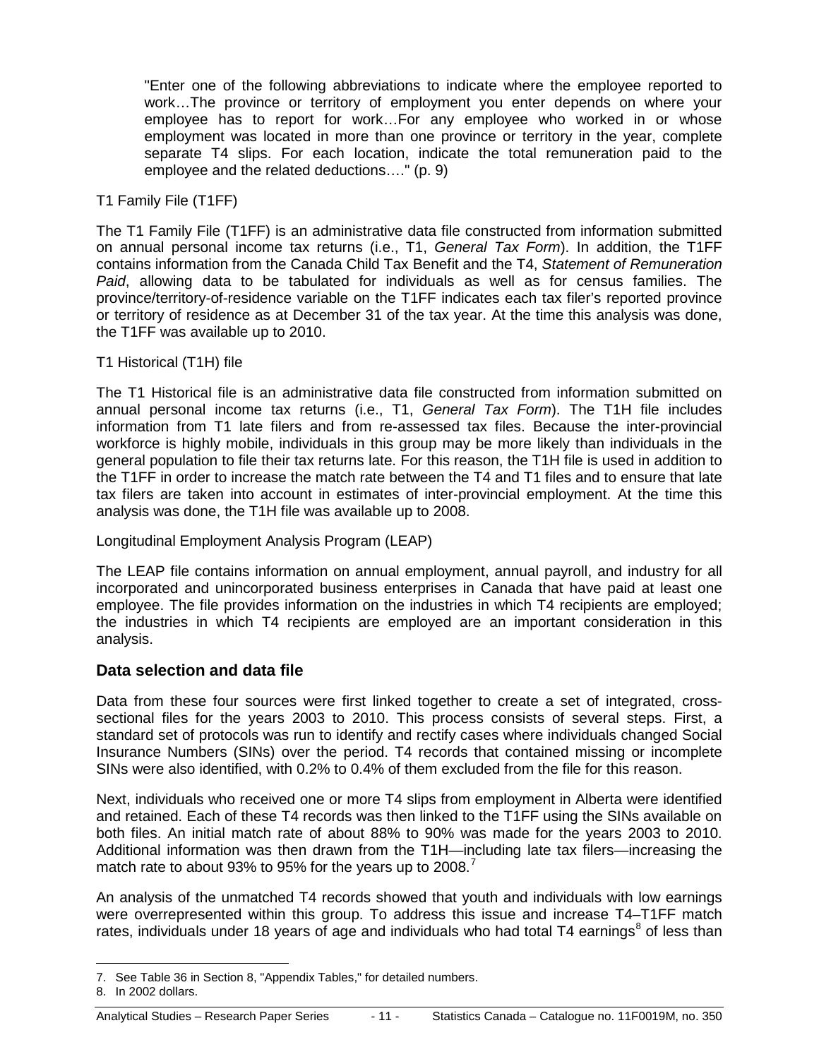"Enter one of the following abbreviations to indicate where the employee reported to work…The province or territory of employment you enter depends on where your employee has to report for work…For any employee who worked in or whose employment was located in more than one province or territory in the year, complete separate T4 slips. For each location, indicate the total remuneration paid to the employee and the related deductions…." (p. 9)

T1 Family File (T1FF)

The T1 Family File (T1FF) is an administrative data file constructed from information submitted on annual personal income tax returns (i.e., T1, *General Tax Form*). In addition, the T1FF contains information from the Canada Child Tax Benefit and the T4, *Statement of Remuneration Paid*, allowing data to be tabulated for individuals as well as for census families. The province/territory-of-residence variable on the T1FF indicates each tax filer's reported province or territory of residence as at December 31 of the tax year. At the time this analysis was done, the T1FF was available up to 2010.

T1 Historical (T1H) file

The T1 Historical file is an administrative data file constructed from information submitted on annual personal income tax returns (i.e., T1, *General Tax Form*). The T1H file includes information from T1 late filers and from re-assessed tax files. Because the inter-provincial workforce is highly mobile, individuals in this group may be more likely than individuals in the general population to file their tax returns late. For this reason, the T1H file is used in addition to the T1FF in order to increase the match rate between the T4 and T1 files and to ensure that late tax filers are taken into account in estimates of inter-provincial employment. At the time this analysis was done, the T1H file was available up to 2008.

Longitudinal Employment Analysis Program (LEAP)

The LEAP file contains information on annual employment, annual payroll, and industry for all incorporated and unincorporated business enterprises in Canada that have paid at least one employee. The file provides information on the industries in which T4 recipients are employed; the industries in which T4 recipients are employed are an important consideration in this analysis.

## Data selection and data file

Data from these four sources were first linked together to create a set of integrated, cross-sectional files for the years 2003 to 2010. This process consists of several steps. First, a standard set of protocols was run to identify and rectify cases where individuals changed Social Insurance Numbers (SINs) over the period. T4 records that contained missing or incomplete SINs were also identified, with 0.2% to 0.4% of them excluded from the file for this reason.

Next, individuals who received one or more T4 slips from employment in Alberta were identified and retained. Each of these T4 records was then linked to the T1FF using the SINs available on both files. An initial match rate of about 88% to 90% was made for the years 2003 to 2010. Additional information was then drawn from the T1H—including late tax filers—increasing the match rate to about 93% to 95% for the years up to 2008.[7]

An analysis of the unmatched T4 records showed that youth and individuals with low earnings were overrepresented within this group. To address this issue and increase T4–T1FF match rates, individuals under 18 years of age and individuals who had total T4 earnings[8] of less than

7. See Table 36 in Section 8, "Appendix Tables," for detailed numbers.

8. In 2002 dollars.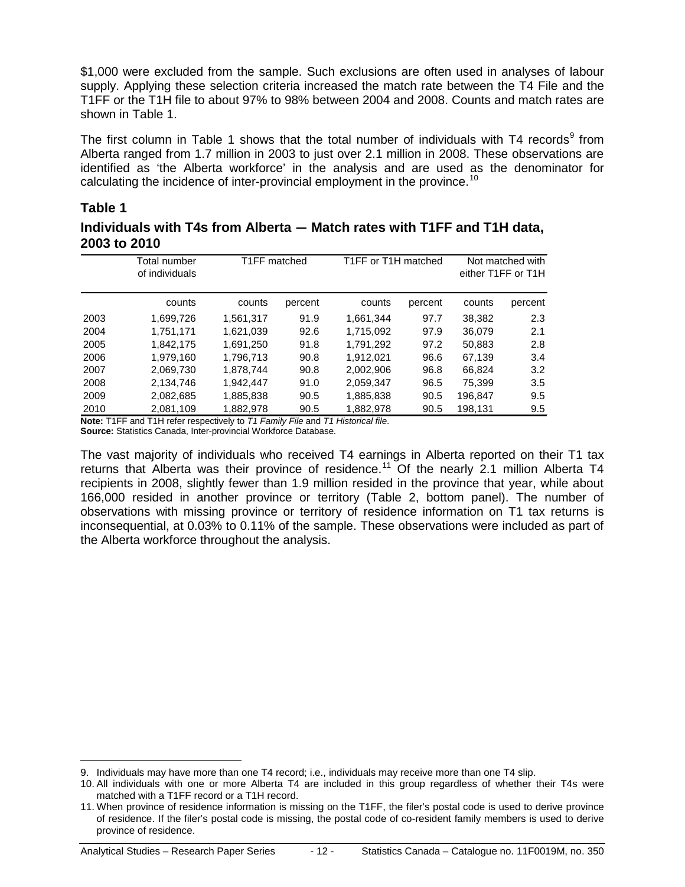$1,000 were excluded from the sample. Such exclusions are often used in analyses of labour supply. Applying these selection criteria increased the match rate between the T4 File and the T1FF or the T1H file to about 97% to 98% between 2004 and 2008. Counts and match rates are shown in Table 1.

The first column in Table 1 shows that the total number of individuals with T4 records[9] from Alberta ranged from 1.7 million in 2003 to just over 2.1 million in 2008. These observations are identified as 'the Alberta workforce' in the analysis and are used as the denominator for calculating the incidence of inter-provincial employment in the province.[10]

## Table 1

### Individuals with T4s from Alberta — Match rates with T1FF and T1H data, 2003 to 2010

| | Total number of individuals | T1FF matched | | T1FF or T1H matched | | Not matched with either T1FF or T1H | |
|---|---|---|---|---|---|---|---|
| | counts | counts | percent | counts | percent | counts | percent |
| 2003 | 1,699,726 | 1,561,317 | 91.9 | 1,661,344 | 97.7 | 38,382 | 2.3 |
| 2004 | 1,751,171 | 1,621,039 | 92.6 | 1,715,092 | 97.9 | 36,079 | 2.1 |
| 2005 | 1,842,175 | 1,691,250 | 91.8 | 1,791,292 | 97.2 | 50,883 | 2.8 |
| 2006 | 1,979,160 | 1,796,713 | 90.8 | 1,912,021 | 96.6 | 67,139 | 3.4 |
| 2007 | 2,069,730 | 1,878,744 | 90.8 | 2,002,906 | 96.8 | 66,824 | 3.2 |
| 2008 | 2,134,746 | 1,942,447 | 91.0 | 2,059,347 | 96.5 | 75,399 | 3.5 |
| 2009 | 2,082,685 | 1,885,838 | 90.5 | 1,885,838 | 90.5 | 196,847 | 9.5 |
| 2010 | 2,081,109 | 1,882,978 | 90.5 | 1,882,978 | 90.5 | 198,131 | 9.5 |

**Note:** T1FF and T1H refer respectively to *T1 Family File* and *T1 Historical file*.
**Source:** Statistics Canada, Inter-provincial Workforce Database.

The vast majority of individuals who received T4 earnings in Alberta reported on their T1 tax returns that Alberta was their province of residence.[11] Of the nearly 2.1 million Alberta T4 recipients in 2008, slightly fewer than 1.9 million resided in the province that year, while about 166,000 resided in another province or territory (Table 2, bottom panel). The number of observations with missing province or territory of residence information on T1 tax returns is inconsequential, at 0.03% to 0.11% of the sample. These observations were included as part of the Alberta workforce throughout the analysis.

---

9. Individuals may have more than one T4 record; i.e., individuals may receive more than one T4 slip.

10. All individuals with one or more Alberta T4 are included in this group regardless of whether their T4s were matched with a T1FF record or a T1H record.

11. When province of residence information is missing on the T1FF, the filer's postal code is used to derive province of residence. If the filer's postal code is missing, the postal code of co-resident family members is used to derive province of residence.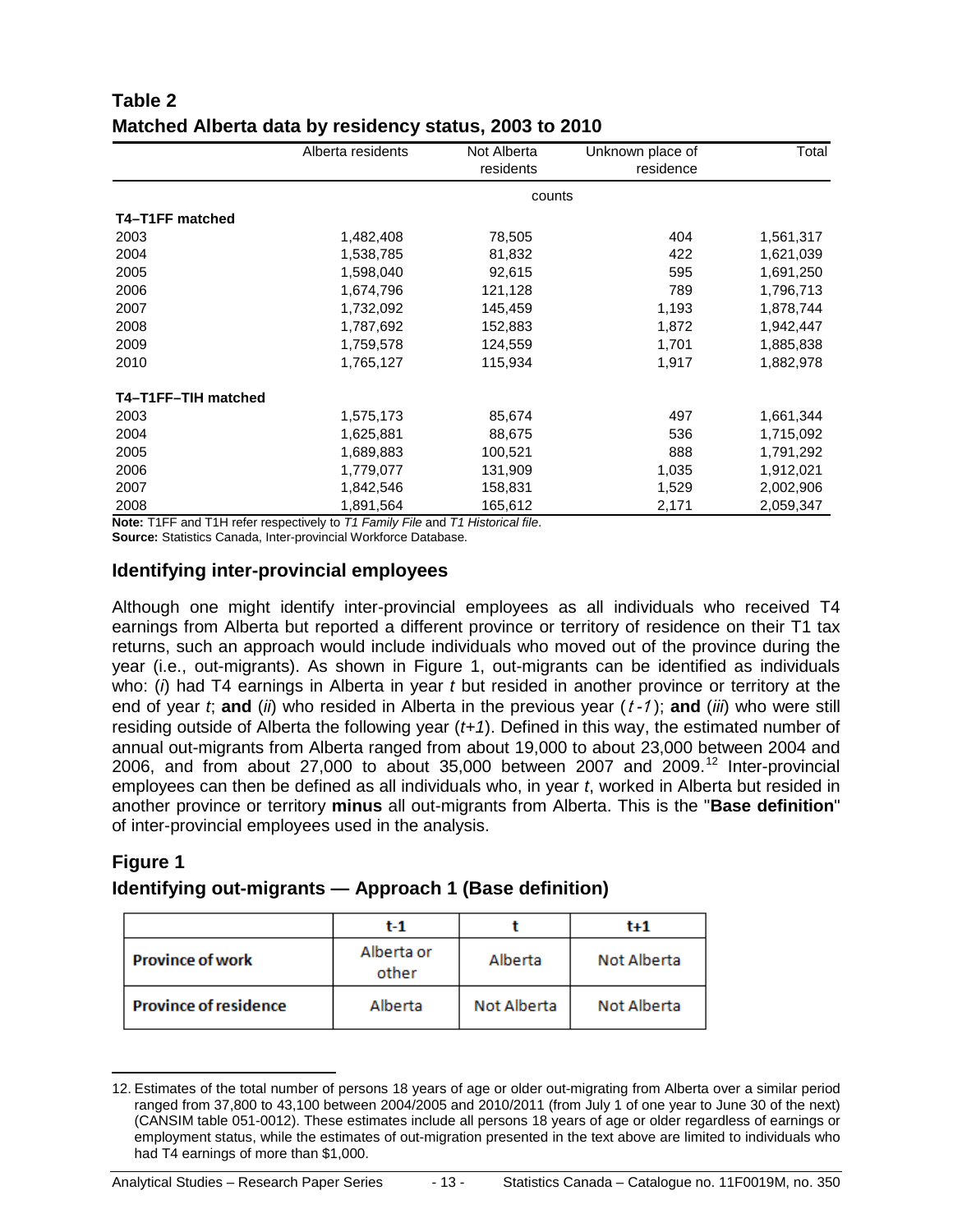## Table 2
### Matched Alberta data by residency status, 2003 to 2010

| | Alberta residents | Not Alberta residents | Unknown place of residence | Total |
|---|---|---|---|---|
| | counts | | | |
| **T4–T1FF matched** | | | | |
| 2003 | 1,482,408 | 78,505 | 404 | 1,561,317 |
| 2004 | 1,538,785 | 81,832 | 422 | 1,621,039 |
| 2005 | 1,598,040 | 92,615 | 595 | 1,691,250 |
| 2006 | 1,674,796 | 121,128 | 789 | 1,796,713 |
| 2007 | 1,732,092 | 145,459 | 1,193 | 1,878,744 |
| 2008 | 1,787,692 | 152,883 | 1,872 | 1,942,447 |
| 2009 | 1,759,578 | 124,559 | 1,701 | 1,885,838 |
| 2010 | 1,765,127 | 115,934 | 1,917 | 1,882,978 |
| **T4–T1FF–TIH matched** | | | | |
| 2003 | 1,575,173 | 85,674 | 497 | 1,661,344 |
| 2004 | 1,625,881 | 88,675 | 536 | 1,715,092 |
| 2005 | 1,689,883 | 100,521 | 888 | 1,791,292 |
| 2006 | 1,779,077 | 131,909 | 1,035 | 1,912,021 |
| 2007 | 1,842,546 | 158,831 | 1,529 | 2,002,906 |
| 2008 | 1,891,564 | 165,612 | 2,171 | 2,059,347 |

**Note:** T1FF and T1H refer respectively to *T1 Family File* and *T1 Historical file*.
**Source:** Statistics Canada, Inter-provincial Workforce Database.

## Identifying inter-provincial employees

Although one might identify inter-provincial employees as all individuals who received T4 earnings from Alberta but reported a different province or territory of residence on their T1 tax returns, such an approach would include individuals who moved out of the province during the year (i.e., out-migrants). As shown in Figure 1, out-migrants can be identified as individuals who: (*i*) had T4 earnings in Alberta in year *t* but resided in another province or territory at the end of year *t*; **and** (*ii*) who resided in Alberta in the previous year (*t-1*); **and** (*iii*) who were still residing outside of Alberta the following year (*t+1*). Defined in this way, the estimated number of annual out-migrants from Alberta ranged from about 19,000 to about 23,000 between 2004 and 2006, and from about 27,000 to about 35,000 between 2007 and 2009.[12] Inter-provincial employees can then be defined as all individuals who, in year *t*, worked in Alberta but resided in another province or territory **minus** all out-migrants from Alberta. This is the "**Base definition**" of inter-provincial employees used in the analysis.

## Figure 1
### Identifying out-migrants — Approach 1 (Base definition)

| | t-1 | t | t+1 |
|---|---|---|---|
| **Province of work** | Alberta or other | Alberta | Not Alberta |
| **Province of residence** | Alberta | Not Alberta | Not Alberta |

12. Estimates of the total number of persons 18 years of age or older out-migrating from Alberta over a similar period ranged from 37,800 to 43,100 between 2004/2005 and 2010/2011 (from July 1 of one year to June 30 of the next) (CANSIM table 051-0012). These estimates include all persons 18 years of age or older regardless of earnings or employment status, while the estimates of out-migration presented in the text above are limited to individuals who had T4 earnings of more than $1,000.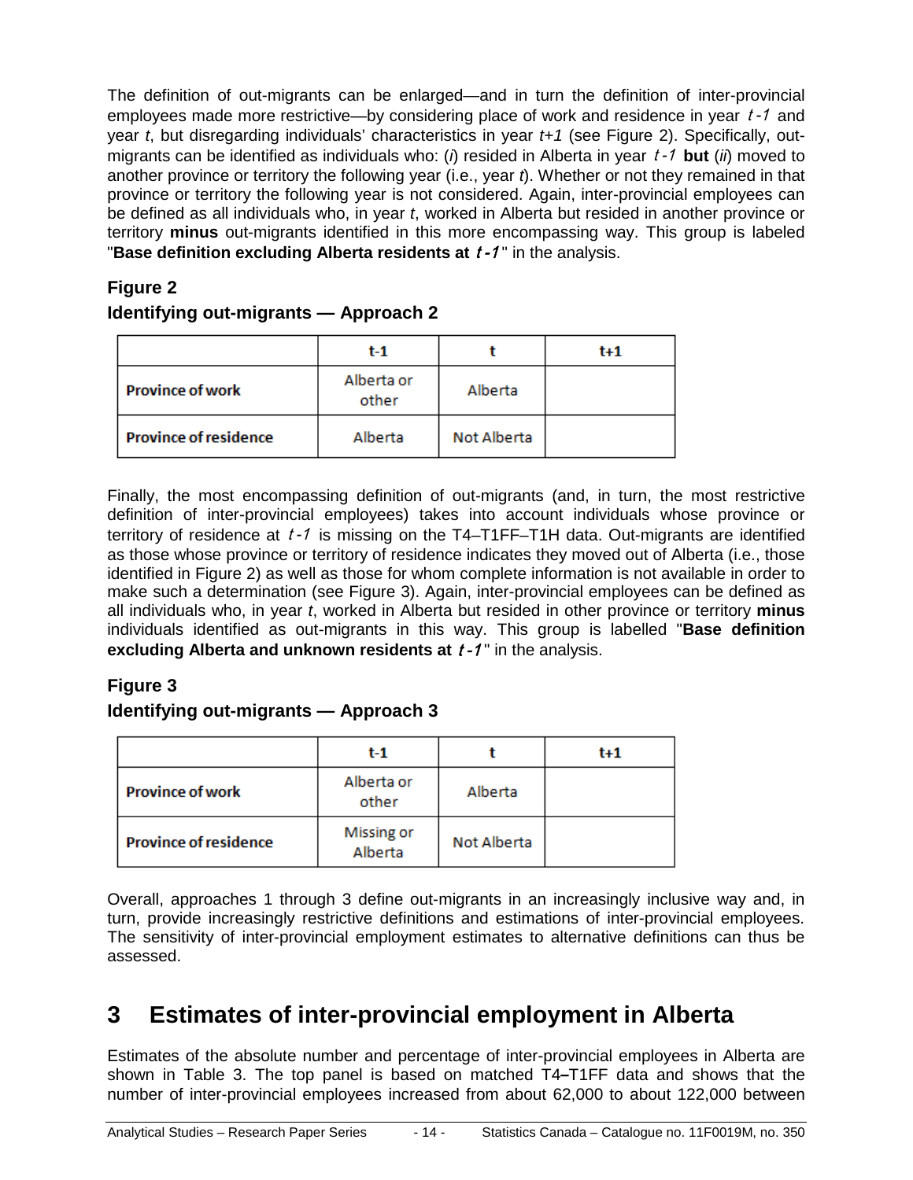The definition of out-migrants can be enlarged—and in turn the definition of inter-provincial employees made more restrictive—by considering place of work and residence in year $t-1$ and year $t$, but disregarding individuals' characteristics in year $t+1$ (see Figure 2). Specifically, out-migrants can be identified as individuals who: (*i*) resided in Alberta in year $t-1$ **but** (*ii*) moved to another province or territory the following year (i.e., year $t$). Whether or not they remained in that province or territory the following year is not considered. Again, inter-provincial employees can be defined as all individuals who, in year $t$, worked in Alberta but resided in another province or territory **minus** out-migrants identified in this more encompassing way. This group is labeled "**Base definition excluding Alberta residents at $t-1$**" in the analysis.

**Figure 2**

**Identifying out-migrants — Approach 2**

| | t-1 | t | t+1 |
|---|---|---|---|
| **Province of work** | Alberta or other | Alberta | |
| **Province of residence** | Alberta | Not Alberta | |

Finally, the most encompassing definition of out-migrants (and, in turn, the most restrictive definition of inter-provincial employees) takes into account individuals whose province or territory of residence at $t-1$ is missing on the T4–T1FF–T1H data. Out-migrants are identified as those whose province or territory of residence indicates they moved out of Alberta (i.e., those identified in Figure 2) as well as those for whom complete information is not available in order to make such a determination (see Figure 3). Again, inter-provincial employees can be defined as all individuals who, in year $t$, worked in Alberta but resided in other province or territory **minus** individuals identified as out-migrants in this way. This group is labelled "**Base definition excluding Alberta and unknown residents at $t-1$**" in the analysis.

**Figure 3**

**Identifying out-migrants — Approach 3**

| | t-1 | t | t+1 |
|---|---|---|---|
| **Province of work** | Alberta or other | Alberta | |
| **Province of residence** | Missing or Alberta | Not Alberta | |

Overall, approaches 1 through 3 define out-migrants in an increasingly inclusive way and, in turn, provide increasingly restrictive definitions and estimations of inter-provincial employees. The sensitivity of inter-provincial employment estimates to alternative definitions can thus be assessed.

# 3 Estimates of inter-provincial employment in Alberta

Estimates of the absolute number and percentage of inter-provincial employees in Alberta are shown in Table 3. The top panel is based on matched T4–T1FF data and shows that the number of inter-provincial employees increased from about 62,000 to about 122,000 between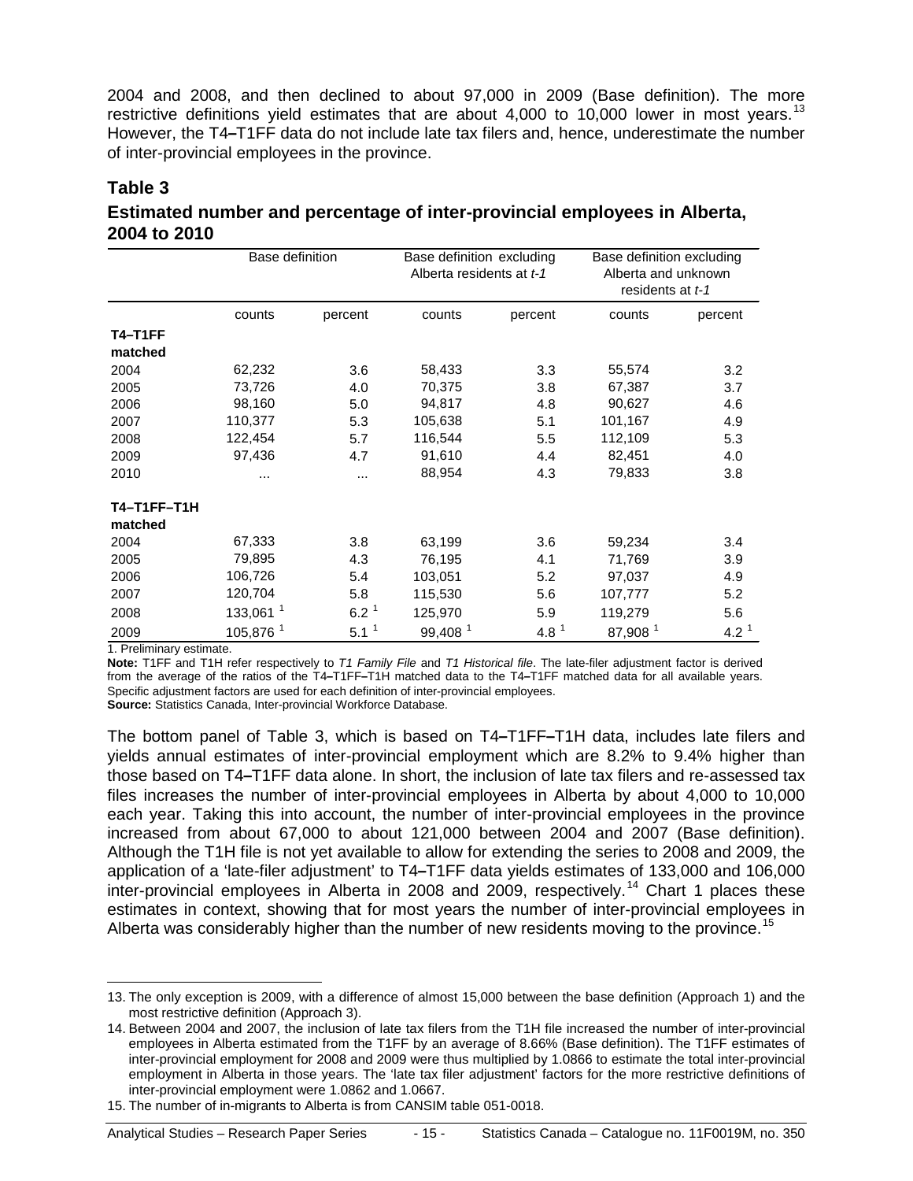2004 and 2008, and then declined to about 97,000 in 2009 (Base definition). The more restrictive definitions yield estimates that are about 4,000 to 10,000 lower in most years.[13] However, the T4–T1FF data do not include late tax filers and, hence, underestimate the number of inter-provincial employees in the province.

## Table 3

### Estimated number and percentage of inter-provincial employees in Alberta, 2004 to 2010

| | Base definition | | Base definition excluding Alberta residents at *t-1* | | Base definition excluding Alberta and unknown residents at *t-1* | |
|---|---|---|---|---|---|---|
| | counts | percent | counts | percent | counts | percent |
| **T4–T1FF matched** | | | | | | |
| 2004 | 62,232 | 3.6 | 58,433 | 3.3 | 55,574 | 3.2 |
| 2005 | 73,726 | 4.0 | 70,375 | 3.8 | 67,387 | 3.7 |
| 2006 | 98,160 | 5.0 | 94,817 | 4.8 | 90,627 | 4.6 |
| 2007 | 110,377 | 5.3 | 105,638 | 5.1 | 101,167 | 4.9 |
| 2008 | 122,454 | 5.7 | 116,544 | 5.5 | 112,109 | 5.3 |
| 2009 | 97,436 | 4.7 | 91,610 | 4.4 | 82,451 | 4.0 |
| 2010 | ... | ... | 88,954 | 4.3 | 79,833 | 3.8 |
| **T4–T1FF–T1H matched** | | | | | | |
| 2004 | 67,333 | 3.8 | 63,199 | 3.6 | 59,234 | 3.4 |
| 2005 | 79,895 | 4.3 | 76,195 | 4.1 | 71,769 | 3.9 |
| 2006 | 106,726 | 5.4 | 103,051 | 5.2 | 97,037 | 4.9 |
| 2007 | 120,704 | 5.8 | 115,530 | 5.6 | 107,777 | 5.2 |
| 2008 | 133,061 [1] | 6.2 [1] | 125,970 | 5.9 | 119,279 | 5.6 |
| 2009 | 105,876 [1] | 5.1 [1] | 99,408 [1] | 4.8 [1] | 87,908 [1] | 4.2 [1] |

1. Preliminary estimate.

**Note:** T1FF and T1H refer respectively to *T1 Family File* and *T1 Historical file*. The late-filer adjustment factor is derived from the average of the ratios of the T4–T1FF–T1H matched data to the T4–T1FF matched data for all available years. Specific adjustment factors are used for each definition of inter-provincial employees.

**Source:** Statistics Canada, Inter-provincial Workforce Database.

The bottom panel of Table 3, which is based on T4–T1FF–T1H data, includes late filers and yields annual estimates of inter-provincial employment which are 8.2% to 9.4% higher than those based on T4–T1FF data alone. In short, the inclusion of late tax filers and re-assessed tax files increases the number of inter-provincial employees in Alberta by about 4,000 to 10,000 each year. Taking this into account, the number of inter-provincial employees in the province increased from about 67,000 to about 121,000 between 2004 and 2007 (Base definition). Although the T1H file is not yet available to allow for extending the series to 2008 and 2009, the application of a 'late-filer adjustment' to T4–T1FF data yields estimates of 133,000 and 106,000 inter-provincial employees in Alberta in 2008 and 2009, respectively.[14] Chart 1 places these estimates in context, showing that for most years the number of inter-provincial employees in Alberta was considerably higher than the number of new residents moving to the province.[15]

---

13. The only exception is 2009, with a difference of almost 15,000 between the base definition (Approach 1) and the most restrictive definition (Approach 3).
14. Between 2004 and 2007, the inclusion of late tax filers from the T1H file increased the number of inter-provincial employees in Alberta estimated from the T1FF by an average of 8.66% (Base definition). The T1FF estimates of inter-provincial employment for 2008 and 2009 were thus multiplied by 1.0866 to estimate the total inter-provincial employment in Alberta in those years. The 'late tax filer adjustment' factors for the more restrictive definitions of inter-provincial employment were 1.0862 and 1.0667.
15. The number of in-migrants to Alberta is from CANSIM table 051-0018.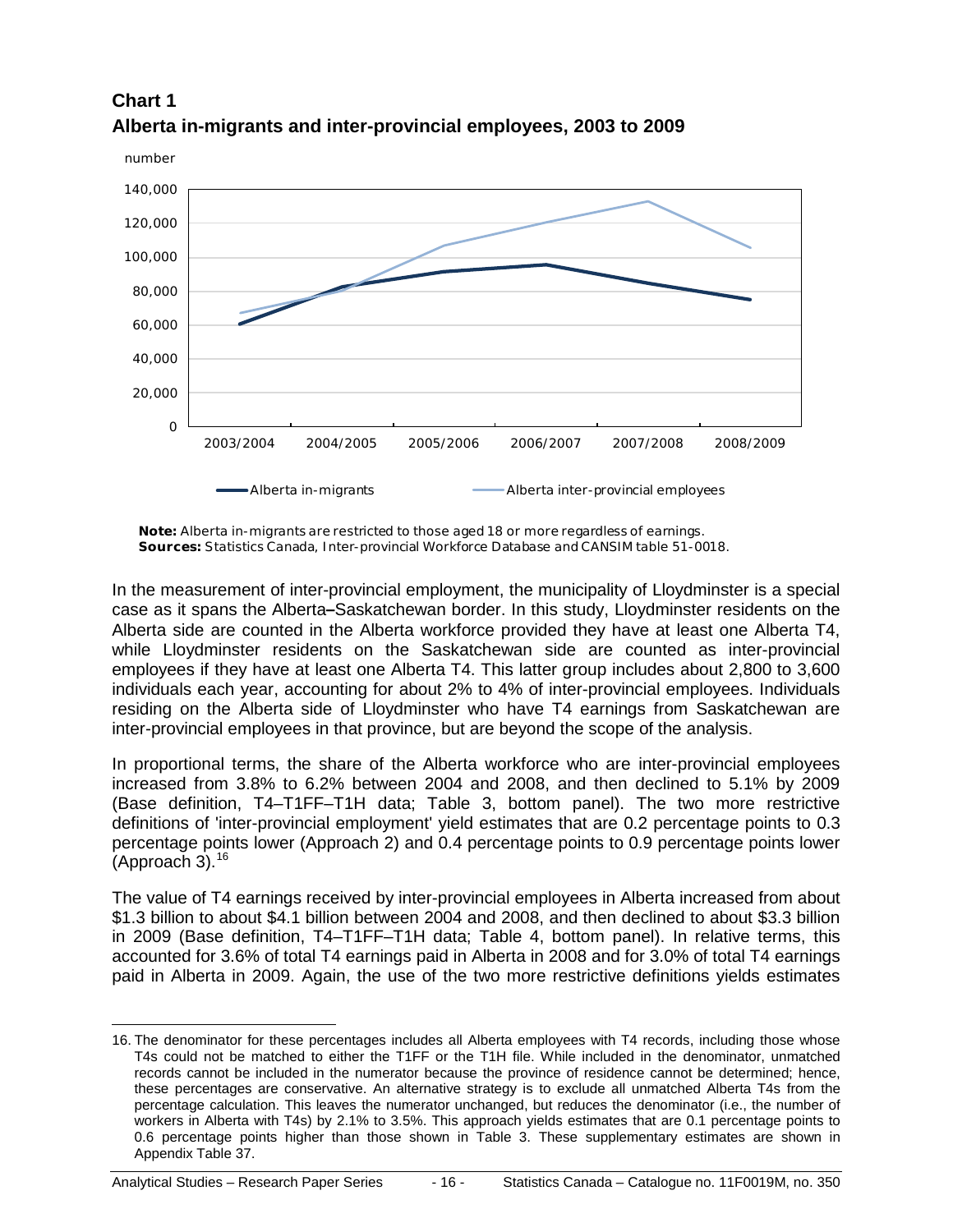**Chart 1**
**Alberta in-migrants and inter-provincial employees, 2003 to 2009**

**Note:** Alberta in-migrants are restricted to those aged 18 or more regardless of earnings.
**Sources:** Statistics Canada, Inter-provincial Workforce Database and CANSIM table 51-0018.

In the measurement of inter-provincial employment, the municipality of Lloydminster is a special case as it spans the Alberta–Saskatchewan border. In this study, Lloydminster residents on the Alberta side are counted in the Alberta workforce provided they have at least one Alberta T4, while Lloydminster residents on the Saskatchewan side are counted as inter-provincial employees if they have at least one Alberta T4. This latter group includes about 2,800 to 3,600 individuals each year, accounting for about 2% to 4% of inter-provincial employees. Individuals residing on the Alberta side of Lloydminster who have T4 earnings from Saskatchewan are inter-provincial employees in that province, but are beyond the scope of the analysis.

In proportional terms, the share of the Alberta workforce who are inter-provincial employees increased from 3.8% to 6.2% between 2004 and 2008, and then declined to 5.1% by 2009 (Base definition, T4–T1FF–T1H data; Table 3, bottom panel). The two more restrictive definitions of 'inter-provincial employment' yield estimates that are 0.2 percentage points to 0.3 percentage points lower (Approach 2) and 0.4 percentage points to 0.9 percentage points lower (Approach 3).[16]

The value of T4 earnings received by inter-provincial employees in Alberta increased from about $1.3 billion to about $4.1 billion between 2004 and 2008, and then declined to about $3.3 billion in 2009 (Base definition, T4–T1FF–T1H data; Table 4, bottom panel). In relative terms, this accounted for 3.6% of total T4 earnings paid in Alberta in 2008 and for 3.0% of total T4 earnings paid in Alberta in 2009. Again, the use of the two more restrictive definitions yields estimates

16. The denominator for these percentages includes all Alberta employees with T4 records, including those whose T4s could not be matched to either the T1FF or the T1H file. While included in the denominator, unmatched records cannot be included in the numerator because the province of residence cannot be determined; hence, these percentages are conservative. An alternative strategy is to exclude all unmatched Alberta T4s from the percentage calculation. This leaves the numerator unchanged, but reduces the denominator (i.e., the number of workers in Alberta with T4s) by 2.1% to 3.5%. This approach yields estimates that are 0.1 percentage points to 0.6 percentage points higher than those shown in Table 3. These supplementary estimates are shown in Appendix Table 37.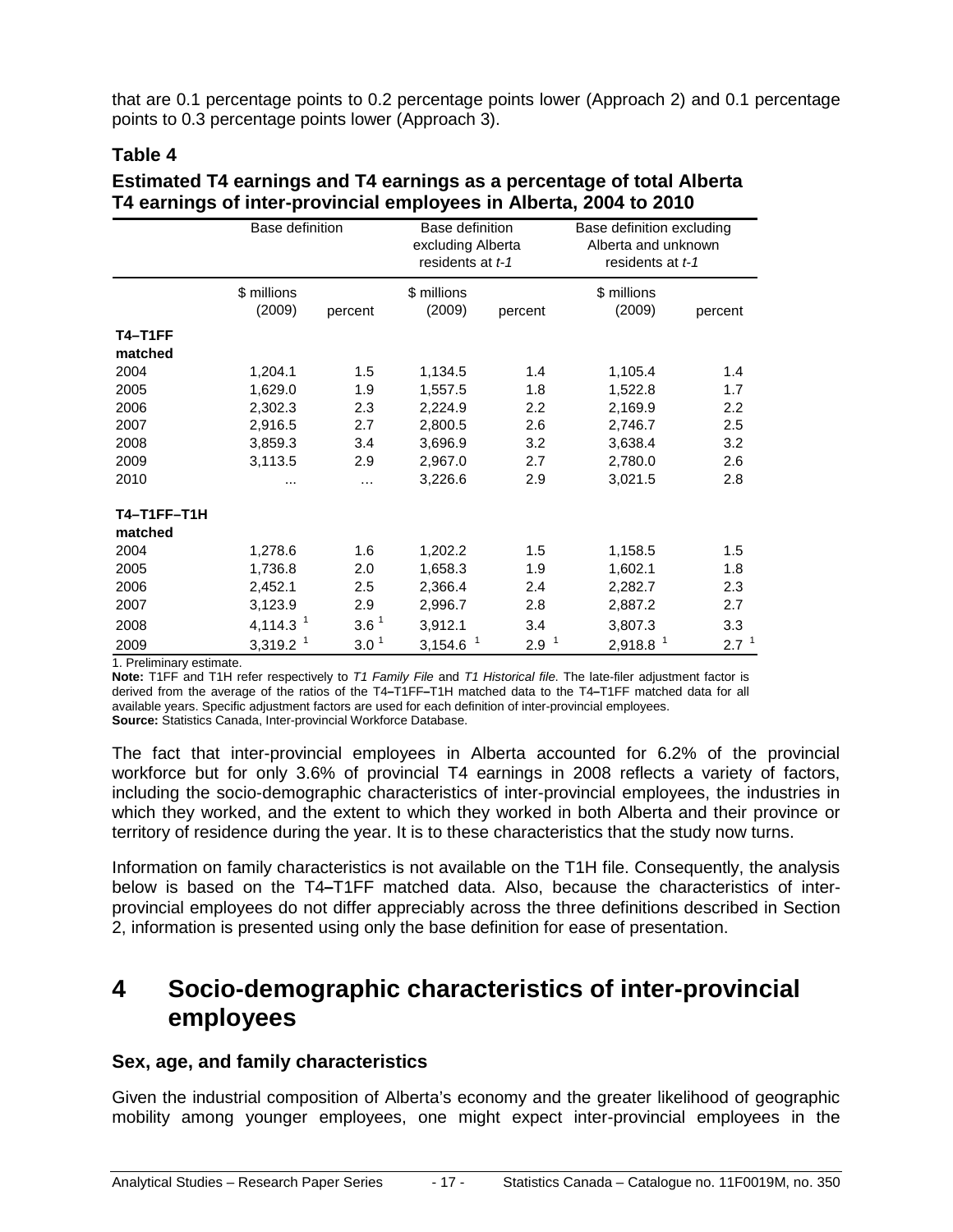that are 0.1 percentage points to 0.2 percentage points lower (Approach 2) and 0.1 percentage points to 0.3 percentage points lower (Approach 3).

### Table 4

**Estimated T4 earnings and T4 earnings as a percentage of total Alberta T4 earnings of inter-provincial employees in Alberta, 2004 to 2010**

| | Base definition | | Base definition excluding Alberta residents at *t-1* | | Base definition excluding Alberta and unknown residents at *t-1* | |
|---|---|---|---|---|---|---|
| | $ millions (2009) | percent | $ millions (2009) | percent | $ millions (2009) | percent |
| **T4–T1FF matched** | | | | | | |
| 2004 | 1,204.1 | 1.5 | 1,134.5 | 1.4 | 1,105.4 | 1.4 |
| 2005 | 1,629.0 | 1.9 | 1,557.5 | 1.8 | 1,522.8 | 1.7 |
| 2006 | 2,302.3 | 2.3 | 2,224.9 | 2.2 | 2,169.9 | 2.2 |
| 2007 | 2,916.5 | 2.7 | 2,800.5 | 2.6 | 2,746.7 | 2.5 |
| 2008 | 3,859.3 | 3.4 | 3,696.9 | 3.2 | 3,638.4 | 3.2 |
| 2009 | 3,113.5 | 2.9 | 2,967.0 | 2.7 | 2,780.0 | 2.6 |
| 2010 | ... | ... | 3,226.6 | 2.9 | 3,021.5 | 2.8 |
| **T4–T1FF–T1H matched** | | | | | | |
| 2004 | 1,278.6 | 1.6 | 1,202.2 | 1.5 | 1,158.5 | 1.5 |
| 2005 | 1,736.8 | 2.0 | 1,658.3 | 1.9 | 1,602.1 | 1.8 |
| 2006 | 2,452.1 | 2.5 | 2,366.4 | 2.4 | 2,282.7 | 2.3 |
| 2007 | 3,123.9 | 2.9 | 2,996.7 | 2.8 | 2,887.2 | 2.7 |
| 2008 | 4,114.3 [1] | 3.6 [1] | 3,912.1 | 3.4 | 3,807.3 | 3.3 |
| 2009 | 3,319.2 [1] | 3.0 [1] | 3,154.6 [1] | 2.9 [1] | 2,918.8 [1] | 2.7 [1] |

1. Preliminary estimate.

**Note:** T1FF and T1H refer respectively to *T1 Family File* and *T1 Historical file*. The late-filer adjustment factor is derived from the average of the ratios of the T4–T1FF–T1H matched data to the T4–T1FF matched data for all available years. Specific adjustment factors are used for each definition of inter-provincial employees.

**Source:** Statistics Canada, Inter-provincial Workforce Database.

The fact that inter-provincial employees in Alberta accounted for 6.2% of the provincial workforce but for only 3.6% of provincial T4 earnings in 2008 reflects a variety of factors, including the socio-demographic characteristics of inter-provincial employees, the industries in which they worked, and the extent to which they worked in both Alberta and their province or territory of residence during the year. It is to these characteristics that the study now turns.

Information on family characteristics is not available on the T1H file. Consequently, the analysis below is based on the T4–T1FF matched data. Also, because the characteristics of inter-provincial employees do not differ appreciably across the three definitions described in Section 2, information is presented using only the base definition for ease of presentation.

# 4 Socio-demographic characteristics of inter-provincial employees

### Sex, age, and family characteristics

Given the industrial composition of Alberta's economy and the greater likelihood of geographic mobility among younger employees, one might expect inter-provincial employees in the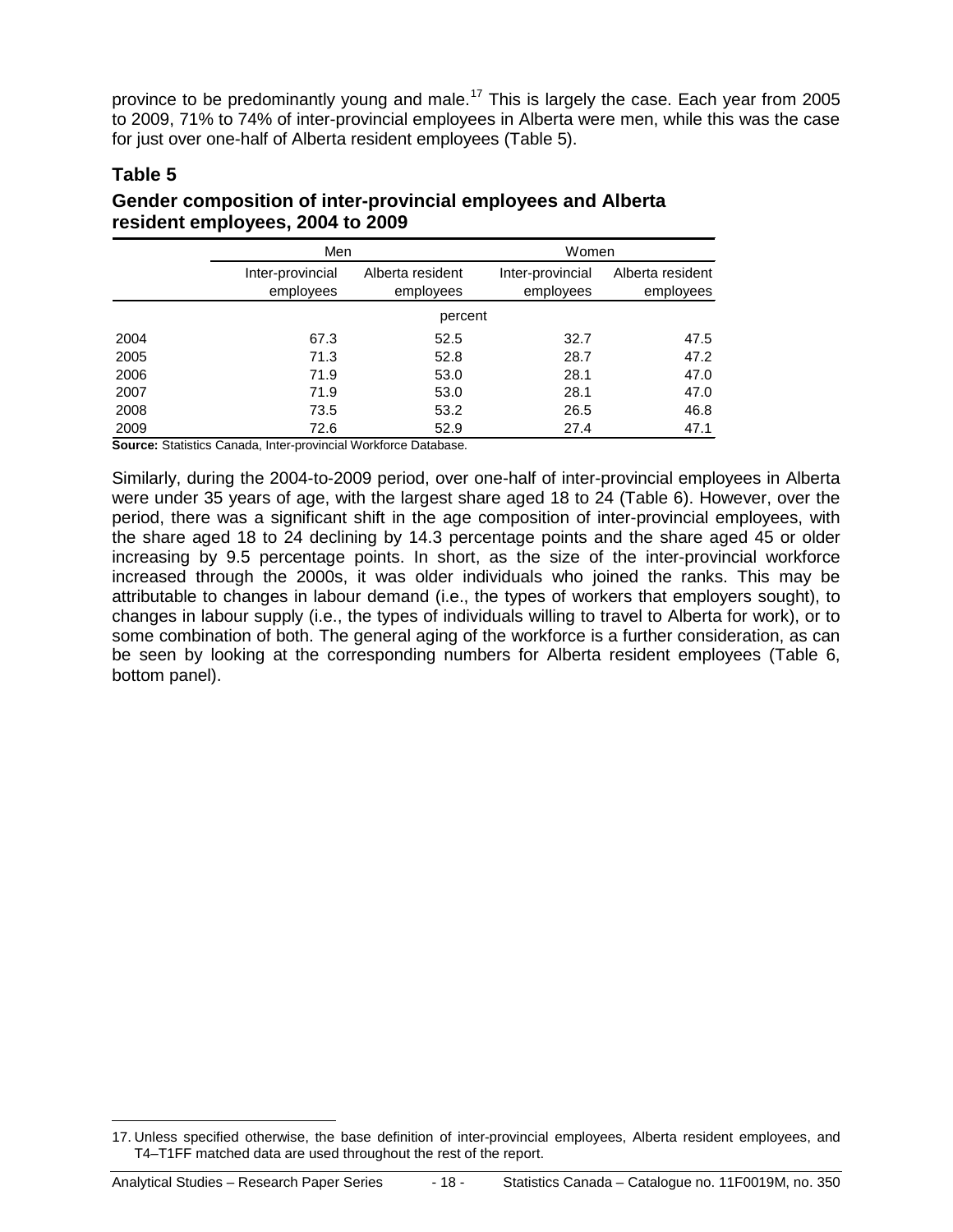province to be predominantly young and male.[17] This is largely the case. Each year from 2005 to 2009, 71% to 74% of inter-provincial employees in Alberta were men, while this was the case for just over one-half of Alberta resident employees (Table 5).

## Table 5

### Gender composition of inter-provincial employees and Alberta resident employees, 2004 to 2009

| | Men | | Women | |
|---|---|---|---|---|
| | Inter-provincial employees | Alberta resident employees | Inter-provincial employees | Alberta resident employees |
| | percent | | | |
| 2004 | 67.3 | 52.5 | 32.7 | 47.5 |
| 2005 | 71.3 | 52.8 | 28.7 | 47.2 |
| 2006 | 71.9 | 53.0 | 28.1 | 47.0 |
| 2007 | 71.9 | 53.0 | 28.1 | 47.0 |
| 2008 | 73.5 | 53.2 | 26.5 | 46.8 |
| 2009 | 72.6 | 52.9 | 27.4 | 47.1 |

**Source:** Statistics Canada, Inter-provincial Workforce Database.

Similarly, during the 2004-to-2009 period, over one-half of inter-provincial employees in Alberta were under 35 years of age, with the largest share aged 18 to 24 (Table 6). However, over the period, there was a significant shift in the age composition of inter-provincial employees, with the share aged 18 to 24 declining by 14.3 percentage points and the share aged 45 or older increasing by 9.5 percentage points. In short, as the size of the inter-provincial workforce increased through the 2000s, it was older individuals who joined the ranks. This may be attributable to changes in labour demand (i.e., the types of workers that employers sought), to changes in labour supply (i.e., the types of individuals willing to travel to Alberta for work), or to some combination of both. The general aging of the workforce is a further consideration, as can be seen by looking at the corresponding numbers for Alberta resident employees (Table 6, bottom panel).

17. Unless specified otherwise, the base definition of inter-provincial employees, Alberta resident employees, and T4–T1FF matched data are used throughout the rest of the report.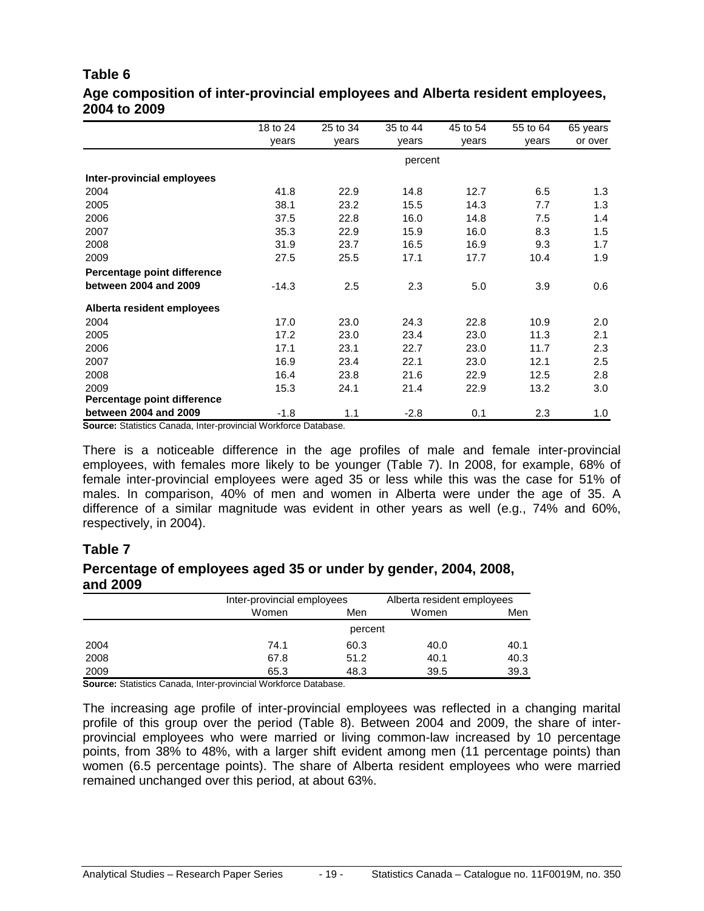## Table 6

### Age composition of inter-provincial employees and Alberta resident employees, 2004 to 2009

| | 18 to 24 years | 25 to 34 years | 35 to 44 years | 45 to 54 years | 55 to 64 years | 65 years or over |
|---|---|---|---|---|---|---|
| | percent | | | | | |
| **Inter-provincial employees** | | | | | | |
| 2004 | 41.8 | 22.9 | 14.8 | 12.7 | 6.5 | 1.3 |
| 2005 | 38.1 | 23.2 | 15.5 | 14.3 | 7.7 | 1.3 |
| 2006 | 37.5 | 22.8 | 16.0 | 14.8 | 7.5 | 1.4 |
| 2007 | 35.3 | 22.9 | 15.9 | 16.0 | 8.3 | 1.5 |
| 2008 | 31.9 | 23.7 | 16.5 | 16.9 | 9.3 | 1.7 |
| 2009 | 27.5 | 25.5 | 17.1 | 17.7 | 10.4 | 1.9 |
| **Percentage point difference between 2004 and 2009** | -14.3 | 2.5 | 2.3 | 5.0 | 3.9 | 0.6 |
| **Alberta resident employees** | | | | | | |
| 2004 | 17.0 | 23.0 | 24.3 | 22.8 | 10.9 | 2.0 |
| 2005 | 17.2 | 23.0 | 23.4 | 23.0 | 11.3 | 2.1 |
| 2006 | 17.1 | 23.1 | 22.7 | 23.0 | 11.7 | 2.3 |
| 2007 | 16.9 | 23.4 | 22.1 | 23.0 | 12.1 | 2.5 |
| 2008 | 16.4 | 23.8 | 21.6 | 22.9 | 12.5 | 2.8 |
| 2009 | 15.3 | 24.1 | 21.4 | 22.9 | 13.2 | 3.0 |
| **Percentage point difference between 2004 and 2009** | -1.8 | 1.1 | -2.8 | 0.1 | 2.3 | 1.0 |

**Source:** Statistics Canada, Inter-provincial Workforce Database.

There is a noticeable difference in the age profiles of male and female inter-provincial employees, with females more likely to be younger (Table 7). In 2008, for example, 68% of female inter-provincial employees were aged 35 or less while this was the case for 51% of males. In comparison, 40% of men and women in Alberta were under the age of 35. A difference of a similar magnitude was evident in other years as well (e.g., 74% and 60%, respectively, in 2004).

## Table 7

### Percentage of employees aged 35 or under by gender, 2004, 2008, and 2009

| | Inter-provincial employees | | Alberta resident employees | |
|---|---|---|---|---|
| | Women | Men | Women | Men |
| | percent | | | |
| 2004 | 74.1 | 60.3 | 40.0 | 40.1 |
| 2008 | 67.8 | 51.2 | 40.1 | 40.3 |
| 2009 | 65.3 | 48.3 | 39.5 | 39.3 |

**Source:** Statistics Canada, Inter-provincial Workforce Database.

The increasing age profile of inter-provincial employees was reflected in a changing marital profile of this group over the period (Table 8). Between 2004 and 2009, the share of inter-provincial employees who were married or living common-law increased by 10 percentage points, from 38% to 48%, with a larger shift evident among men (11 percentage points) than women (6.5 percentage points). The share of Alberta resident employees who were married remained unchanged over this period, at about 63%.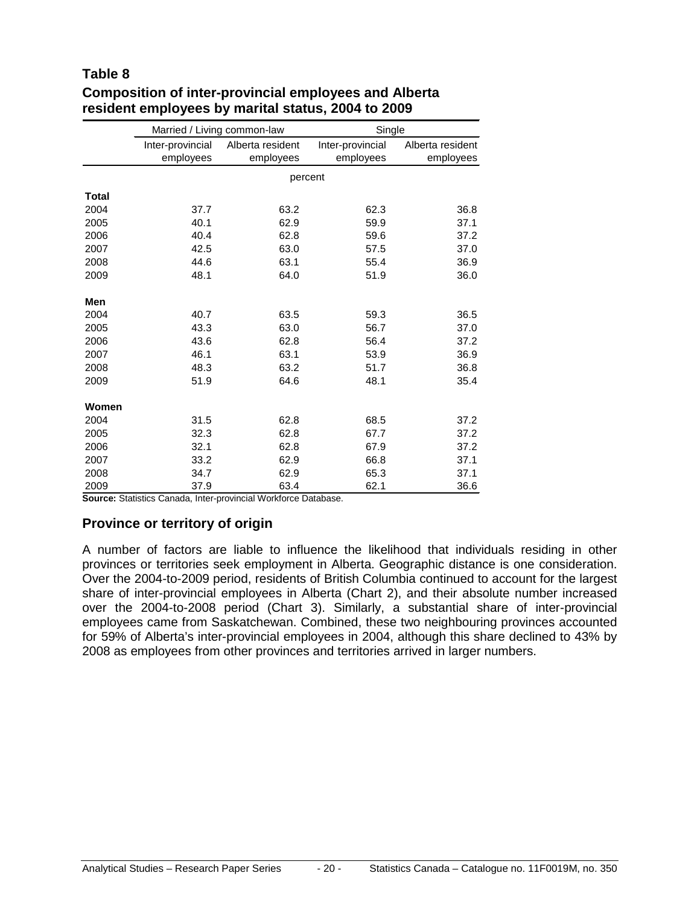## Table 8
**Composition of inter-provincial employees and Alberta resident employees by marital status, 2004 to 2009**

| | Married / Living common-law | | Single | |
|---|---|---|---|---|
| | Inter-provincial employees | Alberta resident employees | Inter-provincial employees | Alberta resident employees |
| | percent | | | |
| **Total** | | | | |
| 2004 | 37.7 | 63.2 | 62.3 | 36.8 |
| 2005 | 40.1 | 62.9 | 59.9 | 37.1 |
| 2006 | 40.4 | 62.8 | 59.6 | 37.2 |
| 2007 | 42.5 | 63.0 | 57.5 | 37.0 |
| 2008 | 44.6 | 63.1 | 55.4 | 36.9 |
| 2009 | 48.1 | 64.0 | 51.9 | 36.0 |
| **Men** | | | | |
| 2004 | 40.7 | 63.5 | 59.3 | 36.5 |
| 2005 | 43.3 | 63.0 | 56.7 | 37.0 |
| 2006 | 43.6 | 62.8 | 56.4 | 37.2 |
| 2007 | 46.1 | 63.1 | 53.9 | 36.9 |
| 2008 | 48.3 | 63.2 | 51.7 | 36.8 |
| 2009 | 51.9 | 64.6 | 48.1 | 35.4 |
| **Women** | | | | |
| 2004 | 31.5 | 62.8 | 68.5 | 37.2 |
| 2005 | 32.3 | 62.8 | 67.7 | 37.2 |
| 2006 | 32.1 | 62.8 | 67.9 | 37.2 |
| 2007 | 33.2 | 62.9 | 66.8 | 37.1 |
| 2008 | 34.7 | 62.9 | 65.3 | 37.1 |
| 2009 | 37.9 | 63.4 | 62.1 | 36.6 |

**Source:** Statistics Canada, Inter-provincial Workforce Database.

## Province or territory of origin

A number of factors are liable to influence the likelihood that individuals residing in other provinces or territories seek employment in Alberta. Geographic distance is one consideration. Over the 2004-to-2009 period, residents of British Columbia continued to account for the largest share of inter-provincial employees in Alberta (Chart 2), and their absolute number increased over the 2004-to-2008 period (Chart 3). Similarly, a substantial share of inter-provincial employees came from Saskatchewan. Combined, these two neighbouring provinces accounted for 59% of Alberta's inter-provincial employees in 2004, although this share declined to 43% by 2008 as employees from other provinces and territories arrived in larger numbers.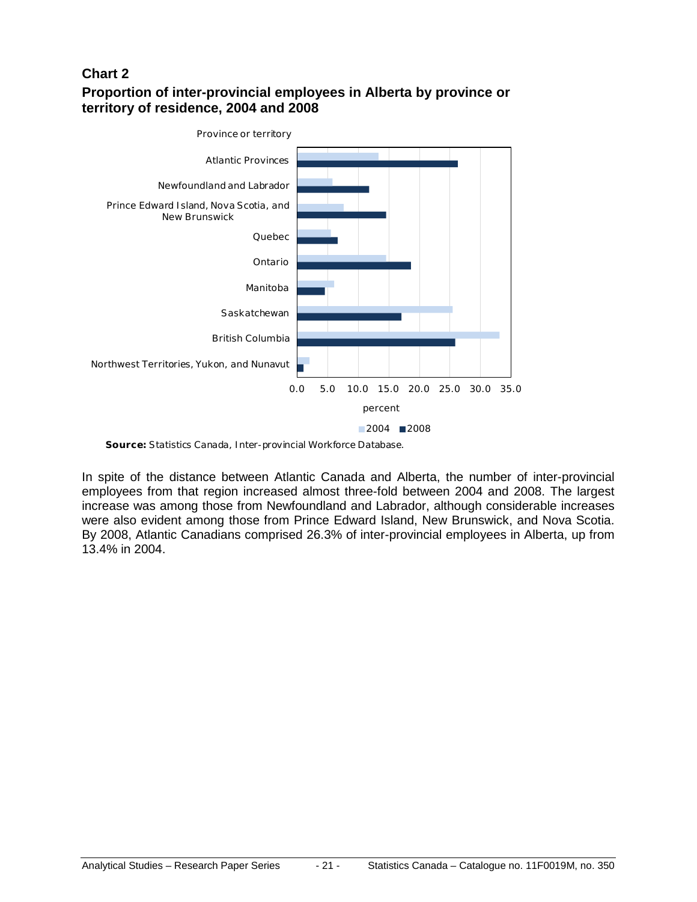**Chart 2**

**Proportion of inter-provincial employees in Alberta by province or territory of residence, 2004 and 2008**

Province or territory

Atlantic Provinces

Newfoundland and Labrador

Prince Edward Island, Nova Scotia, and New Brunswick

Quebec

Ontario

Manitoba

Saskatchewan

British Columbia

Northwest Territories, Yukon, and Nunavut

0.0 5.0 10.0 15.0 20.0 25.0 30.0 35.0

percent

2004 2008

**Source:** Statistics Canada, Inter-provincial Workforce Database.

In spite of the distance between Atlantic Canada and Alberta, the number of inter-provincial employees from that region increased almost three-fold between 2004 and 2008. The largest increase was among those from Newfoundland and Labrador, although considerable increases were also evident among those from Prince Edward Island, New Brunswick, and Nova Scotia. By 2008, Atlantic Canadians comprised 26.3% of inter-provincial employees in Alberta, up from 13.4% in 2004.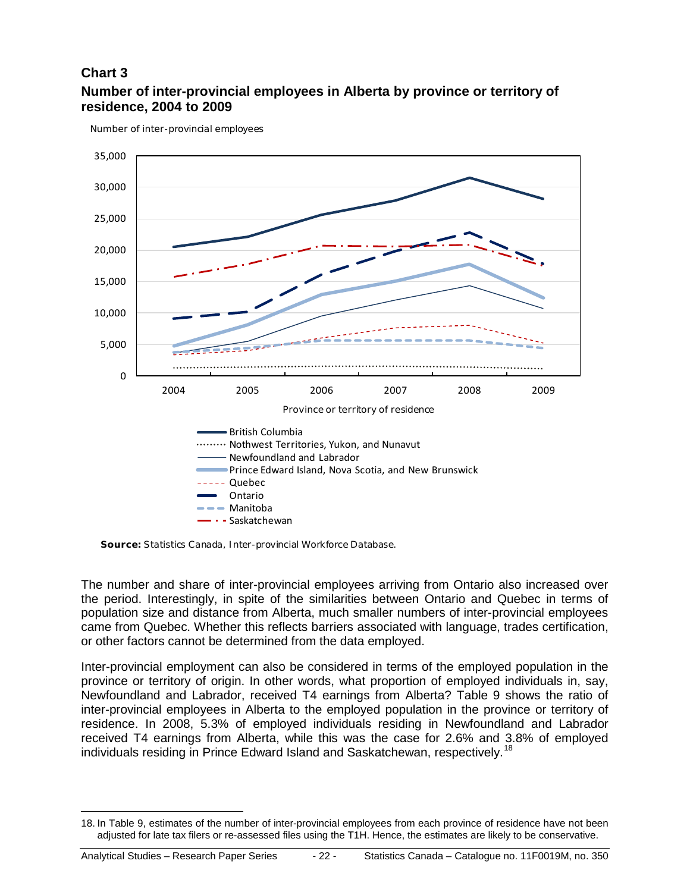**Chart 3**

**Number of inter-provincial employees in Alberta by province or territory of residence, 2004 to 2009**

Number of inter-provincial employees

Province or territory of residence

- British Columbia
- Nothwest Territories, Yukon, and Nunavut
- Newfoundland and Labrador
- Prince Edward Island, Nova Scotia, and New Brunswick
- Quebec
- Ontario
- Manitoba
- Saskatchewan

**Source:** Statistics Canada, Inter-provincial Workforce Database.

The number and share of inter-provincial employees arriving from Ontario also increased over the period. Interestingly, in spite of the similarities between Ontario and Quebec in terms of population size and distance from Alberta, much smaller numbers of inter-provincial employees came from Quebec. Whether this reflects barriers associated with language, trades certification, or other factors cannot be determined from the data employed.

Inter-provincial employment can also be considered in terms of the employed population in the province or territory of origin. In other words, what proportion of employed individuals in, say, Newfoundland and Labrador, received T4 earnings from Alberta? Table 9 shows the ratio of inter-provincial employees in Alberta to the employed population in the province or territory of residence. In 2008, 5.3% of employed individuals residing in Newfoundland and Labrador received T4 earnings from Alberta, while this was the case for 2.6% and 3.8% of employed individuals residing in Prince Edward Island and Saskatchewan, respectively.[18]

18. In Table 9, estimates of the number of inter-provincial employees from each province of residence have not been adjusted for late tax filers or re-assessed files using the T1H. Hence, the estimates are likely to be conservative.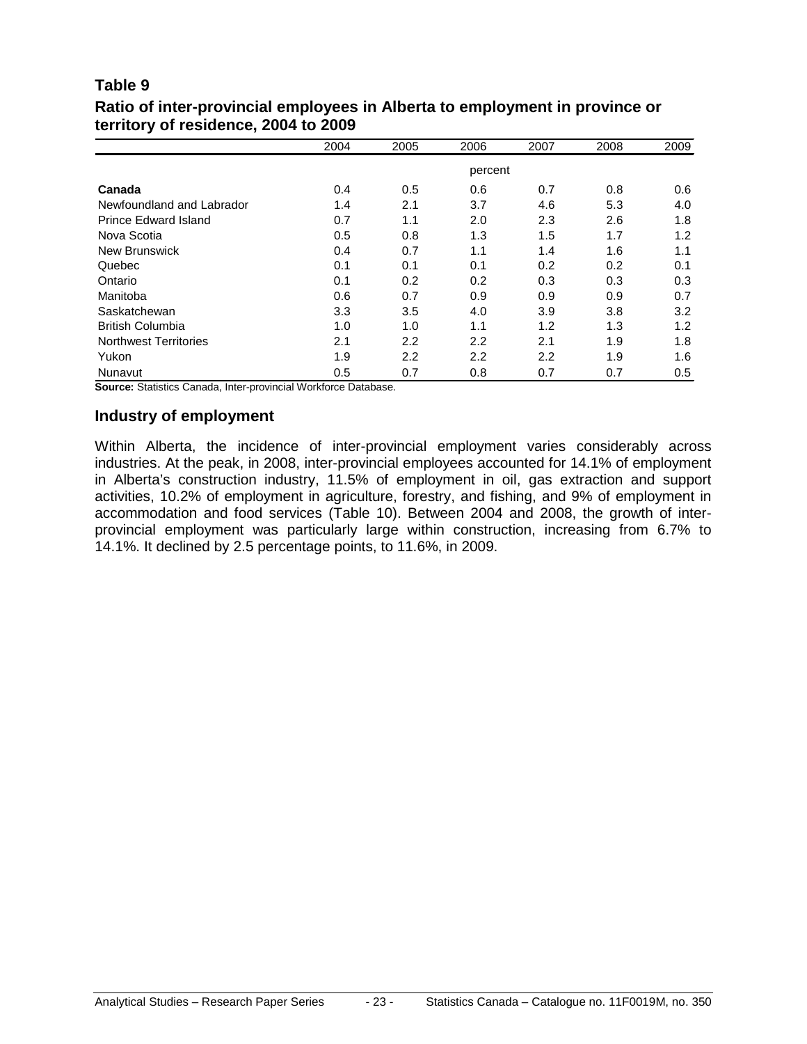**Table 9**
**Ratio of inter-provincial employees in Alberta to employment in province or territory of residence, 2004 to 2009**

| | 2004 | 2005 | 2006 | 2007 | 2008 | 2009 |
|---|---|---|---|---|---|---|
| | | | percent | | | |
| **Canada** | 0.4 | 0.5 | 0.6 | 0.7 | 0.8 | 0.6 |
| Newfoundland and Labrador | 1.4 | 2.1 | 3.7 | 4.6 | 5.3 | 4.0 |
| Prince Edward Island | 0.7 | 1.1 | 2.0 | 2.3 | 2.6 | 1.8 |
| Nova Scotia | 0.5 | 0.8 | 1.3 | 1.5 | 1.7 | 1.2 |
| New Brunswick | 0.4 | 0.7 | 1.1 | 1.4 | 1.6 | 1.1 |
| Quebec | 0.1 | 0.1 | 0.1 | 0.2 | 0.2 | 0.1 |
| Ontario | 0.1 | 0.2 | 0.2 | 0.3 | 0.3 | 0.3 |
| Manitoba | 0.6 | 0.7 | 0.9 | 0.9 | 0.9 | 0.7 |
| Saskatchewan | 3.3 | 3.5 | 4.0 | 3.9 | 3.8 | 3.2 |
| British Columbia | 1.0 | 1.0 | 1.1 | 1.2 | 1.3 | 1.2 |
| Northwest Territories | 2.1 | 2.2 | 2.2 | 2.1 | 1.9 | 1.8 |
| Yukon | 1.9 | 2.2 | 2.2 | 2.2 | 1.9 | 1.6 |
| Nunavut | 0.5 | 0.7 | 0.8 | 0.7 | 0.7 | 0.5 |

**Source:** Statistics Canada, Inter-provincial Workforce Database.

## Industry of employment

Within Alberta, the incidence of inter-provincial employment varies considerably across industries. At the peak, in 2008, inter-provincial employees accounted for 14.1% of employment in Alberta's construction industry, 11.5% of employment in oil, gas extraction and support activities, 10.2% of employment in agriculture, forestry, and fishing, and 9% of employment in accommodation and food services (Table 10). Between 2004 and 2008, the growth of inter-provincial employment was particularly large within construction, increasing from 6.7% to 14.1%. It declined by 2.5 percentage points, to 11.6%, in 2009.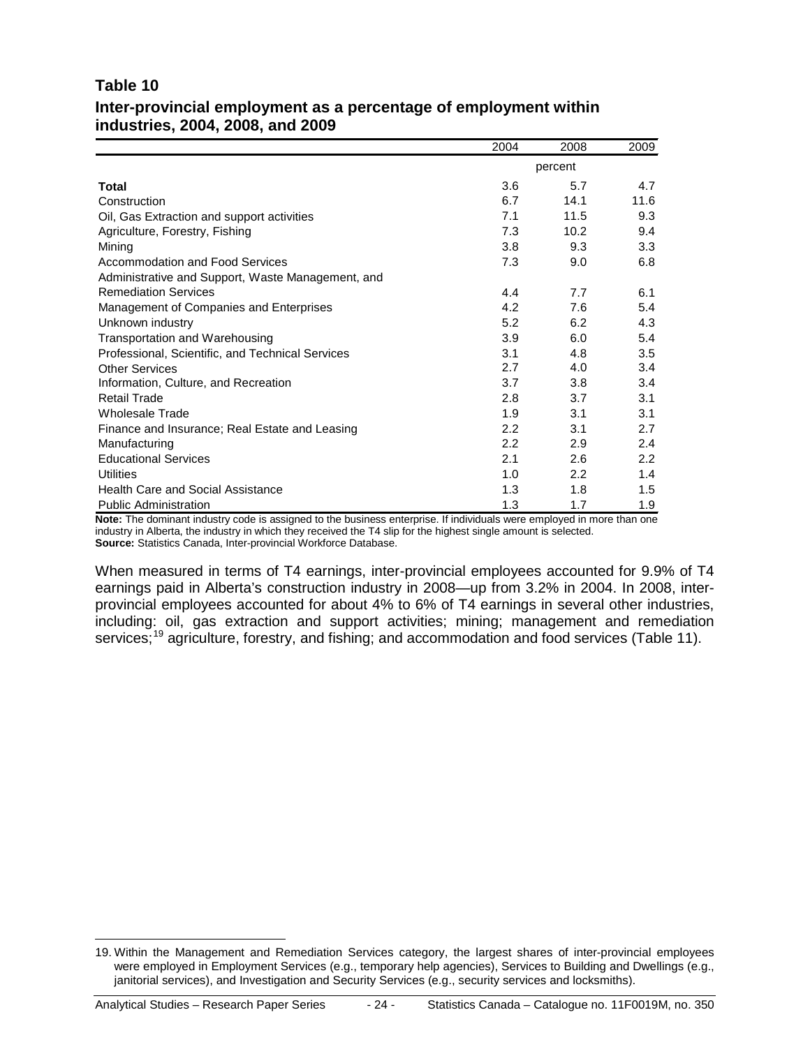## Table 10

### Inter-provincial employment as a percentage of employment within industries, 2004, 2008, and 2009

| | 2004 | 2008 | 2009 |
|---|---|---|---|
| | percent | | |
| **Total** | 3.6 | 5.7 | 4.7 |
| Construction | 6.7 | 14.1 | 11.6 |
| Oil, Gas Extraction and support activities | 7.1 | 11.5 | 9.3 |
| Agriculture, Forestry, Fishing | 7.3 | 10.2 | 9.4 |
| Mining | 3.8 | 9.3 | 3.3 |
| Accommodation and Food Services | 7.3 | 9.0 | 6.8 |
| Administrative and Support, Waste Management, and Remediation Services | 4.4 | 7.7 | 6.1 |
| Management of Companies and Enterprises | 4.2 | 7.6 | 5.4 |
| Unknown industry | 5.2 | 6.2 | 4.3 |
| Transportation and Warehousing | 3.9 | 6.0 | 5.4 |
| Professional, Scientific, and Technical Services | 3.1 | 4.8 | 3.5 |
| Other Services | 2.7 | 4.0 | 3.4 |
| Information, Culture, and Recreation | 3.7 | 3.8 | 3.4 |
| Retail Trade | 2.8 | 3.7 | 3.1 |
| Wholesale Trade | 1.9 | 3.1 | 3.1 |
| Finance and Insurance; Real Estate and Leasing | 2.2 | 3.1 | 2.7 |
| Manufacturing | 2.2 | 2.9 | 2.4 |
| Educational Services | 2.1 | 2.6 | 2.2 |
| Utilities | 1.0 | 2.2 | 1.4 |
| Health Care and Social Assistance | 1.3 | 1.8 | 1.5 |
| Public Administration | 1.3 | 1.7 | 1.9 |

**Note:** The dominant industry code is assigned to the business enterprise. If individuals were employed in more than one industry in Alberta, the industry in which they received the T4 slip for the highest single amount is selected.
**Source:** Statistics Canada, Inter-provincial Workforce Database.

When measured in terms of T4 earnings, inter-provincial employees accounted for 9.9% of T4 earnings paid in Alberta's construction industry in 2008—up from 3.2% in 2004. In 2008, inter-provincial employees accounted for about 4% to 6% of T4 earnings in several other industries, including: oil, gas extraction and support activities; mining; management and remediation services;[19] agriculture, forestry, and fishing; and accommodation and food services (Table 11).

19. Within the Management and Remediation Services category, the largest shares of inter-provincial employees were employed in Employment Services (e.g., temporary help agencies), Services to Building and Dwellings (e.g., janitorial services), and Investigation and Security Services (e.g., security services and locksmiths).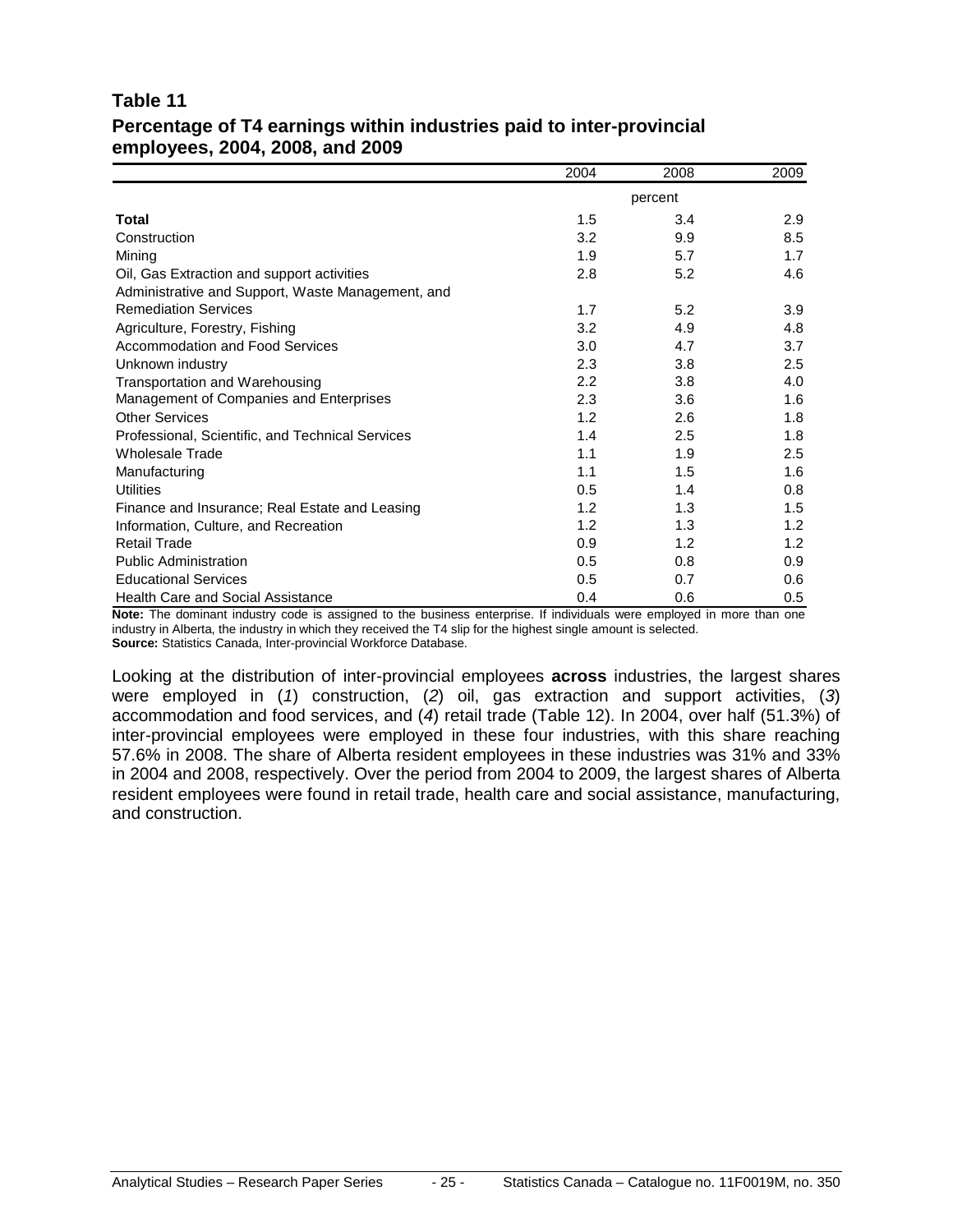**Table 11**
**Percentage of T4 earnings within industries paid to inter-provincial employees, 2004, 2008, and 2009**

| | 2004 | 2008 | 2009 |
|---|---|---|---|
| | | percent | |
| **Total** | 1.5 | 3.4 | 2.9 |
| Construction | 3.2 | 9.9 | 8.5 |
| Mining | 1.9 | 5.7 | 1.7 |
| Oil, Gas Extraction and support activities | 2.8 | 5.2 | 4.6 |
| Administrative and Support, Waste Management, and Remediation Services | 1.7 | 5.2 | 3.9 |
| Agriculture, Forestry, Fishing | 3.2 | 4.9 | 4.8 |
| Accommodation and Food Services | 3.0 | 4.7 | 3.7 |
| Unknown industry | 2.3 | 3.8 | 2.5 |
| Transportation and Warehousing | 2.2 | 3.8 | 4.0 |
| Management of Companies and Enterprises | 2.3 | 3.6 | 1.6 |
| Other Services | 1.2 | 2.6 | 1.8 |
| Professional, Scientific, and Technical Services | 1.4 | 2.5 | 1.8 |
| Wholesale Trade | 1.1 | 1.9 | 2.5 |
| Manufacturing | 1.1 | 1.5 | 1.6 |
| Utilities | 0.5 | 1.4 | 0.8 |
| Finance and Insurance; Real Estate and Leasing | 1.2 | 1.3 | 1.5 |
| Information, Culture, and Recreation | 1.2 | 1.3 | 1.2 |
| Retail Trade | 0.9 | 1.2 | 1.2 |
| Public Administration | 0.5 | 0.8 | 0.9 |
| Educational Services | 0.5 | 0.7 | 0.6 |
| Health Care and Social Assistance | 0.4 | 0.6 | 0.5 |

**Note:** The dominant industry code is assigned to the business enterprise. If individuals were employed in more than one industry in Alberta, the industry in which they received the T4 slip for the highest single amount is selected.
**Source:** Statistics Canada, Inter-provincial Workforce Database.

Looking at the distribution of inter-provincial employees **across** industries, the largest shares were employed in (*1*) construction, (*2*) oil, gas extraction and support activities, (*3*) accommodation and food services, and (*4*) retail trade (Table 12). In 2004, over half (51.3%) of inter-provincial employees were employed in these four industries, with this share reaching 57.6% in 2008. The share of Alberta resident employees in these industries was 31% and 33% in 2004 and 2008, respectively. Over the period from 2004 to 2009, the largest shares of Alberta resident employees were found in retail trade, health care and social assistance, manufacturing, and construction.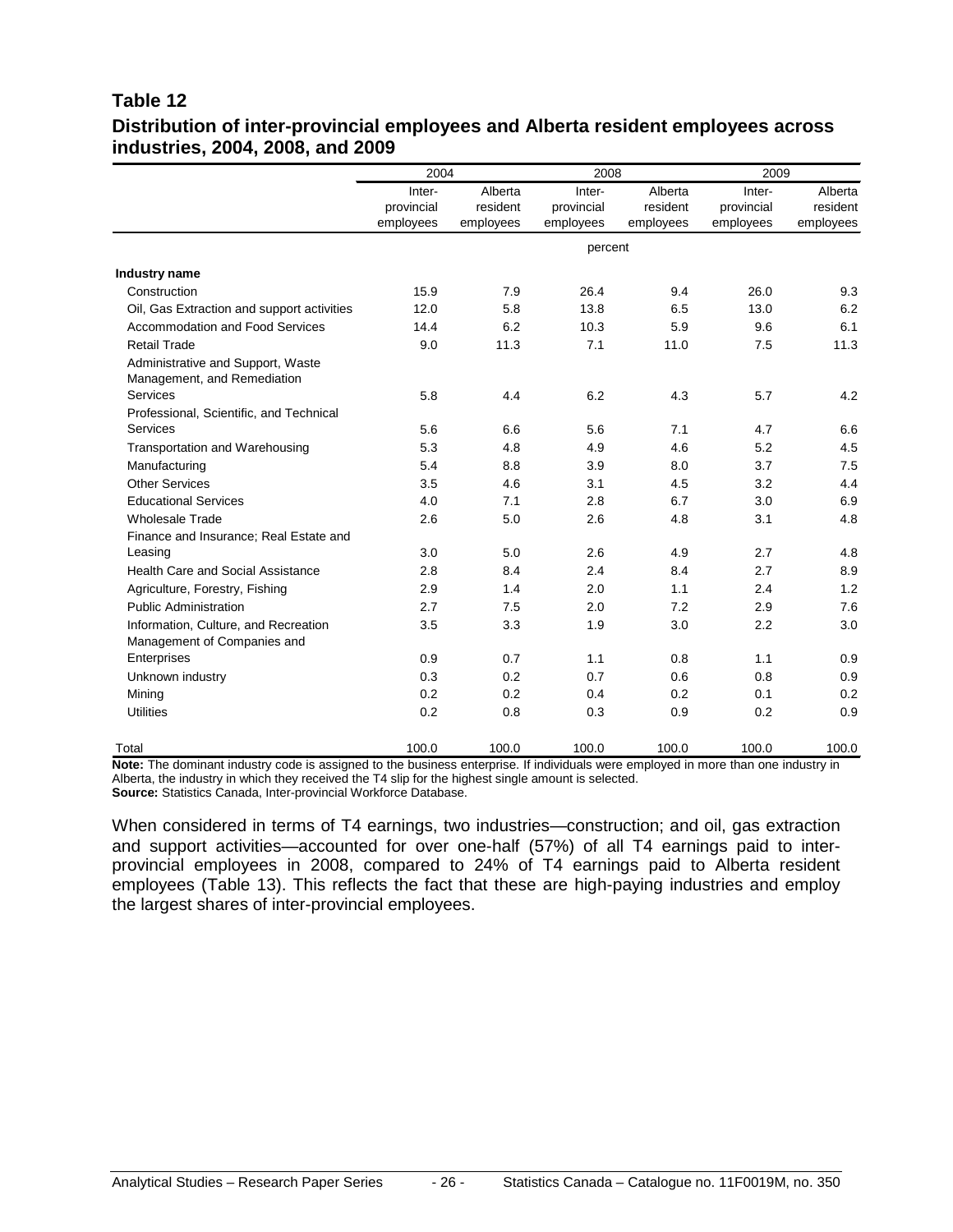**Table 12**
**Distribution of inter-provincial employees and Alberta resident employees across industries, 2004, 2008, and 2009**

| | 2004 | | 2008 | | 2009 | |
|---|---|---|---|---|---|---|
| | Inter-provincial employees | Alberta resident employees | Inter-provincial employees | Alberta resident employees | Inter-provincial employees | Alberta resident employees |
| | percent | | | | | |
| **Industry name** | | | | | | |
| Construction | 15.9 | 7.9 | 26.4 | 9.4 | 26.0 | 9.3 |
| Oil, Gas Extraction and support activities | 12.0 | 5.8 | 13.8 | 6.5 | 13.0 | 6.2 |
| Accommodation and Food Services | 14.4 | 6.2 | 10.3 | 5.9 | 9.6 | 6.1 |
| Retail Trade | 9.0 | 11.3 | 7.1 | 11.0 | 7.5 | 11.3 |
| Administrative and Support, Waste Management, and Remediation Services | 5.8 | 4.4 | 6.2 | 4.3 | 5.7 | 4.2 |
| Professional, Scientific, and Technical Services | 5.6 | 6.6 | 5.6 | 7.1 | 4.7 | 6.6 |
| Transportation and Warehousing | 5.3 | 4.8 | 4.9 | 4.6 | 5.2 | 4.5 |
| Manufacturing | 5.4 | 8.8 | 3.9 | 8.0 | 3.7 | 7.5 |
| Other Services | 3.5 | 4.6 | 3.1 | 4.5 | 3.2 | 4.4 |
| Educational Services | 4.0 | 7.1 | 2.8 | 6.7 | 3.0 | 6.9 |
| Wholesale Trade | 2.6 | 5.0 | 2.6 | 4.8 | 3.1 | 4.8 |
| Finance and Insurance; Real Estate and Leasing | 3.0 | 5.0 | 2.6 | 4.9 | 2.7 | 4.8 |
| Health Care and Social Assistance | 2.8 | 8.4 | 2.4 | 8.4 | 2.7 | 8.9 |
| Agriculture, Forestry, Fishing | 2.9 | 1.4 | 2.0 | 1.1 | 2.4 | 1.2 |
| Public Administration | 2.7 | 7.5 | 2.0 | 7.2 | 2.9 | 7.6 |
| Information, Culture, and Recreation | 3.5 | 3.3 | 1.9 | 3.0 | 2.2 | 3.0 |
| Management of Companies and Enterprises | 0.9 | 0.7 | 1.1 | 0.8 | 1.1 | 0.9 |
| Unknown industry | 0.3 | 0.2 | 0.7 | 0.6 | 0.8 | 0.9 |
| Mining | 0.2 | 0.2 | 0.4 | 0.2 | 0.1 | 0.2 |
| Utilities | 0.2 | 0.8 | 0.3 | 0.9 | 0.2 | 0.9 |
| Total | 100.0 | 100.0 | 100.0 | 100.0 | 100.0 | 100.0 |

**Note:** The dominant industry code is assigned to the business enterprise. If individuals were employed in more than one industry in Alberta, the industry in which they received the T4 slip for the highest single amount is selected.
**Source:** Statistics Canada, Inter-provincial Workforce Database.

When considered in terms of T4 earnings, two industries—construction; and oil, gas extraction and support activities—accounted for over one-half (57%) of all T4 earnings paid to inter-provincial employees in 2008, compared to 24% of T4 earnings paid to Alberta resident employees (Table 13). This reflects the fact that these are high-paying industries and employ the largest shares of inter-provincial employees.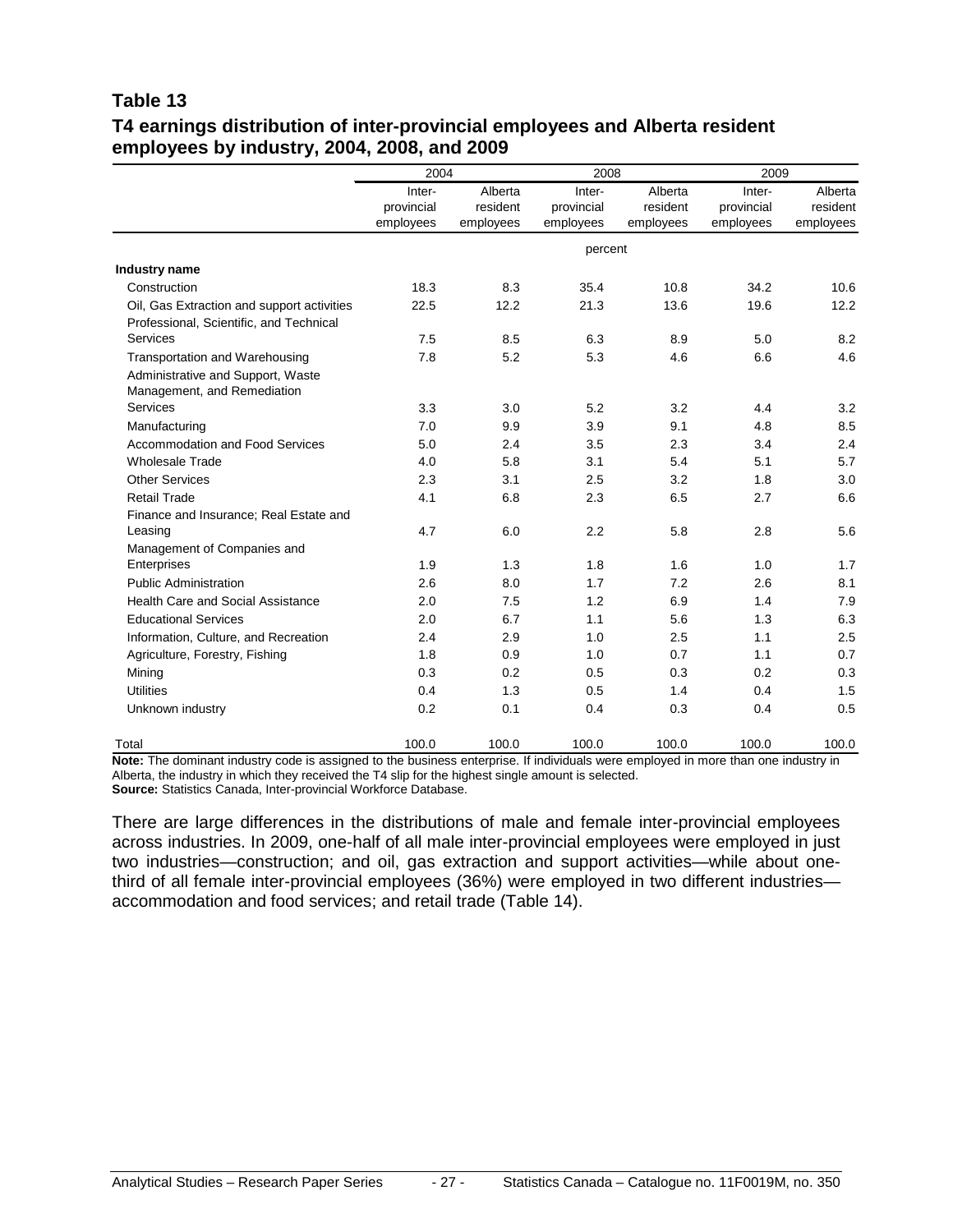### Table 13
### T4 earnings distribution of inter-provincial employees and Alberta resident employees by industry, 2004, 2008, and 2009

| | 2004 | | 2008 | | 2009 | |
|---|---|---|---|---|---|---|
| | Inter-provincial employees | Alberta resident employees | Inter-provincial employees | Alberta resident employees | Inter-provincial employees | Alberta resident employees |
| | percent | | | | | |
| **Industry name** | | | | | | |
| Construction | 18.3 | 8.3 | 35.4 | 10.8 | 34.2 | 10.6 |
| Oil, Gas Extraction and support activities | 22.5 | 12.2 | 21.3 | 13.6 | 19.6 | 12.2 |
| Professional, Scientific, and Technical Services | 7.5 | 8.5 | 6.3 | 8.9 | 5.0 | 8.2 |
| Transportation and Warehousing | 7.8 | 5.2 | 5.3 | 4.6 | 6.6 | 4.6 |
| Administrative and Support, Waste Management, and Remediation Services | 3.3 | 3.0 | 5.2 | 3.2 | 4.4 | 3.2 |
| Manufacturing | 7.0 | 9.9 | 3.9 | 9.1 | 4.8 | 8.5 |
| Accommodation and Food Services | 5.0 | 2.4 | 3.5 | 2.3 | 3.4 | 2.4 |
| Wholesale Trade | 4.0 | 5.8 | 3.1 | 5.4 | 5.1 | 5.7 |
| Other Services | 2.3 | 3.1 | 2.5 | 3.2 | 1.8 | 3.0 |
| Retail Trade | 4.1 | 6.8 | 2.3 | 6.5 | 2.7 | 6.6 |
| Finance and Insurance; Real Estate and Leasing | 4.7 | 6.0 | 2.2 | 5.8 | 2.8 | 5.6 |
| Management of Companies and Enterprises | 1.9 | 1.3 | 1.8 | 1.6 | 1.0 | 1.7 |
| Public Administration | 2.6 | 8.0 | 1.7 | 7.2 | 2.6 | 8.1 |
| Health Care and Social Assistance | 2.0 | 7.5 | 1.2 | 6.9 | 1.4 | 7.9 |
| Educational Services | 2.0 | 6.7 | 1.1 | 5.6 | 1.3 | 6.3 |
| Information, Culture, and Recreation | 2.4 | 2.9 | 1.0 | 2.5 | 1.1 | 2.5 |
| Agriculture, Forestry, Fishing | 1.8 | 0.9 | 1.0 | 0.7 | 1.1 | 0.7 |
| Mining | 0.3 | 0.2 | 0.5 | 0.3 | 0.2 | 0.3 |
| Utilities | 0.4 | 1.3 | 0.5 | 1.4 | 0.4 | 1.5 |
| Unknown industry | 0.2 | 0.1 | 0.4 | 0.3 | 0.4 | 0.5 |
| Total | 100.0 | 100.0 | 100.0 | 100.0 | 100.0 | 100.0 |

**Note:** The dominant industry code is assigned to the business enterprise. If individuals were employed in more than one industry in Alberta, the industry in which they received the T4 slip for the highest single amount is selected.
**Source:** Statistics Canada, Inter-provincial Workforce Database.

There are large differences in the distributions of male and female inter-provincial employees across industries. In 2009, one-half of all male inter-provincial employees were employed in just two industries—construction; and oil, gas extraction and support activities—while about one-third of all female inter-provincial employees (36%) were employed in two different industries—accommodation and food services; and retail trade (Table 14).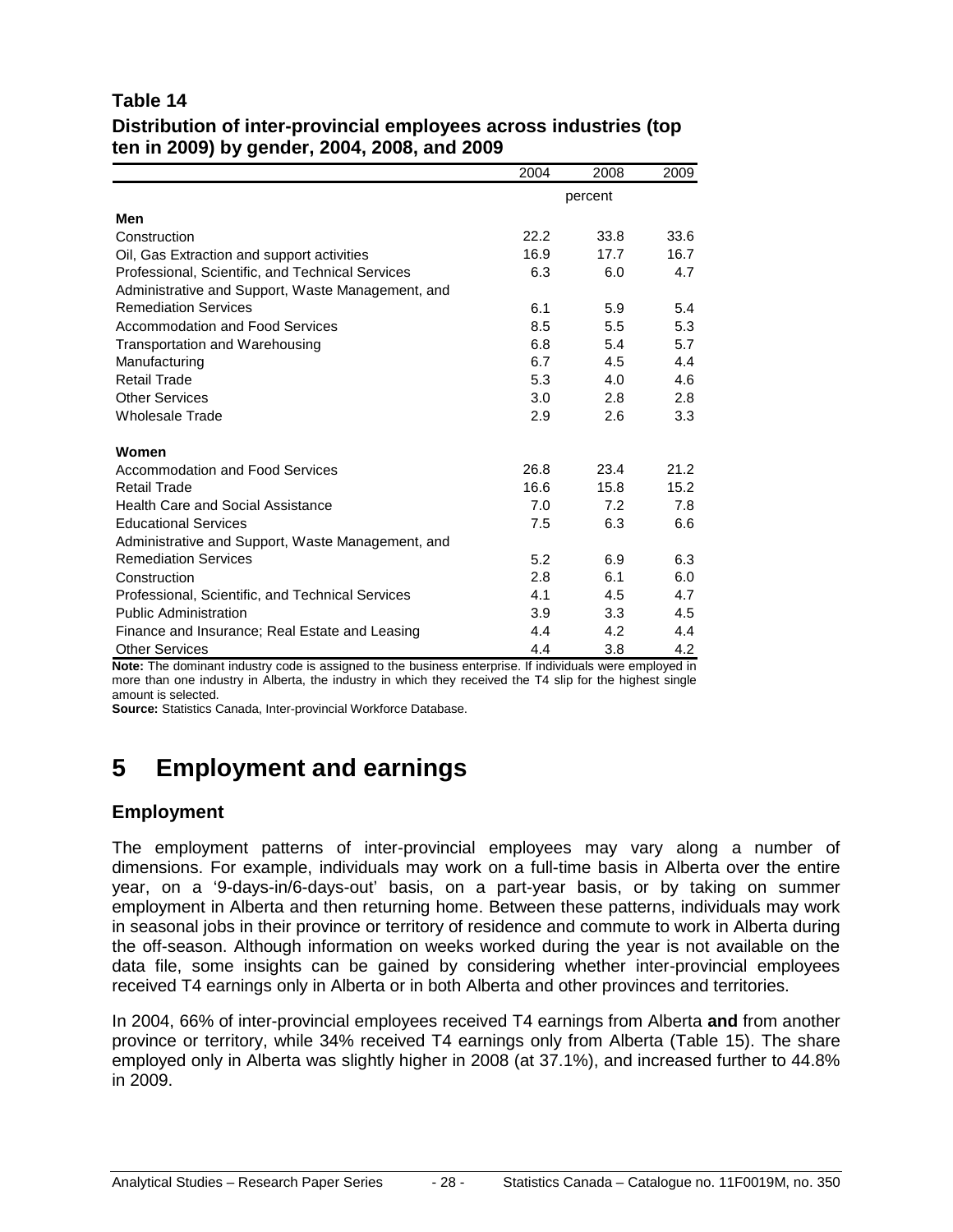**Table 14**
**Distribution of inter-provincial employees across industries (top ten in 2009) by gender, 2004, 2008, and 2009**

| | 2004 | 2008 | 2009 |
|---|---|---|---|
| | percent | | |
| **Men** | | | |
| Construction | 22.2 | 33.8 | 33.6 |
| Oil, Gas Extraction and support activities | 16.9 | 17.7 | 16.7 |
| Professional, Scientific, and Technical Services | 6.3 | 6.0 | 4.7 |
| Administrative and Support, Waste Management, and Remediation Services | 6.1 | 5.9 | 5.4 |
| Accommodation and Food Services | 8.5 | 5.5 | 5.3 |
| Transportation and Warehousing | 6.8 | 5.4 | 5.7 |
| Manufacturing | 6.7 | 4.5 | 4.4 |
| Retail Trade | 5.3 | 4.0 | 4.6 |
| Other Services | 3.0 | 2.8 | 2.8 |
| Wholesale Trade | 2.9 | 2.6 | 3.3 |
| **Women** | | | |
| Accommodation and Food Services | 26.8 | 23.4 | 21.2 |
| Retail Trade | 16.6 | 15.8 | 15.2 |
| Health Care and Social Assistance | 7.0 | 7.2 | 7.8 |
| Educational Services | 7.5 | 6.3 | 6.6 |
| Administrative and Support, Waste Management, and Remediation Services | 5.2 | 6.9 | 6.3 |
| Construction | 2.8 | 6.1 | 6.0 |
| Professional, Scientific, and Technical Services | 4.1 | 4.5 | 4.7 |
| Public Administration | 3.9 | 3.3 | 4.5 |
| Finance and Insurance; Real Estate and Leasing | 4.4 | 4.2 | 4.4 |
| Other Services | 4.4 | 3.8 | 4.2 |

**Note:** The dominant industry code is assigned to the business enterprise. If individuals were employed in more than one industry in Alberta, the industry in which they received the T4 slip for the highest single amount is selected.
**Source:** Statistics Canada, Inter-provincial Workforce Database.

# 5 Employment and earnings

## Employment

The employment patterns of inter-provincial employees may vary along a number of dimensions. For example, individuals may work on a full-time basis in Alberta over the entire year, on a '9-days-in/6-days-out' basis, on a part-year basis, or by taking on summer employment in Alberta and then returning home. Between these patterns, individuals may work in seasonal jobs in their province or territory of residence and commute to work in Alberta during the off-season. Although information on weeks worked during the year is not available on the data file, some insights can be gained by considering whether inter-provincial employees received T4 earnings only in Alberta or in both Alberta and other provinces and territories.

In 2004, 66% of inter-provincial employees received T4 earnings from Alberta **and** from another province or territory, while 34% received T4 earnings only from Alberta (Table 15). The share employed only in Alberta was slightly higher in 2008 (at 37.1%), and increased further to 44.8% in 2009.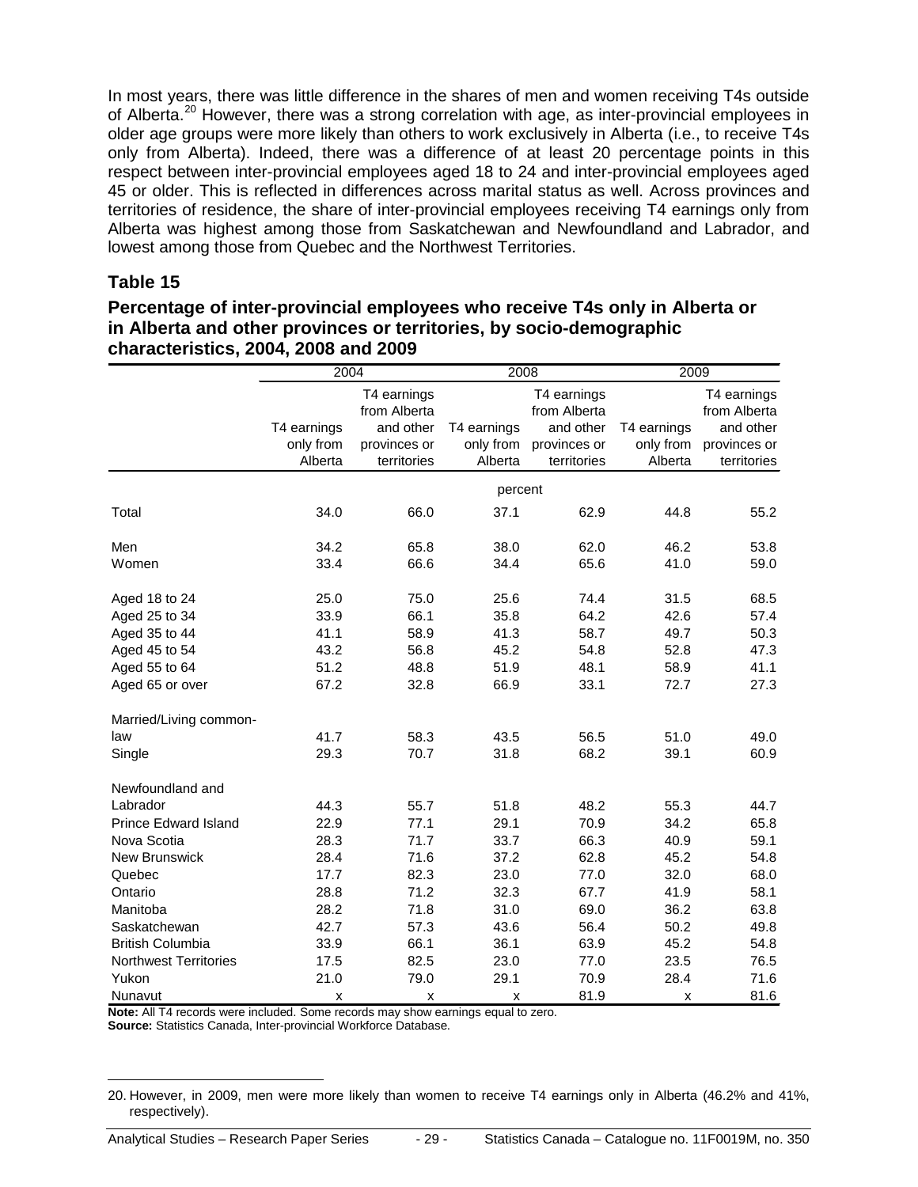In most years, there was little difference in the shares of men and women receiving T4s outside of Alberta.[20] However, there was a strong correlation with age, as inter-provincial employees in older age groups were more likely than others to work exclusively in Alberta (i.e., to receive T4s only from Alberta). Indeed, there was a difference of at least 20 percentage points in this respect between inter-provincial employees aged 18 to 24 and inter-provincial employees aged 45 or older. This is reflected in differences across marital status as well. Across provinces and territories of residence, the share of inter-provincial employees receiving T4 earnings only from Alberta was highest among those from Saskatchewan and Newfoundland and Labrador, and lowest among those from Quebec and the Northwest Territories.

## Table 15

### Percentage of inter-provincial employees who receive T4s only in Alberta or in Alberta and other provinces or territories, by socio-demographic characteristics, 2004, 2008 and 2009

| | 2004 | | 2008 | | 2009 | |
|---|---|---|---|---|---|---|
| | T4 earnings only from Alberta | T4 earnings from Alberta and other provinces or territories | T4 earnings only from Alberta | T4 earnings from Alberta and other provinces or territories | T4 earnings only from Alberta | T4 earnings from Alberta and other provinces or territories |
| | percent | | | | | |
| Total | 34.0 | 66.0 | 37.1 | 62.9 | 44.8 | 55.2 |
| Men | 34.2 | 65.8 | 38.0 | 62.0 | 46.2 | 53.8 |
| Women | 33.4 | 66.6 | 34.4 | 65.6 | 41.0 | 59.0 |
| Aged 18 to 24 | 25.0 | 75.0 | 25.6 | 74.4 | 31.5 | 68.5 |
| Aged 25 to 34 | 33.9 | 66.1 | 35.8 | 64.2 | 42.6 | 57.4 |
| Aged 35 to 44 | 41.1 | 58.9 | 41.3 | 58.7 | 49.7 | 50.3 |
| Aged 45 to 54 | 43.2 | 56.8 | 45.2 | 54.8 | 52.8 | 47.3 |
| Aged 55 to 64 | 51.2 | 48.8 | 51.9 | 48.1 | 58.9 | 41.1 |
| Aged 65 or over | 67.2 | 32.8 | 66.9 | 33.1 | 72.7 | 27.3 |
| Married/Living common-law | 41.7 | 58.3 | 43.5 | 56.5 | 51.0 | 49.0 |
| Single | 29.3 | 70.7 | 31.8 | 68.2 | 39.1 | 60.9 |
| Newfoundland and Labrador | 44.3 | 55.7 | 51.8 | 48.2 | 55.3 | 44.7 |
| Prince Edward Island | 22.9 | 77.1 | 29.1 | 70.9 | 34.2 | 65.8 |
| Nova Scotia | 28.3 | 71.7 | 33.7 | 66.3 | 40.9 | 59.1 |
| New Brunswick | 28.4 | 71.6 | 37.2 | 62.8 | 45.2 | 54.8 |
| Quebec | 17.7 | 82.3 | 23.0 | 77.0 | 32.0 | 68.0 |
| Ontario | 28.8 | 71.2 | 32.3 | 67.7 | 41.9 | 58.1 |
| Manitoba | 28.2 | 71.8 | 31.0 | 69.0 | 36.2 | 63.8 |
| Saskatchewan | 42.7 | 57.3 | 43.6 | 56.4 | 50.2 | 49.8 |
| British Columbia | 33.9 | 66.1 | 36.1 | 63.9 | 45.2 | 54.8 |
| Northwest Territories | 17.5 | 82.5 | 23.0 | 77.0 | 23.5 | 76.5 |
| Yukon | 21.0 | 79.0 | 29.1 | 70.9 | 28.4 | 71.6 |
| Nunavut | x | x | x | 81.9 | x | 81.6 |

**Note:** All T4 records were included. Some records may show earnings equal to zero.
**Source:** Statistics Canada, Inter-provincial Workforce Database.

20. However, in 2009, men were more likely than women to receive T4 earnings only in Alberta (46.2% and 41%, respectively).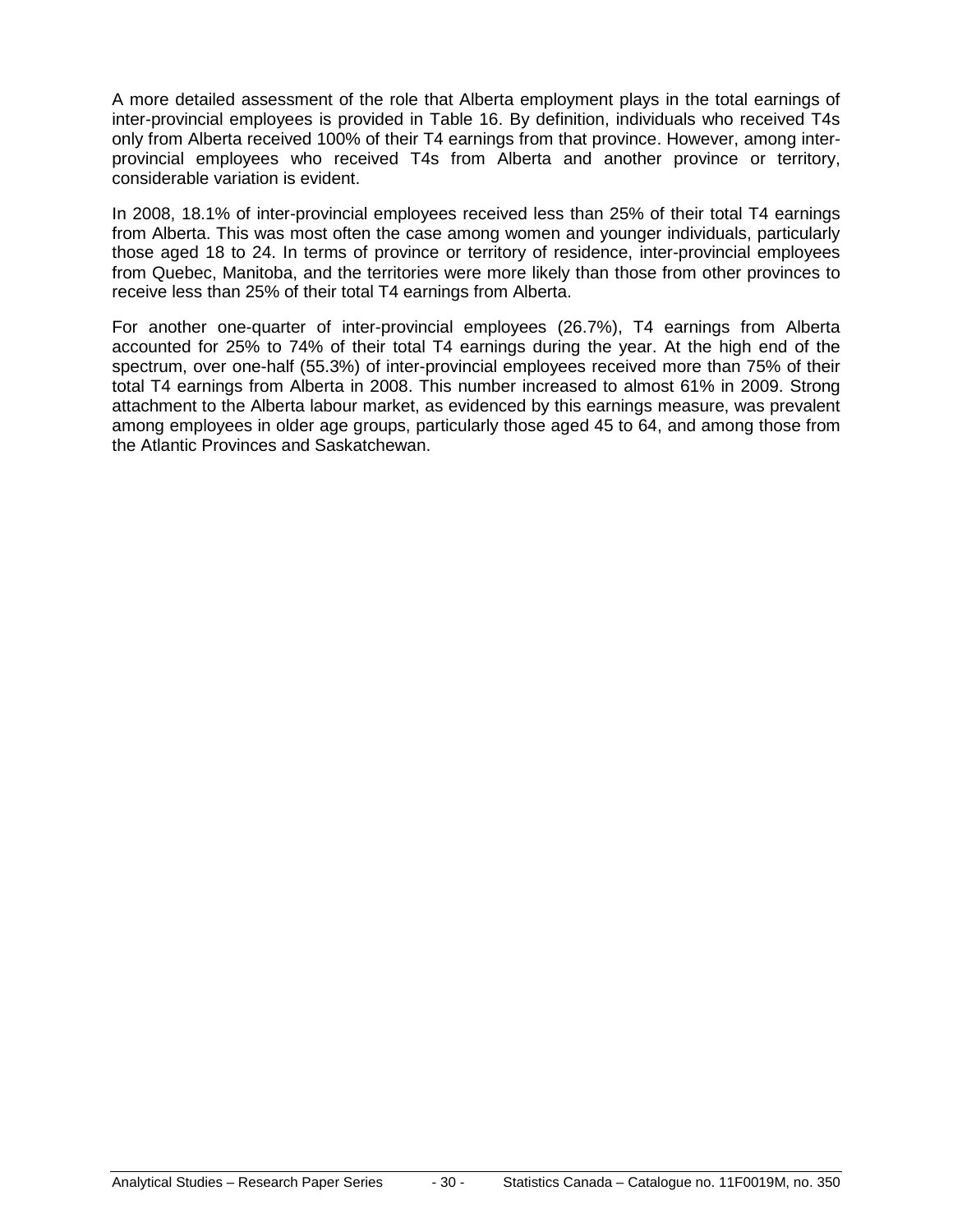A more detailed assessment of the role that Alberta employment plays in the total earnings of inter-provincial employees is provided in Table 16. By definition, individuals who received T4s only from Alberta received 100% of their T4 earnings from that province. However, among inter-provincial employees who received T4s from Alberta and another province or territory, considerable variation is evident.

In 2008, 18.1% of inter-provincial employees received less than 25% of their total T4 earnings from Alberta. This was most often the case among women and younger individuals, particularly those aged 18 to 24. In terms of province or territory of residence, inter-provincial employees from Quebec, Manitoba, and the territories were more likely than those from other provinces to receive less than 25% of their total T4 earnings from Alberta.

For another one-quarter of inter-provincial employees (26.7%), T4 earnings from Alberta accounted for 25% to 74% of their total T4 earnings during the year. At the high end of the spectrum, over one-half (55.3%) of inter-provincial employees received more than 75% of their total T4 earnings from Alberta in 2008. This number increased to almost 61% in 2009. Strong attachment to the Alberta labour market, as evidenced by this earnings measure, was prevalent among employees in older age groups, particularly those aged 45 to 64, and among those from the Atlantic Provinces and Saskatchewan.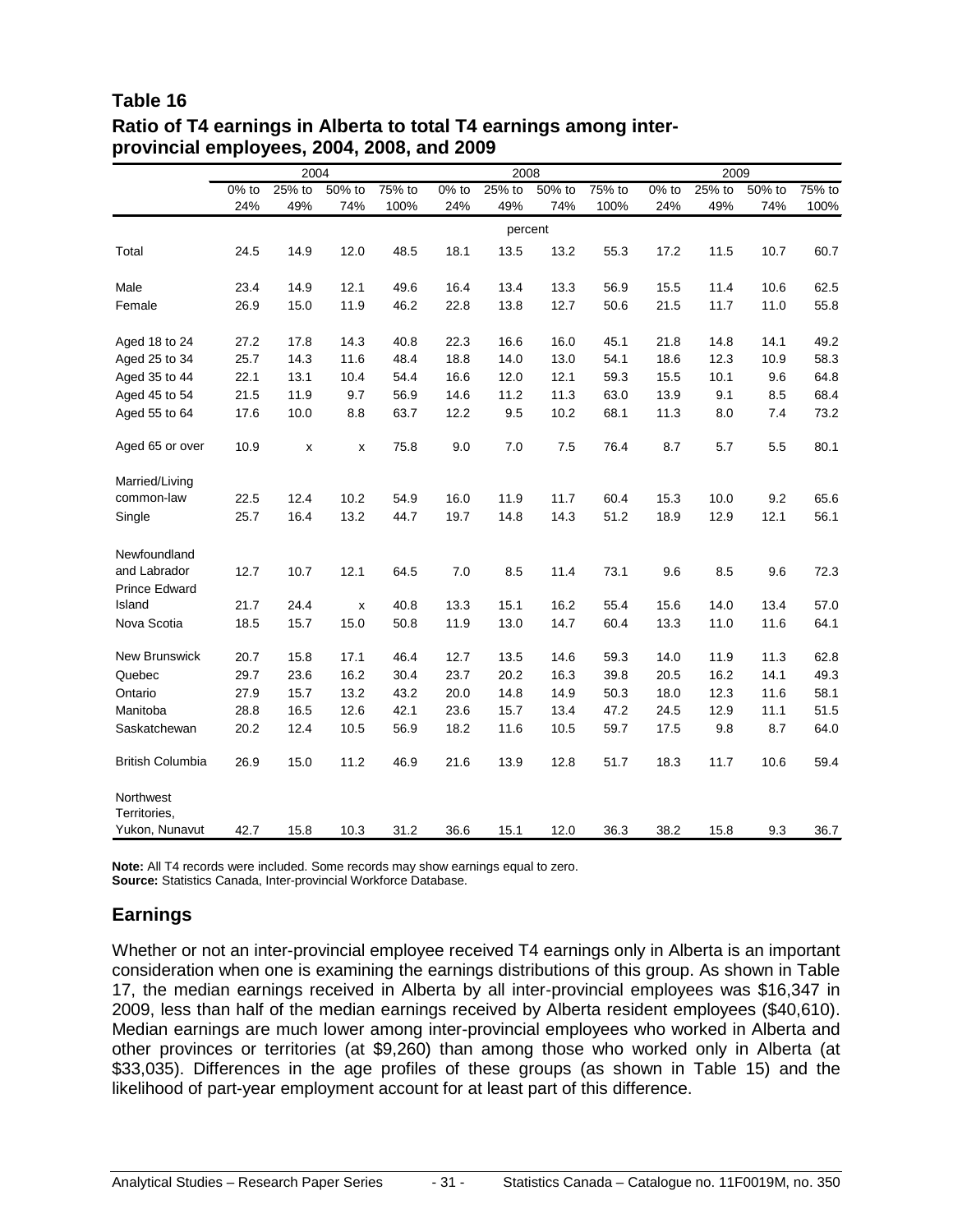**Table 16**
**Ratio of T4 earnings in Alberta to total T4 earnings among inter-provincial employees, 2004, 2008, and 2009**

| | 2004 | | | | 2008 | | | | 2009 | | | |
|---|---|---|---|---|---|---|---|---|---|---|---|---|
| | 0% to 24% | 25% to 49% | 50% to 74% | 75% to 100% | 0% to 24% | 25% to 49% | 50% to 74% | 75% to 100% | 0% to 24% | 25% to 49% | 50% to 74% | 75% to 100% |
| | percent | | | | | | | | | | | |
| Total | 24.5 | 14.9 | 12.0 | 48.5 | 18.1 | 13.5 | 13.2 | 55.3 | 17.2 | 11.5 | 10.7 | 60.7 |
| Male | 23.4 | 14.9 | 12.1 | 49.6 | 16.4 | 13.4 | 13.3 | 56.9 | 15.5 | 11.4 | 10.6 | 62.5 |
| Female | 26.9 | 15.0 | 11.9 | 46.2 | 22.8 | 13.8 | 12.7 | 50.6 | 21.5 | 11.7 | 11.0 | 55.8 |
| Aged 18 to 24 | 27.2 | 17.8 | 14.3 | 40.8 | 22.3 | 16.6 | 16.0 | 45.1 | 21.8 | 14.8 | 14.1 | 49.2 |
| Aged 25 to 34 | 25.7 | 14.3 | 11.6 | 48.4 | 18.8 | 14.0 | 13.0 | 54.1 | 18.6 | 12.3 | 10.9 | 58.3 |
| Aged 35 to 44 | 22.1 | 13.1 | 10.4 | 54.4 | 16.6 | 12.0 | 12.1 | 59.3 | 15.5 | 10.1 | 9.6 | 64.8 |
| Aged 45 to 54 | 21.5 | 11.9 | 9.7 | 56.9 | 14.6 | 11.2 | 11.3 | 63.0 | 13.9 | 9.1 | 8.5 | 68.4 |
| Aged 55 to 64 | 17.6 | 10.0 | 8.8 | 63.7 | 12.2 | 9.5 | 10.2 | 68.1 | 11.3 | 8.0 | 7.4 | 73.2 |
| Aged 65 or over | 10.9 | x | x | 75.8 | 9.0 | 7.0 | 7.5 | 76.4 | 8.7 | 5.7 | 5.5 | 80.1 |
| Married/Living common-law | 22.5 | 12.4 | 10.2 | 54.9 | 16.0 | 11.9 | 11.7 | 60.4 | 15.3 | 10.0 | 9.2 | 65.6 |
| Single | 25.7 | 16.4 | 13.2 | 44.7 | 19.7 | 14.8 | 14.3 | 51.2 | 18.9 | 12.9 | 12.1 | 56.1 |
| Newfoundland and Labrador | 12.7 | 10.7 | 12.1 | 64.5 | 7.0 | 8.5 | 11.4 | 73.1 | 9.6 | 8.5 | 9.6 | 72.3 |
| Prince Edward Island | 21.7 | 24.4 | x | 40.8 | 13.3 | 15.1 | 16.2 | 55.4 | 15.6 | 14.0 | 13.4 | 57.0 |
| Nova Scotia | 18.5 | 15.7 | 15.0 | 50.8 | 11.9 | 13.0 | 14.7 | 60.4 | 13.3 | 11.0 | 11.6 | 64.1 |
| New Brunswick | 20.7 | 15.8 | 17.1 | 46.4 | 12.7 | 13.5 | 14.6 | 59.3 | 14.0 | 11.9 | 11.3 | 62.8 |
| Quebec | 29.7 | 23.6 | 16.2 | 30.4 | 23.7 | 20.2 | 16.3 | 39.8 | 20.5 | 16.2 | 14.1 | 49.3 |
| Ontario | 27.9 | 15.7 | 13.2 | 43.2 | 20.0 | 14.8 | 14.9 | 50.3 | 18.0 | 12.3 | 11.6 | 58.1 |
| Manitoba | 28.8 | 16.5 | 12.6 | 42.1 | 23.6 | 15.7 | 13.4 | 47.2 | 24.5 | 12.9 | 11.1 | 51.5 |
| Saskatchewan | 20.2 | 12.4 | 10.5 | 56.9 | 18.2 | 11.6 | 10.5 | 59.7 | 17.5 | 9.8 | 8.7 | 64.0 |
| British Columbia | 26.9 | 15.0 | 11.2 | 46.9 | 21.6 | 13.9 | 12.8 | 51.7 | 18.3 | 11.7 | 10.6 | 59.4 |
| Northwest Territories, Yukon, Nunavut | 42.7 | 15.8 | 10.3 | 31.2 | 36.6 | 15.1 | 12.0 | 36.3 | 38.2 | 15.8 | 9.3 | 36.7 |

**Note:** All T4 records were included. Some records may show earnings equal to zero.
**Source:** Statistics Canada, Inter-provincial Workforce Database.

## Earnings

Whether or not an inter-provincial employee received T4 earnings only in Alberta is an important consideration when one is examining the earnings distributions of this group. As shown in Table 17, the median earnings received in Alberta by all inter-provincial employees was $16,347 in 2009, less than half of the median earnings received by Alberta resident employees ($40,610). Median earnings are much lower among inter-provincial employees who worked in Alberta and other provinces or territories (at $9,260) than among those who worked only in Alberta (at $33,035). Differences in the age profiles of these groups (as shown in Table 15) and the likelihood of part-year employment account for at least part of this difference.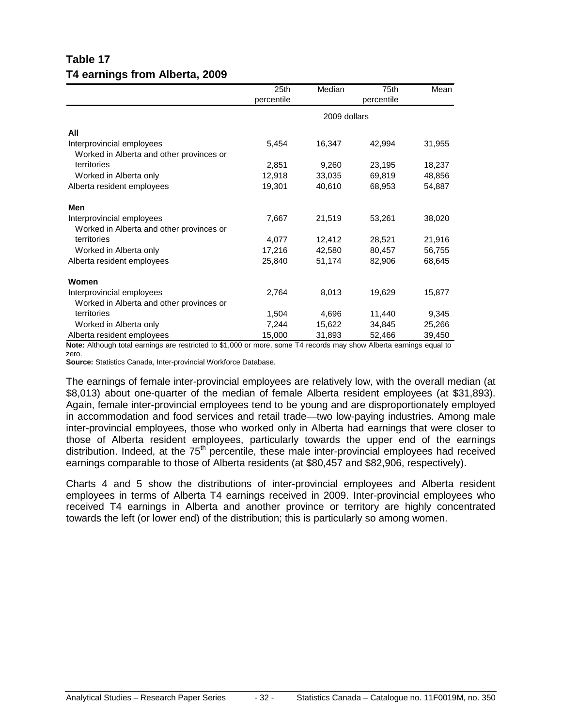## Table 17
## T4 earnings from Alberta, 2009

| | 25th percentile | Median | 75th percentile | Mean |
|---|---|---|---|---|
| | 2009 dollars | | | |
| **All** | | | | |
| Interprovincial employees | 5,454 | 16,347 | 42,994 | 31,955 |
| Worked in Alberta and other provinces or territories | 2,851 | 9,260 | 23,195 | 18,237 |
| Worked in Alberta only | 12,918 | 33,035 | 69,819 | 48,856 |
| Alberta resident employees | 19,301 | 40,610 | 68,953 | 54,887 |
| **Men** | | | | |
| Interprovincial employees | 7,667 | 21,519 | 53,261 | 38,020 |
| Worked in Alberta and other provinces or territories | 4,077 | 12,412 | 28,521 | 21,916 |
| Worked in Alberta only | 17,216 | 42,580 | 80,457 | 56,755 |
| Alberta resident employees | 25,840 | 51,174 | 82,906 | 68,645 |
| **Women** | | | | |
| Interprovincial employees | 2,764 | 8,013 | 19,629 | 15,877 |
| Worked in Alberta and other provinces or territories | 1,504 | 4,696 | 11,440 | 9,345 |
| Worked in Alberta only | 7,244 | 15,622 | 34,845 | 25,266 |
| Alberta resident employees | 15,000 | 31,893 | 52,466 | 39,450 |

**Note:** Although total earnings are restricted to $1,000 or more, some T4 records may show Alberta earnings equal to zero.

**Source:** Statistics Canada, Inter-provincial Workforce Database.

The earnings of female inter-provincial employees are relatively low, with the overall median (at $8,013) about one-quarter of the median of female Alberta resident employees (at $31,893). Again, female inter-provincial employees tend to be young and are disproportionately employed in accommodation and food services and retail trade—two low-paying industries. Among male inter-provincial employees, those who worked only in Alberta had earnings that were closer to those of Alberta resident employees, particularly towards the upper end of the earnings distribution. Indeed, at the 75th percentile, these male inter-provincial employees had received earnings comparable to those of Alberta residents (at $80,457 and $82,906, respectively).

Charts 4 and 5 show the distributions of inter-provincial employees and Alberta resident employees in terms of Alberta T4 earnings received in 2009. Inter-provincial employees who received T4 earnings in Alberta and another province or territory are highly concentrated towards the left (or lower end) of the distribution; this is particularly so among women.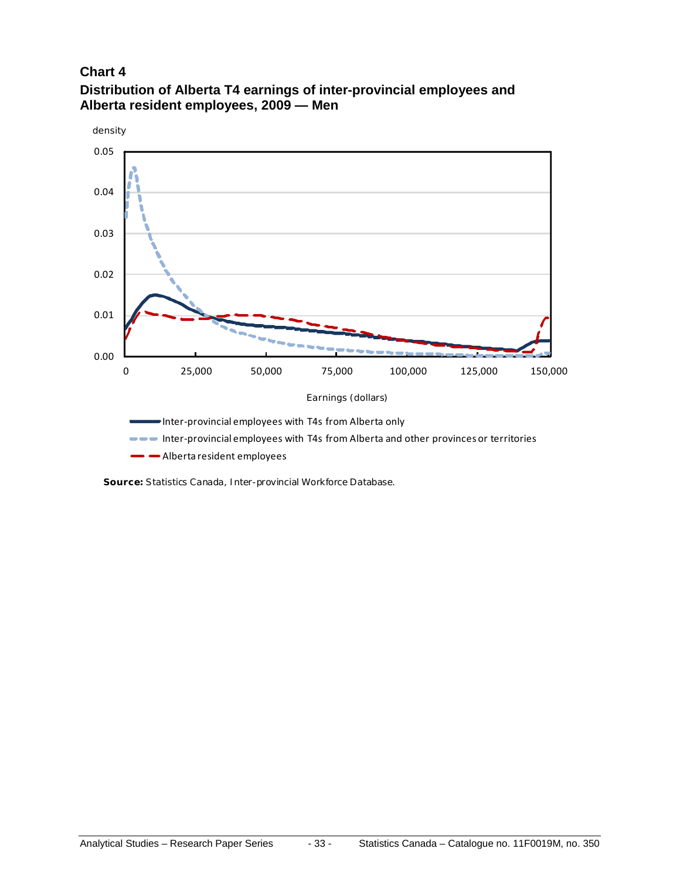**Chart 4**

**Distribution of Alberta T4 earnings of inter-provincial employees and Alberta resident employees, 2009 — Men**

density

0.05
0.04
0.03
0.02
0.01
0.00

0 25,000 50,000 75,000 100,000 125,000 150,000

Earnings (dollars)

Inter-provincial employees with T4s from Alberta only

Inter-provincial employees with T4s from Alberta and other provinces or territories

Alberta resident employees

**Source:** Statistics Canada, Inter-provincial Workforce Database.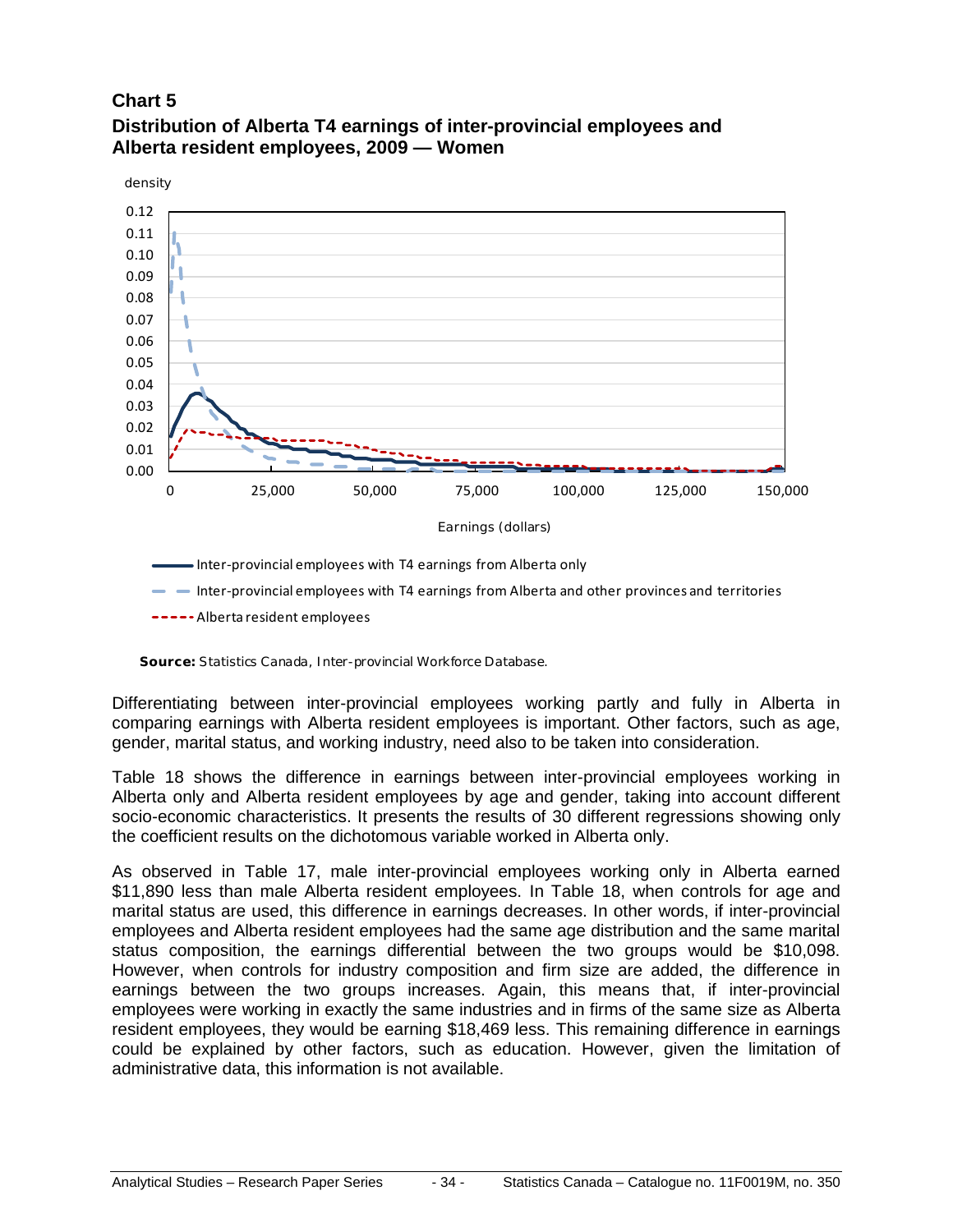**Chart 5**
**Distribution of Alberta T4 earnings of inter-provincial employees and Alberta resident employees, 2009 — Women**

density

Earnings (dollars)

- Inter-provincial employees with T4 earnings from Alberta only
- Inter-provincial employees with T4 earnings from Alberta and other provinces and territories
- Alberta resident employees

**Source:** Statistics Canada, Inter-provincial Workforce Database.

Differentiating between inter-provincial employees working partly and fully in Alberta in comparing earnings with Alberta resident employees is important. Other factors, such as age, gender, marital status, and working industry, need also to be taken into consideration.

Table 18 shows the difference in earnings between inter-provincial employees working in Alberta only and Alberta resident employees by age and gender, taking into account different socio-economic characteristics. It presents the results of 30 different regressions showing only the coefficient results on the dichotomous variable worked in Alberta only.

As observed in Table 17, male inter-provincial employees working only in Alberta earned $11,890 less than male Alberta resident employees. In Table 18, when controls for age and marital status are used, this difference in earnings decreases. In other words, if inter-provincial employees and Alberta resident employees had the same age distribution and the same marital status composition, the earnings differential between the two groups would be $10,098. However, when controls for industry composition and firm size are added, the difference in earnings between the two groups increases. Again, this means that, if inter-provincial employees were working in exactly the same industries and in firms of the same size as Alberta resident employees, they would be earning $18,469 less. This remaining difference in earnings could be explained by other factors, such as education. However, given the limitation of administrative data, this information is not available.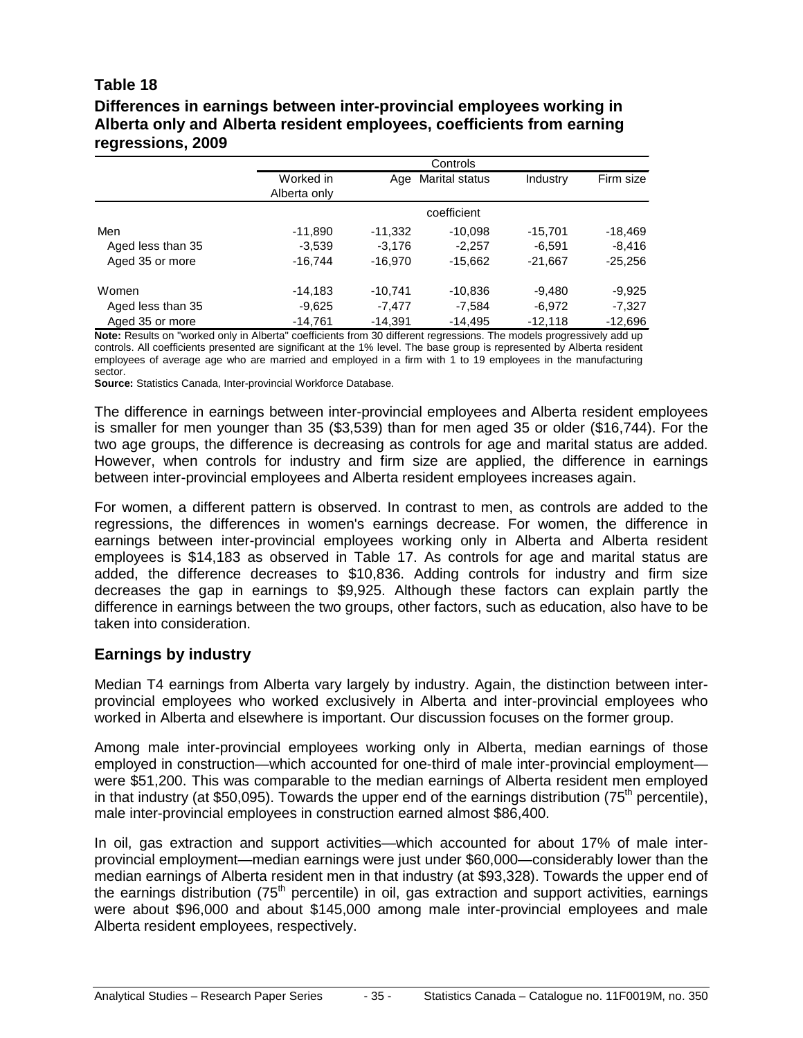**Table 18**

**Differences in earnings between inter-provincial employees working in Alberta only and Alberta resident employees, coefficients from earning regressions, 2009**

| | Controls | | | | |
|---|---|---|---|---|---|
| | Worked in Alberta only | Age | Marital status | Industry | Firm size |
| | coefficient | | | | |
| Men | -11,890 | -11,332 | -10,098 | -15,701 | -18,469 |
| Aged less than 35 | -3,539 | -3,176 | -2,257 | -6,591 | -8,416 |
| Aged 35 or more | -16,744 | -16,970 | -15,662 | -21,667 | -25,256 |
| Women | -14,183 | -10,741 | -10,836 | -9,480 | -9,925 |
| Aged less than 35 | -9,625 | -7,477 | -7,584 | -6,972 | -7,327 |
| Aged 35 or more | -14,761 | -14,391 | -14,495 | -12,118 | -12,696 |

**Note:** Results on "worked only in Alberta" coefficients from 30 different regressions. The models progressively add up controls. All coefficients presented are significant at the 1% level. The base group is represented by Alberta resident employees of average age who are married and employed in a firm with 1 to 19 employees in the manufacturing sector.

**Source:** Statistics Canada, Inter-provincial Workforce Database.

The difference in earnings between inter-provincial employees and Alberta resident employees is smaller for men younger than 35 ($3,539) than for men aged 35 or older ($16,744). For the two age groups, the difference is decreasing as controls for age and marital status are added. However, when controls for industry and firm size are applied, the difference in earnings between inter-provincial employees and Alberta resident employees increases again.

For women, a different pattern is observed. In contrast to men, as controls are added to the regressions, the differences in women's earnings decrease. For women, the difference in earnings between inter-provincial employees working only in Alberta and Alberta resident employees is $14,183 as observed in Table 17. As controls for age and marital status are added, the difference decreases to $10,836. Adding controls for industry and firm size decreases the gap in earnings to $9,925. Although these factors can explain partly the difference in earnings between the two groups, other factors, such as education, also have to be taken into consideration.

## Earnings by industry

Median T4 earnings from Alberta vary largely by industry. Again, the distinction between inter-provincial employees who worked exclusively in Alberta and inter-provincial employees who worked in Alberta and elsewhere is important. Our discussion focuses on the former group.

Among male inter-provincial employees working only in Alberta, median earnings of those employed in construction—which accounted for one-third of male inter-provincial employment—were $51,200. This was comparable to the median earnings of Alberta resident men employed in that industry (at $50,095). Towards the upper end of the earnings distribution (75th percentile), male inter-provincial employees in construction earned almost $86,400.

In oil, gas extraction and support activities—which accounted for about 17% of male inter-provincial employment—median earnings were just under $60,000—considerably lower than the median earnings of Alberta resident men in that industry (at $93,328). Towards the upper end of the earnings distribution (75th percentile) in oil, gas extraction and support activities, earnings were about $96,000 and about $145,000 among male inter-provincial employees and male Alberta resident employees, respectively.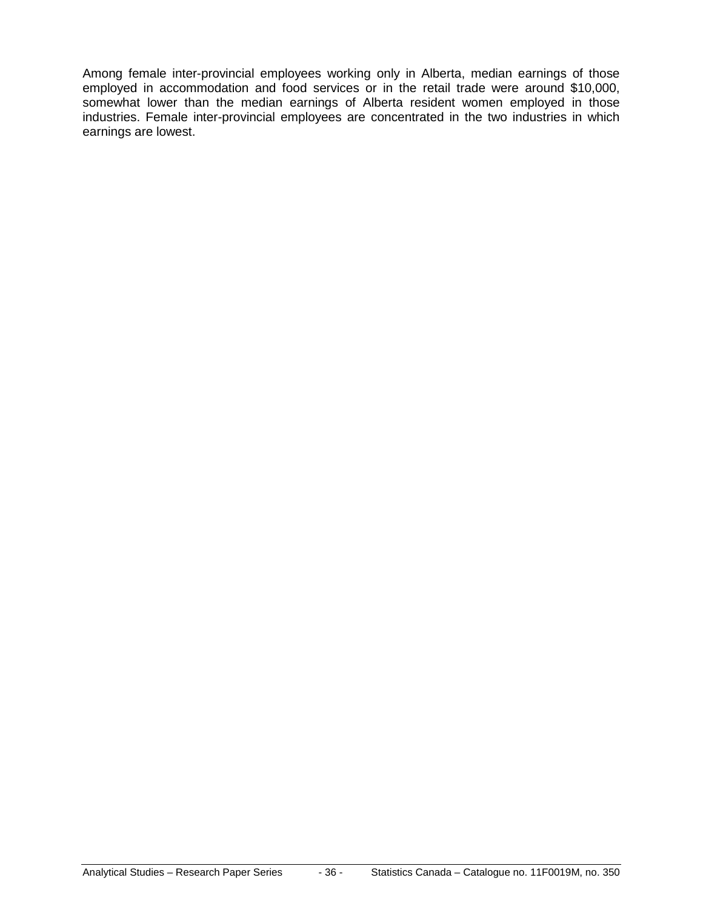Among female inter-provincial employees working only in Alberta, median earnings of those employed in accommodation and food services or in the retail trade were around $10,000, somewhat lower than the median earnings of Alberta resident women employed in those industries. Female inter-provincial employees are concentrated in the two industries in which earnings are lowest.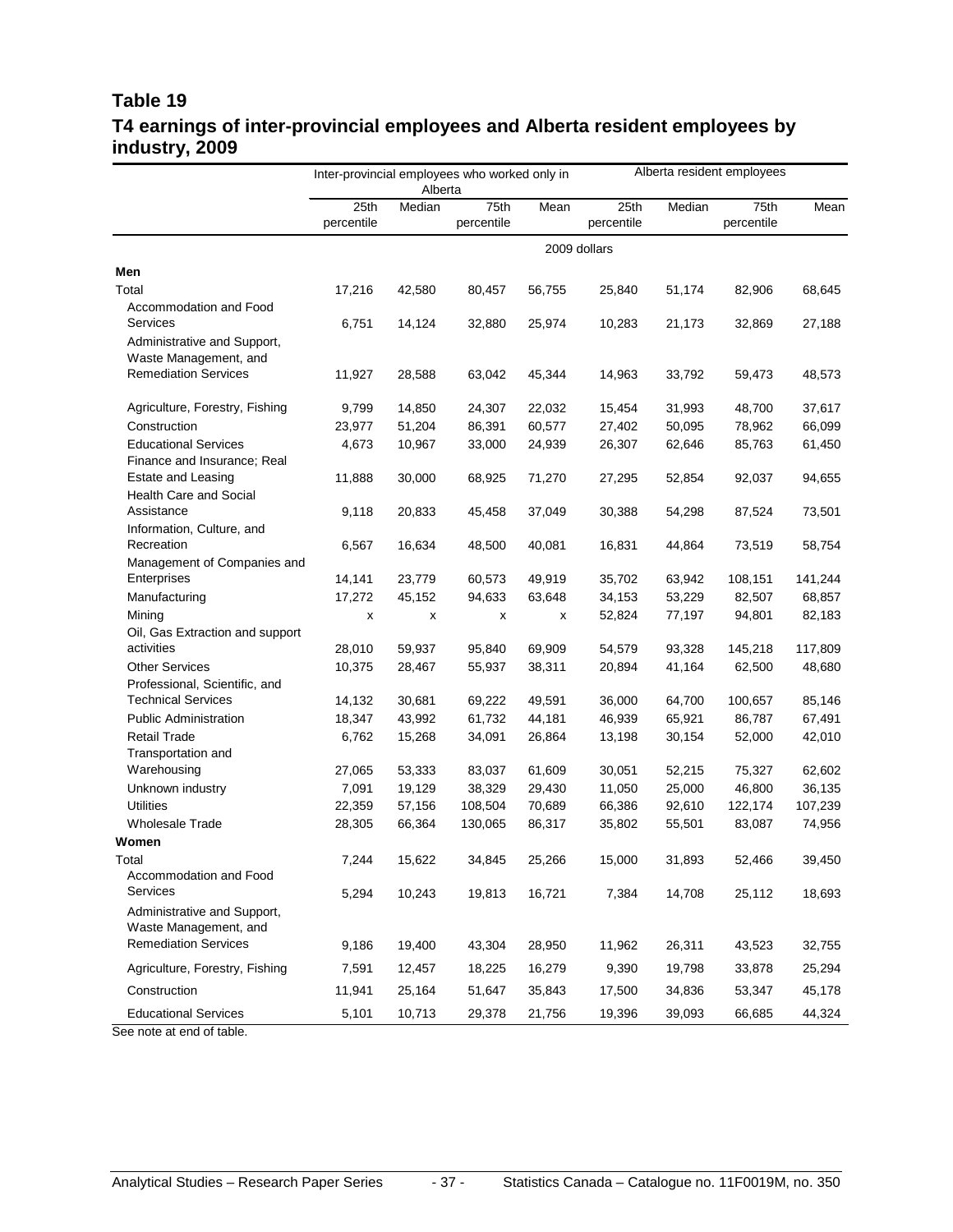## Table 19

## T4 earnings of inter-provincial employees and Alberta resident employees by industry, 2009

| | Inter-provincial employees who worked only in Alberta | | | | Alberta resident employees | | | |
|---|---|---|---|---|---|---|---|---|
| | 25th percentile | Median | 75th percentile | Mean | 25th percentile | Median | 75th percentile | Mean |
| | 2009 dollars | | | | | | | |
| **Men** | | | | | | | | |
| Total | 17,216 | 42,580 | 80,457 | 56,755 | 25,840 | 51,174 | 82,906 | 68,645 |
| Accommodation and Food Services | 6,751 | 14,124 | 32,880 | 25,974 | 10,283 | 21,173 | 32,869 | 27,188 |
| Administrative and Support, Waste Management, and Remediation Services | 11,927 | 28,588 | 63,042 | 45,344 | 14,963 | 33,792 | 59,473 | 48,573 |
| Agriculture, Forestry, Fishing | 9,799 | 14,850 | 24,307 | 22,032 | 15,454 | 31,993 | 48,700 | 37,617 |
| Construction | 23,977 | 51,204 | 86,391 | 60,577 | 27,402 | 50,095 | 78,962 | 66,099 |
| Educational Services | 4,673 | 10,967 | 33,000 | 24,939 | 26,307 | 62,646 | 85,763 | 61,450 |
| Finance and Insurance; Real Estate and Leasing | 11,888 | 30,000 | 68,925 | 71,270 | 27,295 | 52,854 | 92,037 | 94,655 |
| Health Care and Social Assistance | 9,118 | 20,833 | 45,458 | 37,049 | 30,388 | 54,298 | 87,524 | 73,501 |
| Information, Culture, and Recreation | 6,567 | 16,634 | 48,500 | 40,081 | 16,831 | 44,864 | 73,519 | 58,754 |
| Management of Companies and Enterprises | 14,141 | 23,779 | 60,573 | 49,919 | 35,702 | 63,942 | 108,151 | 141,244 |
| Manufacturing | 17,272 | 45,152 | 94,633 | 63,648 | 34,153 | 53,229 | 82,507 | 68,857 |
| Mining | x | x | x | x | 52,824 | 77,197 | 94,801 | 82,183 |
| Oil, Gas Extraction and support activities | 28,010 | 59,937 | 95,840 | 69,909 | 54,579 | 93,328 | 145,218 | 117,809 |
| Other Services | 10,375 | 28,467 | 55,937 | 38,311 | 20,894 | 41,164 | 62,500 | 48,680 |
| Professional, Scientific, and Technical Services | 14,132 | 30,681 | 69,222 | 49,591 | 36,000 | 64,700 | 100,657 | 85,146 |
| Public Administration | 18,347 | 43,992 | 61,732 | 44,181 | 46,939 | 65,921 | 86,787 | 67,491 |
| Retail Trade | 6,762 | 15,268 | 34,091 | 26,864 | 13,198 | 30,154 | 52,000 | 42,010 |
| Transportation and Warehousing | 27,065 | 53,333 | 83,037 | 61,609 | 30,051 | 52,215 | 75,327 | 62,602 |
| Unknown industry | 7,091 | 19,129 | 38,329 | 29,430 | 11,050 | 25,000 | 46,800 | 36,135 |
| Utilities | 22,359 | 57,156 | 108,504 | 70,689 | 66,386 | 92,610 | 122,174 | 107,239 |
| Wholesale Trade | 28,305 | 66,364 | 130,065 | 86,317 | 35,802 | 55,501 | 83,087 | 74,956 |
| **Women** | | | | | | | | |
| Total | 7,244 | 15,622 | 34,845 | 25,266 | 15,000 | 31,893 | 52,466 | 39,450 |
| Accommodation and Food Services | 5,294 | 10,243 | 19,813 | 16,721 | 7,384 | 14,708 | 25,112 | 18,693 |
| Administrative and Support, Waste Management, and Remediation Services | 9,186 | 19,400 | 43,304 | 28,950 | 11,962 | 26,311 | 43,523 | 32,755 |
| Agriculture, Forestry, Fishing | 7,591 | 12,457 | 18,225 | 16,279 | 9,390 | 19,798 | 33,878 | 25,294 |
| Construction | 11,941 | 25,164 | 51,647 | 35,843 | 17,500 | 34,836 | 53,347 | 45,178 |
| Educational Services | 5,101 | 10,713 | 29,378 | 21,756 | 19,396 | 39,093 | 66,685 | 44,324 |

See note at end of table.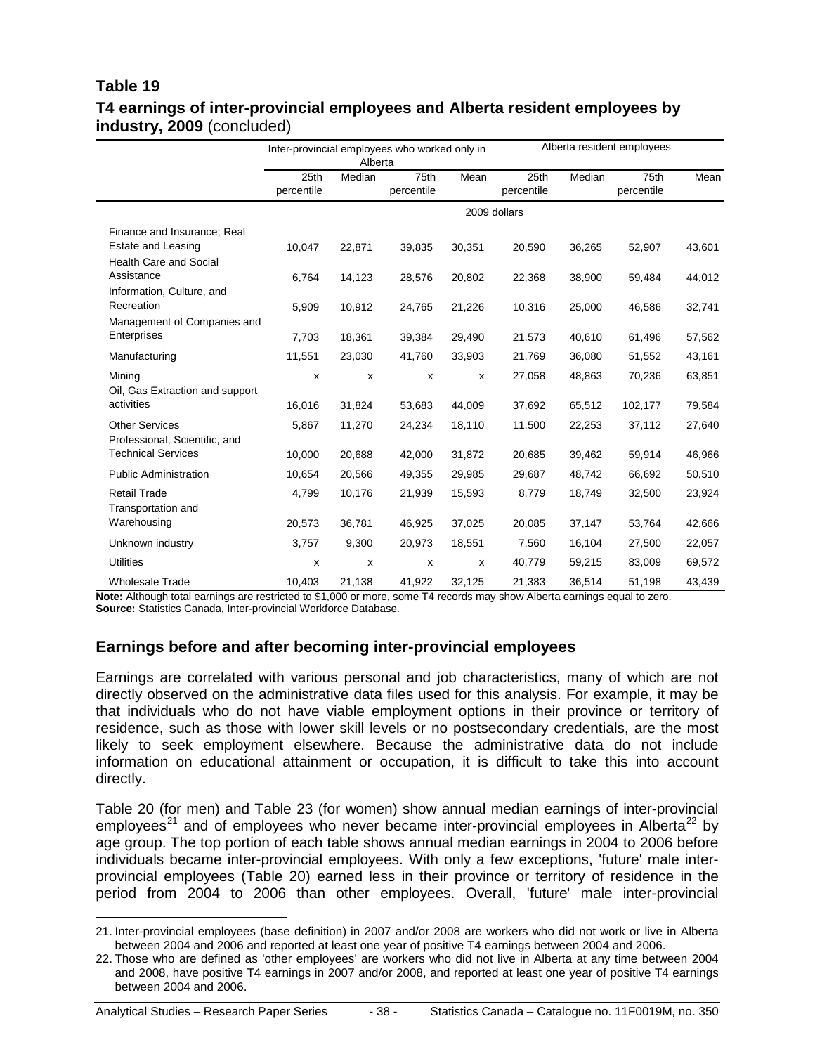## Table 19

**T4 earnings of inter-provincial employees and Alberta resident employees by industry, 2009** (concluded)

| | Inter-provincial employees who worked only in Alberta | | | | Alberta resident employees | | | |
|---|---|---|---|---|---|---|---|---|
| | 25th percentile | Median | 75th percentile | Mean | 25th percentile | Median | 75th percentile | Mean |
| | 2009 dollars | | | | | | | |
| Finance and Insurance; Real Estate and Leasing | 10,047 | 22,871 | 39,835 | 30,351 | 20,590 | 36,265 | 52,907 | 43,601 |
| Health Care and Social Assistance | 6,764 | 14,123 | 28,576 | 20,802 | 22,368 | 38,900 | 59,484 | 44,012 |
| Information, Culture, and Recreation | 5,909 | 10,912 | 24,765 | 21,226 | 10,316 | 25,000 | 46,586 | 32,741 |
| Management of Companies and Enterprises | 7,703 | 18,361 | 39,384 | 29,490 | 21,573 | 40,610 | 61,496 | 57,562 |
| Manufacturing | 11,551 | 23,030 | 41,760 | 33,903 | 21,769 | 36,080 | 51,552 | 43,161 |
| Mining | x | x | x | x | 27,058 | 48,863 | 70,236 | 63,851 |
| Oil, Gas Extraction and support activities | 16,016 | 31,824 | 53,683 | 44,009 | 37,692 | 65,512 | 102,177 | 79,584 |
| Other Services | 5,867 | 11,270 | 24,234 | 18,110 | 11,500 | 22,253 | 37,112 | 27,640 |
| Professional, Scientific, and Technical Services | 10,000 | 20,688 | 42,000 | 31,872 | 20,685 | 39,462 | 59,914 | 46,966 |
| Public Administration | 10,654 | 20,566 | 49,355 | 29,985 | 29,687 | 48,742 | 66,692 | 50,510 |
| Retail Trade | 4,799 | 10,176 | 21,939 | 15,593 | 8,779 | 18,749 | 32,500 | 23,924 |
| Transportation and Warehousing | 20,573 | 36,781 | 46,925 | 37,025 | 20,085 | 37,147 | 53,764 | 42,666 |
| Unknown industry | 3,757 | 9,300 | 20,973 | 18,551 | 7,560 | 16,104 | 27,500 | 22,057 |
| Utilities | x | x | x | x | 40,779 | 59,215 | 83,009 | 69,572 |
| Wholesale Trade | 10,403 | 21,138 | 41,922 | 32,125 | 21,383 | 36,514 | 51,198 | 43,439 |

**Note:** Although total earnings are restricted to $1,000 or more, some T4 records may show Alberta earnings equal to zero.
**Source:** Statistics Canada, Inter-provincial Workforce Database.

## Earnings before and after becoming inter-provincial employees

Earnings are correlated with various personal and job characteristics, many of which are not directly observed on the administrative data files used for this analysis. For example, it may be that individuals who do not have viable employment options in their province or territory of residence, such as those with lower skill levels or no postsecondary credentials, are the most likely to seek employment elsewhere. Because the administrative data do not include information on educational attainment or occupation, it is difficult to take this into account directly.

Table 20 (for men) and Table 23 (for women) show annual median earnings of inter-provincial employees[21] and of employees who never became inter-provincial employees in Alberta[22] by age group. The top portion of each table shows annual median earnings in 2004 to 2006 before individuals became inter-provincial employees. With only a few exceptions, 'future' male inter-provincial employees (Table 20) earned less in their province or territory of residence in the period from 2004 to 2006 than other employees. Overall, 'future' male inter-provincial

21. Inter-provincial employees (base definition) in 2007 and/or 2008 are workers who did not work or live in Alberta between 2004 and 2006 and reported at least one year of positive T4 earnings between 2004 and 2006.

22. Those who are defined as 'other employees' are workers who did not live in Alberta at any time between 2004 and 2008, have positive T4 earnings in 2007 and/or 2008, and reported at least one year of positive T4 earnings between 2004 and 2006.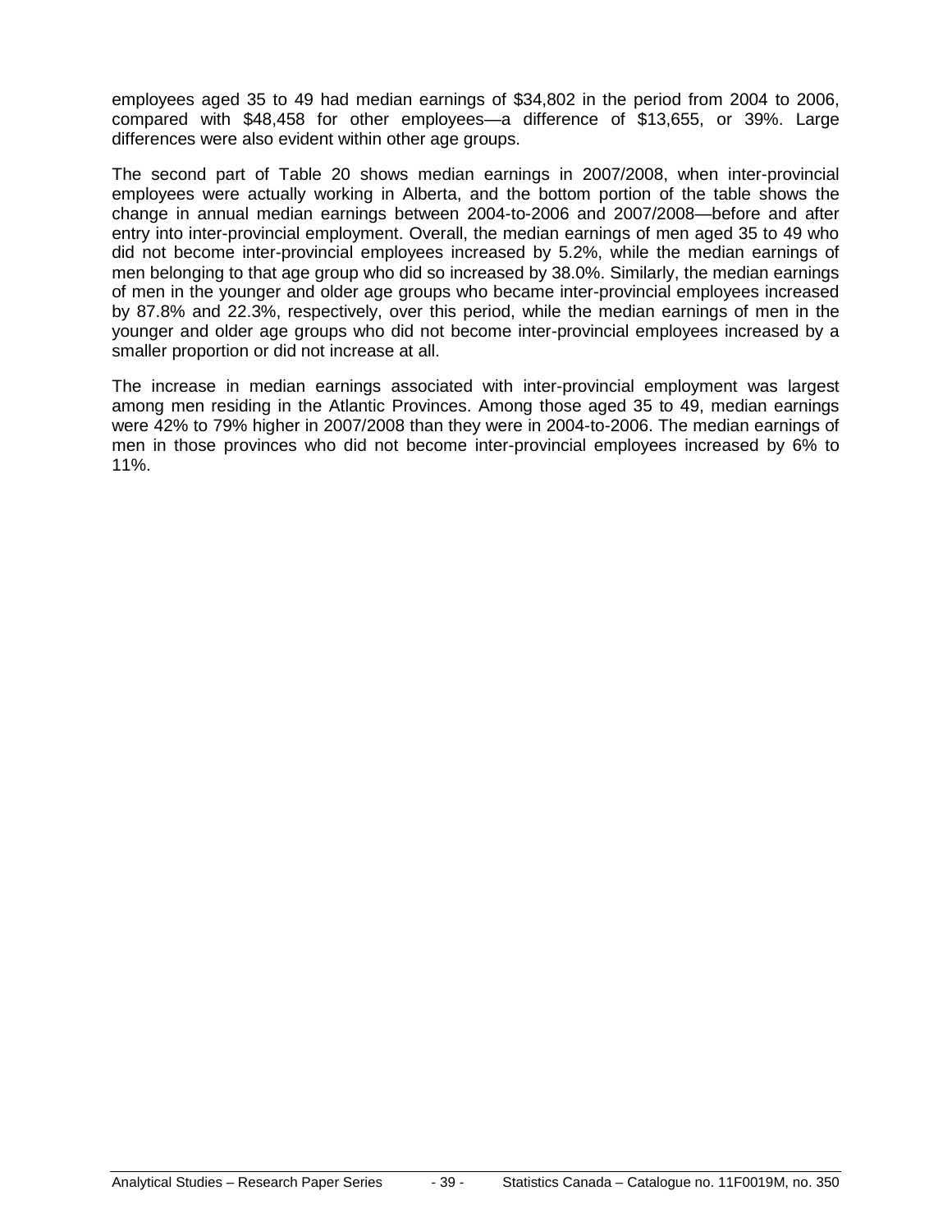employees aged 35 to 49 had median earnings of $34,802 in the period from 2004 to 2006, compared with $48,458 for other employees—a difference of $13,655, or 39%. Large differences were also evident within other age groups.

The second part of Table 20 shows median earnings in 2007/2008, when inter-provincial employees were actually working in Alberta, and the bottom portion of the table shows the change in annual median earnings between 2004-to-2006 and 2007/2008—before and after entry into inter-provincial employment. Overall, the median earnings of men aged 35 to 49 who did not become inter-provincial employees increased by 5.2%, while the median earnings of men belonging to that age group who did so increased by 38.0%. Similarly, the median earnings of men in the younger and older age groups who became inter-provincial employees increased by 87.8% and 22.3%, respectively, over this period, while the median earnings of men in the younger and older age groups who did not become inter-provincial employees increased by a smaller proportion or did not increase at all.

The increase in median earnings associated with inter-provincial employment was largest among men residing in the Atlantic Provinces. Among those aged 35 to 49, median earnings were 42% to 79% higher in 2007/2008 than they were in 2004-to-2006. The median earnings of men in those provinces who did not become inter-provincial employees increased by 6% to 11%.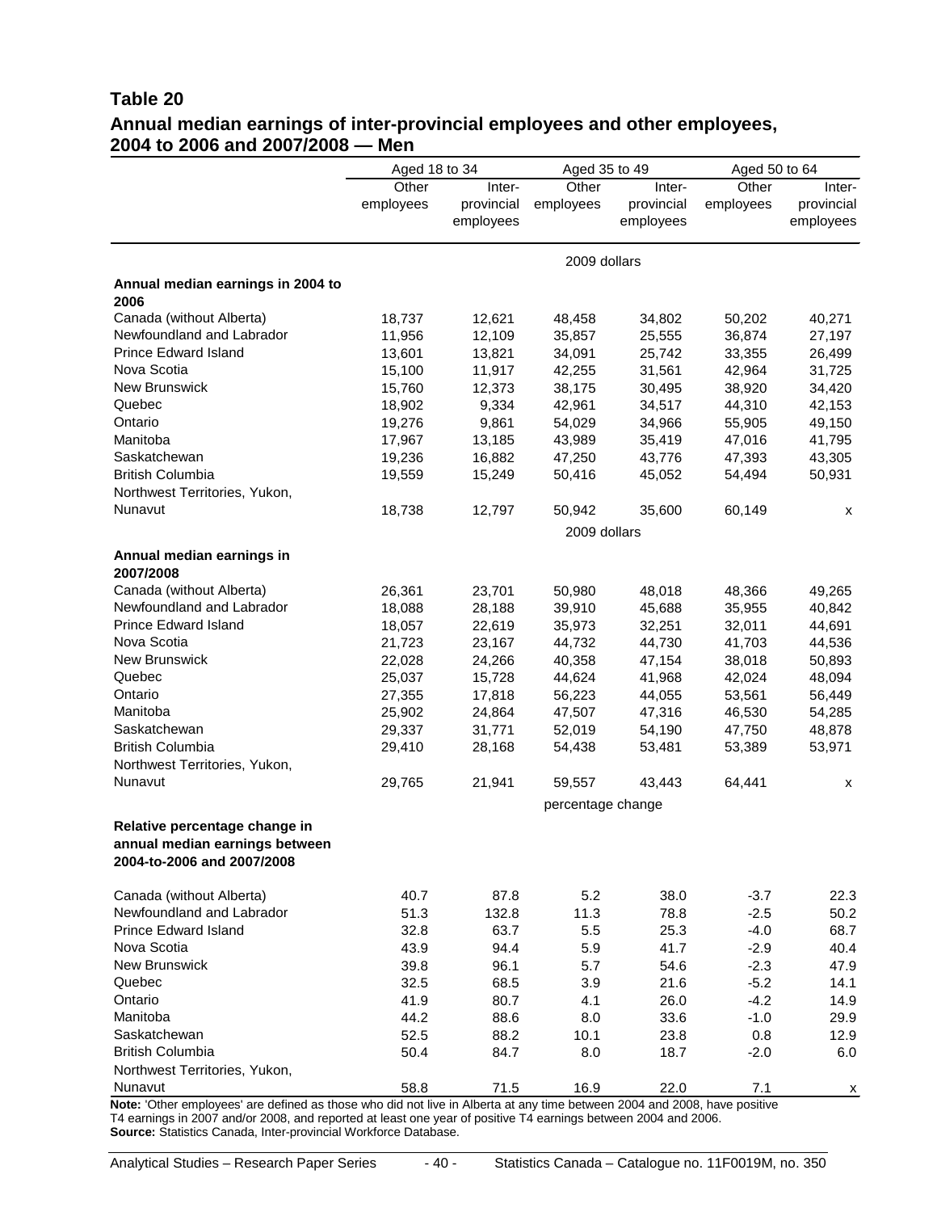## Table 20
### Annual median earnings of inter-provincial employees and other employees, 2004 to 2006 and 2007/2008 — Men

| | Aged 18 to 34 | | Aged 35 to 49 | | Aged 50 to 64 | |
|---|---|---|---|---|---|---|
| | Other employees | Inter-provincial employees | Other employees | Inter-provincial employees | Other employees | Inter-provincial employees |
| | 2009 dollars | | | | | |
| **Annual median earnings in 2004 to 2006** | | | | | | |
| Canada (without Alberta) | 18,737 | 12,621 | 48,458 | 34,802 | 50,202 | 40,271 |
| Newfoundland and Labrador | 11,956 | 12,109 | 35,857 | 25,555 | 36,874 | 27,197 |
| Prince Edward Island | 13,601 | 13,821 | 34,091 | 25,742 | 33,355 | 26,499 |
| Nova Scotia | 15,100 | 11,917 | 42,255 | 31,561 | 42,964 | 31,725 |
| New Brunswick | 15,760 | 12,373 | 38,175 | 30,495 | 38,920 | 34,420 |
| Quebec | 18,902 | 9,334 | 42,961 | 34,517 | 44,310 | 42,153 |
| Ontario | 19,276 | 9,861 | 54,029 | 34,966 | 55,905 | 49,150 |
| Manitoba | 17,967 | 13,185 | 43,989 | 35,419 | 47,016 | 41,795 |
| Saskatchewan | 19,236 | 16,882 | 47,250 | 43,776 | 47,393 | 43,305 |
| British Columbia | 19,559 | 15,249 | 50,416 | 45,052 | 54,494 | 50,931 |
| Northwest Territories, Yukon, Nunavut | 18,738 | 12,797 | 50,942 | 35,600 | 60,149 | x |
| | 2009 dollars | | | | | |
| **Annual median earnings in 2007/2008** | | | | | | |
| Canada (without Alberta) | 26,361 | 23,701 | 50,980 | 48,018 | 48,366 | 49,265 |
| Newfoundland and Labrador | 18,088 | 28,188 | 39,910 | 45,688 | 35,955 | 40,842 |
| Prince Edward Island | 18,057 | 22,619 | 35,973 | 32,251 | 32,011 | 44,691 |
| Nova Scotia | 21,723 | 23,167 | 44,732 | 44,730 | 41,703 | 44,536 |
| New Brunswick | 22,028 | 24,266 | 40,358 | 47,154 | 38,018 | 50,893 |
| Quebec | 25,037 | 15,728 | 44,624 | 41,968 | 42,024 | 48,094 |
| Ontario | 27,355 | 17,818 | 56,223 | 44,055 | 53,561 | 56,449 |
| Manitoba | 25,902 | 24,864 | 47,507 | 47,316 | 46,530 | 54,285 |
| Saskatchewan | 29,337 | 31,771 | 52,019 | 54,190 | 47,750 | 48,878 |
| British Columbia | 29,410 | 28,168 | 54,438 | 53,481 | 53,389 | 53,971 |
| Northwest Territories, Yukon, Nunavut | 29,765 | 21,941 | 59,557 | 43,443 | 64,441 | x |
| | percentage change | | | | | |
| **Relative percentage change in annual median earnings between 2004-to-2006 and 2007/2008** | | | | | | |
| Canada (without Alberta) | 40.7 | 87.8 | 5.2 | 38.0 | -3.7 | 22.3 |
| Newfoundland and Labrador | 51.3 | 132.8 | 11.3 | 78.8 | -2.5 | 50.2 |
| Prince Edward Island | 32.8 | 63.7 | 5.5 | 25.3 | -4.0 | 68.7 |
| Nova Scotia | 43.9 | 94.4 | 5.9 | 41.7 | -2.9 | 40.4 |
| New Brunswick | 39.8 | 96.1 | 5.7 | 54.6 | -2.3 | 47.9 |
| Quebec | 32.5 | 68.5 | 3.9 | 21.6 | -5.2 | 14.1 |
| Ontario | 41.9 | 80.7 | 4.1 | 26.0 | -4.2 | 14.9 |
| Manitoba | 44.2 | 88.6 | 8.0 | 33.6 | -1.0 | 29.9 |
| Saskatchewan | 52.5 | 88.2 | 10.1 | 23.8 | 0.8 | 12.9 |
| British Columbia | 50.4 | 84.7 | 8.0 | 18.7 | -2.0 | 6.0 |
| Northwest Territories, Yukon, Nunavut | 58.8 | 71.5 | 16.9 | 22.0 | 7.1 | x |

**Note:** 'Other employees' are defined as those who did not live in Alberta at any time between 2004 and 2008, have positive T4 earnings in 2007 and/or 2008, and reported at least one year of positive T4 earnings between 2004 and 2006.
**Source:** Statistics Canada, Inter-provincial Workforce Database.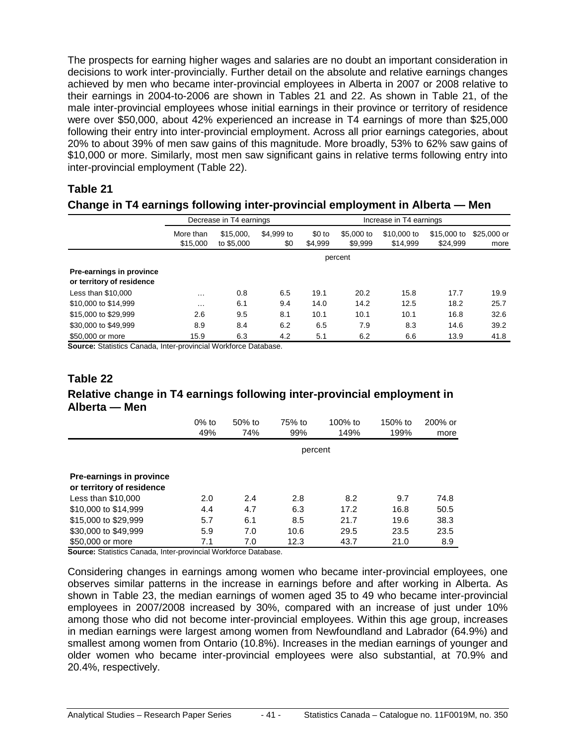The prospects for earning higher wages and salaries are no doubt an important consideration in decisions to work inter-provincially. Further detail on the absolute and relative earnings changes achieved by men who became inter-provincial employees in Alberta in 2007 or 2008 relative to their earnings in 2004-to-2006 are shown in Tables 21 and 22. As shown in Table 21, of the male inter-provincial employees whose initial earnings in their province or territory of residence were over $50,000, about 42% experienced an increase in T4 earnings of more than $25,000 following their entry into inter-provincial employment. Across all prior earnings categories, about 20% to about 39% of men saw gains of this magnitude. More broadly, 53% to 62% saw gains of $10,000 or more. Similarly, most men saw significant gains in relative terms following entry into inter-provincial employment (Table 22).

## Table 21

### Change in T4 earnings following inter-provincial employment in Alberta — Men

| | Decrease in T4 earnings | | | Increase in T4 earnings | | | | |
|---|---|---|---|---|---|---|---|---|
| | More than $15,000 | $15,000, to $5,000 | $4,999 to $0 | $0 to $4,999 | $5,000 to $9,999 | $10,000 to $14,999 | $15,000 to $24,999 | $25,000 or more |
| | percent | | | | | | | |
| **Pre-earnings in province or territory of residence** | | | | | | | | |
| Less than $10,000 | ... | 0.8 | 6.5 | 19.1 | 20.2 | 15.8 | 17.7 | 19.9 |
| $10,000 to $14,999 | ... | 6.1 | 9.4 | 14.0 | 14.2 | 12.5 | 18.2 | 25.7 |
| $15,000 to $29,999 | 2.6 | 9.5 | 8.1 | 10.1 | 10.1 | 10.1 | 16.8 | 32.6 |
| $30,000 to $49,999 | 8.9 | 8.4 | 6.2 | 6.5 | 7.9 | 8.3 | 14.6 | 39.2 |
| $50,000 or more | 15.9 | 6.3 | 4.2 | 5.1 | 6.2 | 6.6 | 13.9 | 41.8 |

**Source:** Statistics Canada, Inter-provincial Workforce Database.

## Table 22

### Relative change in T4 earnings following inter-provincial employment in Alberta — Men

| | 0% to 49% | 50% to 74% | 75% to 99% | 100% to 149% | 150% to 199% | 200% or more |
|---|---|---|---|---|---|---|
| | percent | | | | | |
| **Pre-earnings in province or territory of residence** | | | | | | |
| Less than $10,000 | 2.0 | 2.4 | 2.8 | 8.2 | 9.7 | 74.8 |
| $10,000 to $14,999 | 4.4 | 4.7 | 6.3 | 17.2 | 16.8 | 50.5 |
| $15,000 to $29,999 | 5.7 | 6.1 | 8.5 | 21.7 | 19.6 | 38.3 |
| $30,000 to $49,999 | 5.9 | 7.0 | 10.6 | 29.5 | 23.5 | 23.5 |
| $50,000 or more | 7.1 | 7.0 | 12.3 | 43.7 | 21.0 | 8.9 |

**Source:** Statistics Canada, Inter-provincial Workforce Database.

Considering changes in earnings among women who became inter-provincial employees, one observes similar patterns in the increase in earnings before and after working in Alberta. As shown in Table 23, the median earnings of women aged 35 to 49 who became inter-provincial employees in 2007/2008 increased by 30%, compared with an increase of just under 10% among those who did not become inter-provincial employees. Within this age group, increases in median earnings were largest among women from Newfoundland and Labrador (64.9%) and smallest among women from Ontario (10.8%). Increases in the median earnings of younger and older women who became inter-provincial employees were also substantial, at 70.9% and 20.4%, respectively.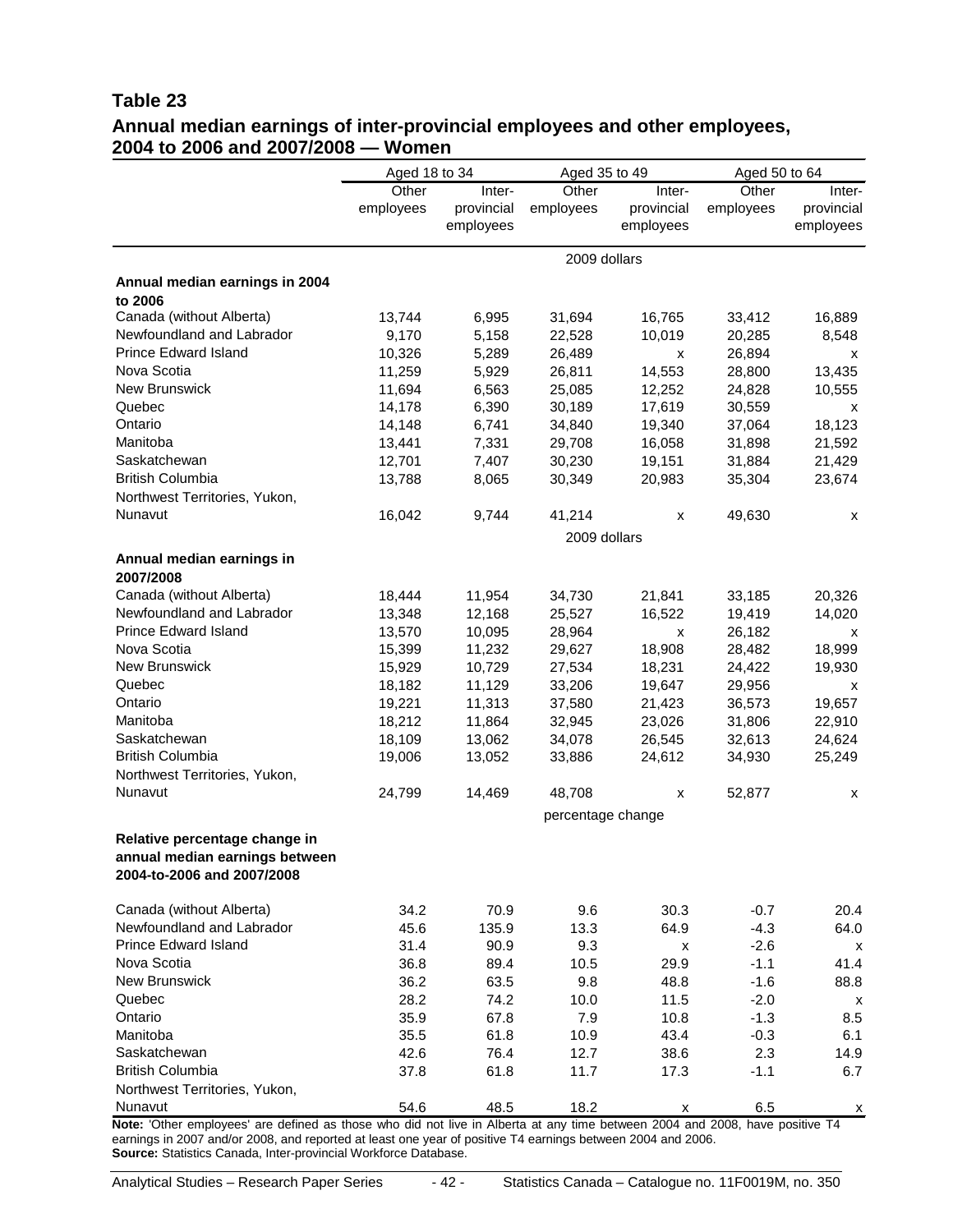## Table 23

### Annual median earnings of inter-provincial employees and other employees, 2004 to 2006 and 2007/2008 — Women

| | Aged 18 to 34 | | Aged 35 to 49 | | Aged 50 to 64 | |
|---|---|---|---|---|---|---|
| | Other employees | Inter-provincial employees | Other employees | Inter-provincial employees | Other employees | Inter-provincial employees |
| | 2009 dollars | | | | | |
| **Annual median earnings in 2004 to 2006** | | | | | | |
| Canada (without Alberta) | 13,744 | 6,995 | 31,694 | 16,765 | 33,412 | 16,889 |
| Newfoundland and Labrador | 9,170 | 5,158 | 22,528 | 10,019 | 20,285 | 8,548 |
| Prince Edward Island | 10,326 | 5,289 | 26,489 | x | 26,894 | x |
| Nova Scotia | 11,259 | 5,929 | 26,811 | 14,553 | 28,800 | 13,435 |
| New Brunswick | 11,694 | 6,563 | 25,085 | 12,252 | 24,828 | 10,555 |
| Quebec | 14,178 | 6,390 | 30,189 | 17,619 | 30,559 | x |
| Ontario | 14,148 | 6,741 | 34,840 | 19,340 | 37,064 | 18,123 |
| Manitoba | 13,441 | 7,331 | 29,708 | 16,058 | 31,898 | 21,592 |
| Saskatchewan | 12,701 | 7,407 | 30,230 | 19,151 | 31,884 | 21,429 |
| British Columbia | 13,788 | 8,065 | 30,349 | 20,983 | 35,304 | 23,674 |
| Northwest Territories, Yukon, Nunavut | 16,042 | 9,744 | 41,214 | x | 49,630 | x |
| | 2009 dollars | | | | | |
| **Annual median earnings in 2007/2008** | | | | | | |
| Canada (without Alberta) | 18,444 | 11,954 | 34,730 | 21,841 | 33,185 | 20,326 |
| Newfoundland and Labrador | 13,348 | 12,168 | 25,527 | 16,522 | 19,419 | 14,020 |
| Prince Edward Island | 13,570 | 10,095 | 28,964 | x | 26,182 | x |
| Nova Scotia | 15,399 | 11,232 | 29,627 | 18,908 | 28,482 | 18,999 |
| New Brunswick | 15,929 | 10,729 | 27,534 | 18,231 | 24,422 | 19,930 |
| Quebec | 18,182 | 11,129 | 33,206 | 19,647 | 29,956 | x |
| Ontario | 19,221 | 11,313 | 37,580 | 21,423 | 36,573 | 19,657 |
| Manitoba | 18,212 | 11,864 | 32,945 | 23,026 | 31,806 | 22,910 |
| Saskatchewan | 18,109 | 13,062 | 34,078 | 26,545 | 32,613 | 24,624 |
| British Columbia | 19,006 | 13,052 | 33,886 | 24,612 | 34,930 | 25,249 |
| Northwest Territories, Yukon, Nunavut | 24,799 | 14,469 | 48,708 | x | 52,877 | x |
| | percentage change | | | | | |
| **Relative percentage change in annual median earnings between 2004-to-2006 and 2007/2008** | | | | | | |
| Canada (without Alberta) | 34.2 | 70.9 | 9.6 | 30.3 | -0.7 | 20.4 |
| Newfoundland and Labrador | 45.6 | 135.9 | 13.3 | 64.9 | -4.3 | 64.0 |
| Prince Edward Island | 31.4 | 90.9 | 9.3 | x | -2.6 | x |
| Nova Scotia | 36.8 | 89.4 | 10.5 | 29.9 | -1.1 | 41.4 |
| New Brunswick | 36.2 | 63.5 | 9.8 | 48.8 | -1.6 | 88.8 |
| Quebec | 28.2 | 74.2 | 10.0 | 11.5 | -2.0 | x |
| Ontario | 35.9 | 67.8 | 7.9 | 10.8 | -1.3 | 8.5 |
| Manitoba | 35.5 | 61.8 | 10.9 | 43.4 | -0.3 | 6.1 |
| Saskatchewan | 42.6 | 76.4 | 12.7 | 38.6 | 2.3 | 14.9 |
| British Columbia | 37.8 | 61.8 | 11.7 | 17.3 | -1.1 | 6.7 |
| Northwest Territories, Yukon, Nunavut | 54.6 | 48.5 | 18.2 | x | 6.5 | x |

**Note:** 'Other employees' are defined as those who did not live in Alberta at any time between 2004 and 2008, have positive T4 earnings in 2007 and/or 2008, and reported at least one year of positive T4 earnings between 2004 and 2006.
**Source:** Statistics Canada, Inter-provincial Workforce Database.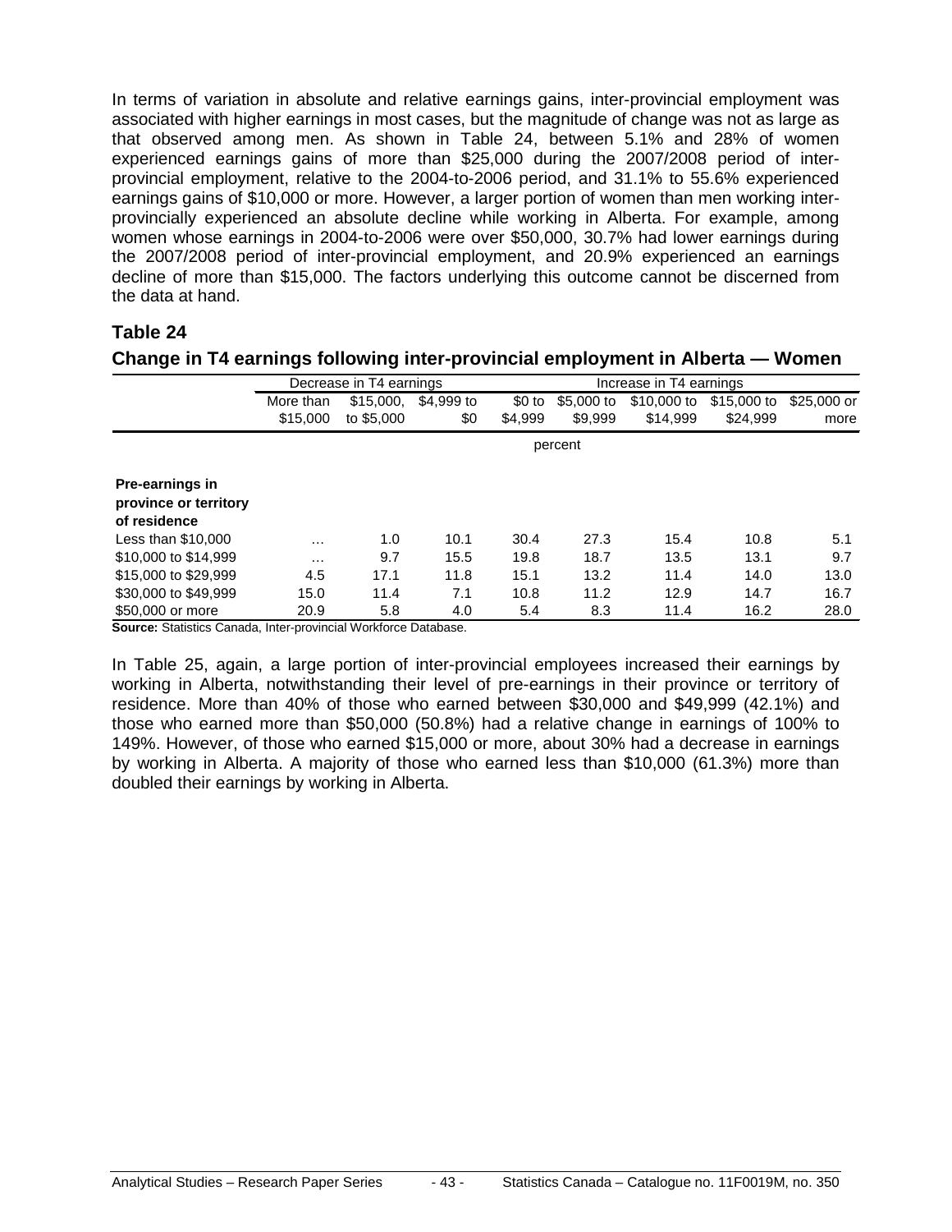In terms of variation in absolute and relative earnings gains, inter-provincial employment was associated with higher earnings in most cases, but the magnitude of change was not as large as that observed among men. As shown in Table 24, between 5.1% and 28% of women experienced earnings gains of more than $25,000 during the 2007/2008 period of inter-provincial employment, relative to the 2004-to-2006 period, and 31.1% to 55.6% experienced earnings gains of $10,000 or more. However, a larger portion of women than men working inter-provincially experienced an absolute decline while working in Alberta. For example, among women whose earnings in 2004-to-2006 were over $50,000, 30.7% had lower earnings during the 2007/2008 period of inter-provincial employment, and 20.9% experienced an earnings decline of more than $15,000. The factors underlying this outcome cannot be discerned from the data at hand.

## Table 24

### Change in T4 earnings following inter-provincial employment in Alberta — Women

| | Decrease in T4 earnings | | | Increase in T4 earnings | | | | |
|---|---|---|---|---|---|---|---|---|
| | More than $15,000 | $15,000, to $5,000 | $4,999 to $0 | $0 to $4,999 | $5,000 to $9,999 | $10,000 to $14,999 | $15,000 to $24,999 | $25,000 or more |
| | percent | | | | | | | |
| **Pre-earnings in province or territory of residence** | | | | | | | | |
| Less than $10,000 | ... | 1.0 | 10.1 | 30.4 | 27.3 | 15.4 | 10.8 | 5.1 |
| $10,000 to $14,999 | ... | 9.7 | 15.5 | 19.8 | 18.7 | 13.5 | 13.1 | 9.7 |
| $15,000 to $29,999 | 4.5 | 17.1 | 11.8 | 15.1 | 13.2 | 11.4 | 14.0 | 13.0 |
| $30,000 to $49,999 | 15.0 | 11.4 | 7.1 | 10.8 | 11.2 | 12.9 | 14.7 | 16.7 |
| $50,000 or more | 20.9 | 5.8 | 4.0 | 5.4 | 8.3 | 11.4 | 16.2 | 28.0 |

**Source:** Statistics Canada, Inter-provincial Workforce Database.

In Table 25, again, a large portion of inter-provincial employees increased their earnings by working in Alberta, notwithstanding their level of pre-earnings in their province or territory of residence. More than 40% of those who earned between $30,000 and $49,999 (42.1%) and those who earned more than $50,000 (50.8%) had a relative change in earnings of 100% to 149%. However, of those who earned $15,000 or more, about 30% had a decrease in earnings by working in Alberta. A majority of those who earned less than $10,000 (61.3%) more than doubled their earnings by working in Alberta.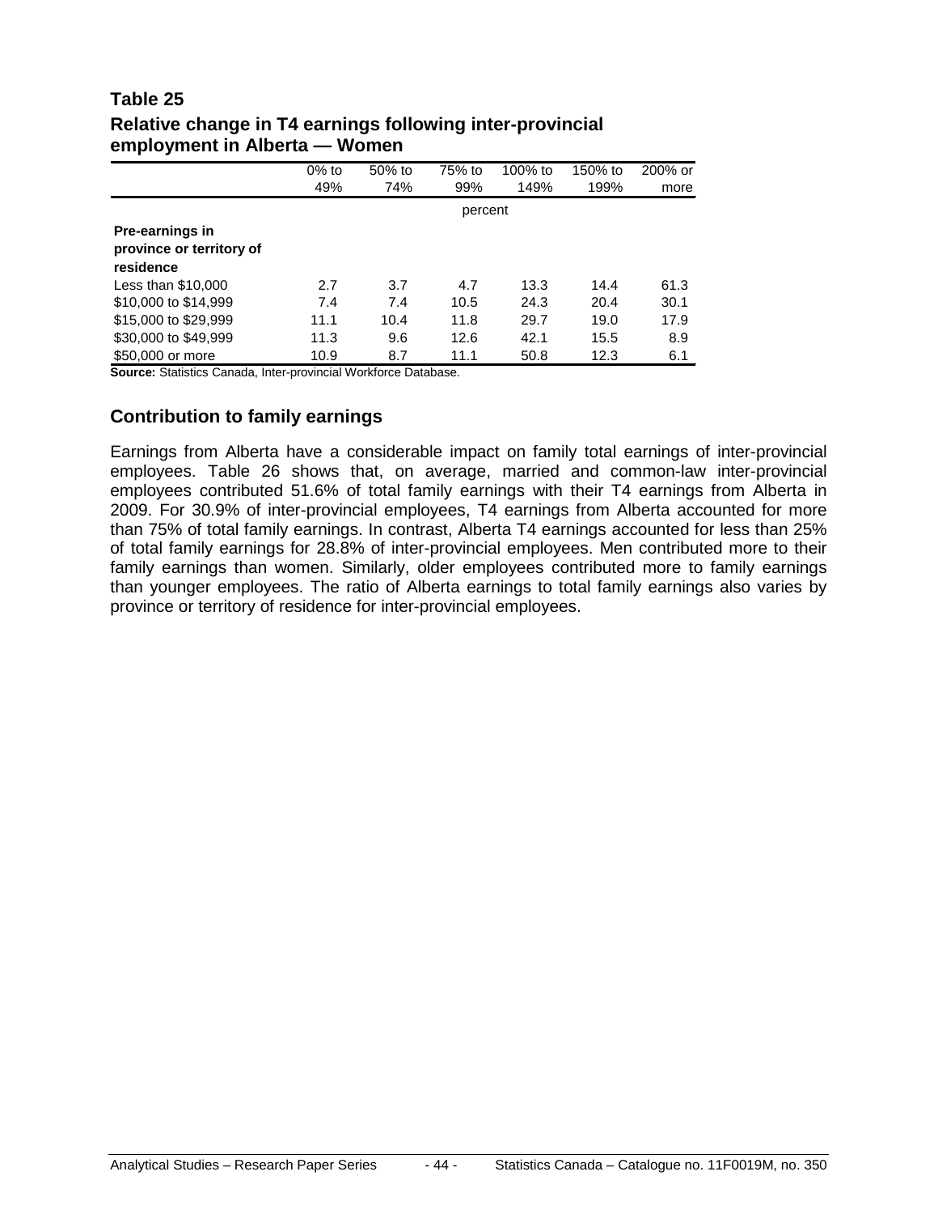## Table 25
**Relative change in T4 earnings following inter-provincial employment in Alberta — Women**

| | 0% to 49% | 50% to 74% | 75% to 99% | 100% to 149% | 150% to 199% | 200% or more |
|---|---|---|---|---|---|---|
| | percent | | | | | |
| **Pre-earnings in province or territory of residence** | | | | | | |
| Less than $10,000 | 2.7 | 3.7 | 4.7 | 13.3 | 14.4 | 61.3 |
| $10,000 to $14,999 | 7.4 | 7.4 | 10.5 | 24.3 | 20.4 | 30.1 |
| $15,000 to $29,999 | 11.1 | 10.4 | 11.8 | 29.7 | 19.0 | 17.9 |
| $30,000 to $49,999 | 11.3 | 9.6 | 12.6 | 42.1 | 15.5 | 8.9 |
| $50,000 or more | 10.9 | 8.7 | 11.1 | 50.8 | 12.3 | 6.1 |

**Source:** Statistics Canada, Inter-provincial Workforce Database.

### Contribution to family earnings

Earnings from Alberta have a considerable impact on family total earnings of inter-provincial employees. Table 26 shows that, on average, married and common-law inter-provincial employees contributed 51.6% of total family earnings with their T4 earnings from Alberta in 2009. For 30.9% of inter-provincial employees, T4 earnings from Alberta accounted for more than 75% of total family earnings. In contrast, Alberta T4 earnings accounted for less than 25% of total family earnings for 28.8% of inter-provincial employees. Men contributed more to their family earnings than women. Similarly, older employees contributed more to family earnings than younger employees. The ratio of Alberta earnings to total family earnings also varies by province or territory of residence for inter-provincial employees.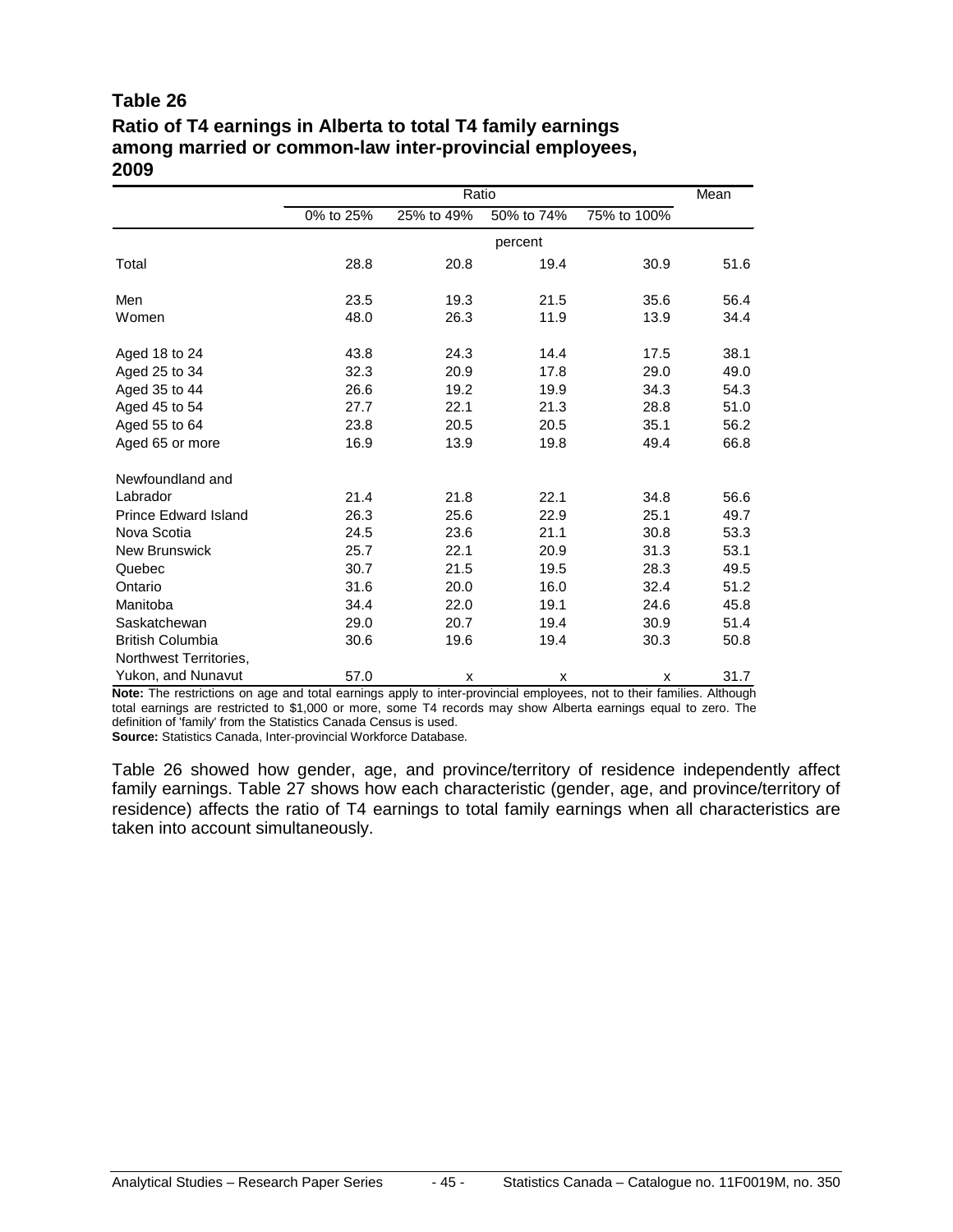**Table 26**
**Ratio of T4 earnings in Alberta to total T4 family earnings among married or common-law inter-provincial employees, 2009**

| | Ratio | | | | Mean |
|---|---|---|---|---|---|
| | 0% to 25% | 25% to 49% | 50% to 74% | 75% to 100% | |
| | percent | | | | |
| Total | 28.8 | 20.8 | 19.4 | 30.9 | 51.6 |
| Men | 23.5 | 19.3 | 21.5 | 35.6 | 56.4 |
| Women | 48.0 | 26.3 | 11.9 | 13.9 | 34.4 |
| Aged 18 to 24 | 43.8 | 24.3 | 14.4 | 17.5 | 38.1 |
| Aged 25 to 34 | 32.3 | 20.9 | 17.8 | 29.0 | 49.0 |
| Aged 35 to 44 | 26.6 | 19.2 | 19.9 | 34.3 | 54.3 |
| Aged 45 to 54 | 27.7 | 22.1 | 21.3 | 28.8 | 51.0 |
| Aged 55 to 64 | 23.8 | 20.5 | 20.5 | 35.1 | 56.2 |
| Aged 65 or more | 16.9 | 13.9 | 19.8 | 49.4 | 66.8 |
| Newfoundland and Labrador | 21.4 | 21.8 | 22.1 | 34.8 | 56.6 |
| Prince Edward Island | 26.3 | 25.6 | 22.9 | 25.1 | 49.7 |
| Nova Scotia | 24.5 | 23.6 | 21.1 | 30.8 | 53.3 |
| New Brunswick | 25.7 | 22.1 | 20.9 | 31.3 | 53.1 |
| Quebec | 30.7 | 21.5 | 19.5 | 28.3 | 49.5 |
| Ontario | 31.6 | 20.0 | 16.0 | 32.4 | 51.2 |
| Manitoba | 34.4 | 22.0 | 19.1 | 24.6 | 45.8 |
| Saskatchewan | 29.0 | 20.7 | 19.4 | 30.9 | 51.4 |
| British Columbia | 30.6 | 19.6 | 19.4 | 30.3 | 50.8 |
| Northwest Territories, Yukon, and Nunavut | 57.0 | x | x | x | 31.7 |

**Note:** The restrictions on age and total earnings apply to inter-provincial employees, not to their families. Although total earnings are restricted to $1,000 or more, some T4 records may show Alberta earnings equal to zero. The definition of 'family' from the Statistics Canada Census is used.
**Source:** Statistics Canada, Inter-provincial Workforce Database.

Table 26 showed how gender, age, and province/territory of residence independently affect family earnings. Table 27 shows how each characteristic (gender, age, and province/territory of residence) affects the ratio of T4 earnings to total family earnings when all characteristics are taken into account simultaneously.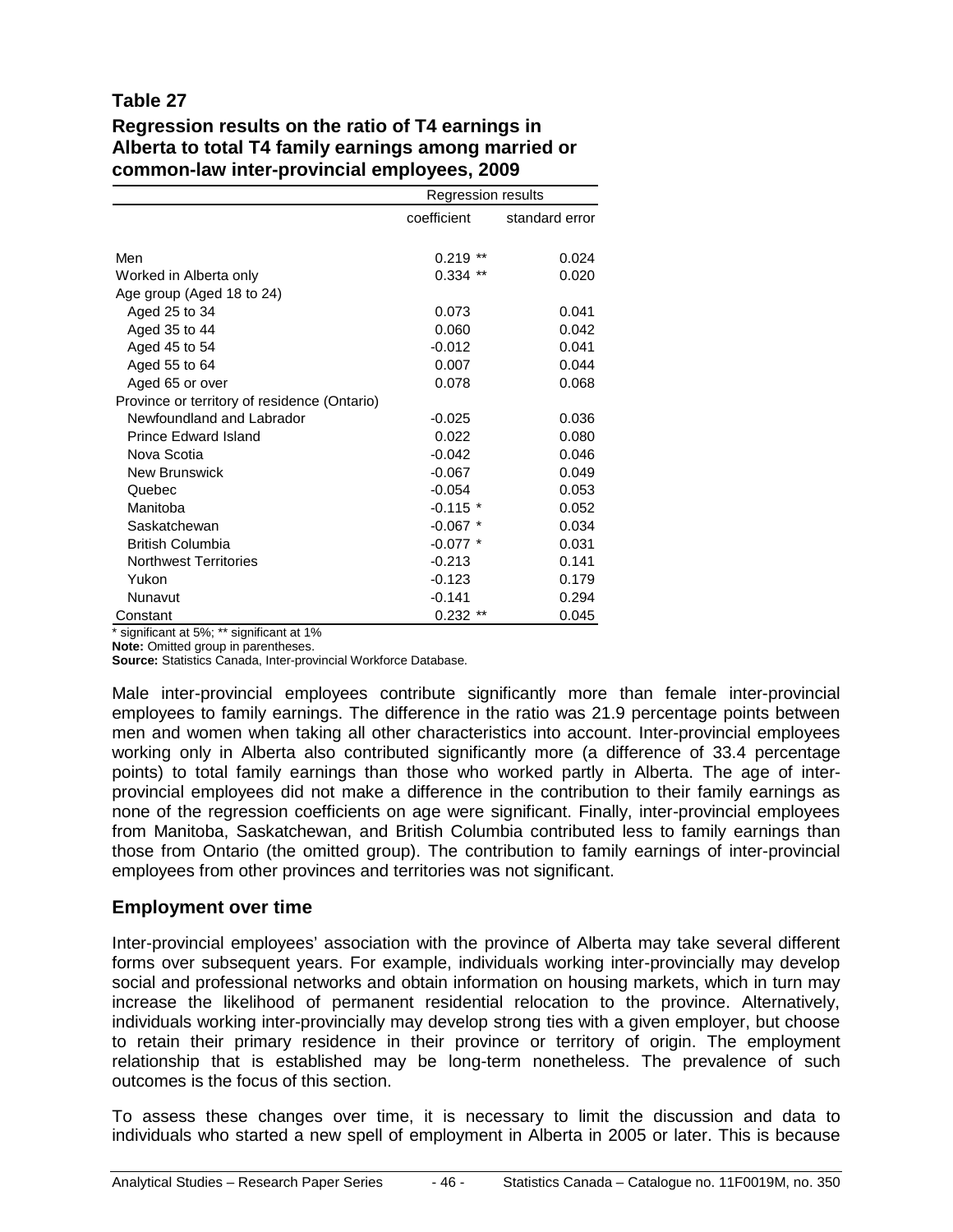**Table 27**

**Regression results on the ratio of T4 earnings in Alberta to total T4 family earnings among married or common-law inter-provincial employees, 2009**

| | Regression results | |
|---|---|---|
| | coefficient | standard error |
| Men | 0.219 ** | 0.024 |
| Worked in Alberta only | 0.334 ** | 0.020 |
| Age group (Aged 18 to 24) | | |
| Aged 25 to 34 | 0.073 | 0.041 |
| Aged 35 to 44 | 0.060 | 0.042 |
| Aged 45 to 54 | -0.012 | 0.041 |
| Aged 55 to 64 | 0.007 | 0.044 |
| Aged 65 or over | 0.078 | 0.068 |
| Province or territory of residence (Ontario) | | |
| Newfoundland and Labrador | -0.025 | 0.036 |
| Prince Edward Island | 0.022 | 0.080 |
| Nova Scotia | -0.042 | 0.046 |
| New Brunswick | -0.067 | 0.049 |
| Quebec | -0.054 | 0.053 |
| Manitoba | -0.115 * | 0.052 |
| Saskatchewan | -0.067 * | 0.034 |
| British Columbia | -0.077 * | 0.031 |
| Northwest Territories | -0.213 | 0.141 |
| Yukon | -0.123 | 0.179 |
| Nunavut | -0.141 | 0.294 |
| Constant | 0.232 ** | 0.045 |

* significant at 5%; ** significant at 1%

**Note:** Omitted group in parentheses.

**Source:** Statistics Canada, Inter-provincial Workforce Database.

Male inter-provincial employees contribute significantly more than female inter-provincial employees to family earnings. The difference in the ratio was 21.9 percentage points between men and women when taking all other characteristics into account. Inter-provincial employees working only in Alberta also contributed significantly more (a difference of 33.4 percentage points) to total family earnings than those who worked partly in Alberta. The age of inter-provincial employees did not make a difference in the contribution to their family earnings as none of the regression coefficients on age were significant. Finally, inter-provincial employees from Manitoba, Saskatchewan, and British Columbia contributed less to family earnings than those from Ontario (the omitted group). The contribution to family earnings of inter-provincial employees from other provinces and territories was not significant.

## Employment over time

Inter-provincial employees' association with the province of Alberta may take several different forms over subsequent years. For example, individuals working inter-provincially may develop social and professional networks and obtain information on housing markets, which in turn may increase the likelihood of permanent residential relocation to the province. Alternatively, individuals working inter-provincially may develop strong ties with a given employer, but choose to retain their primary residence in their province or territory of origin. The employment relationship that is established may be long-term nonetheless. The prevalence of such outcomes is the focus of this section.

To assess these changes over time, it is necessary to limit the discussion and data to individuals who started a new spell of employment in Alberta in 2005 or later. This is because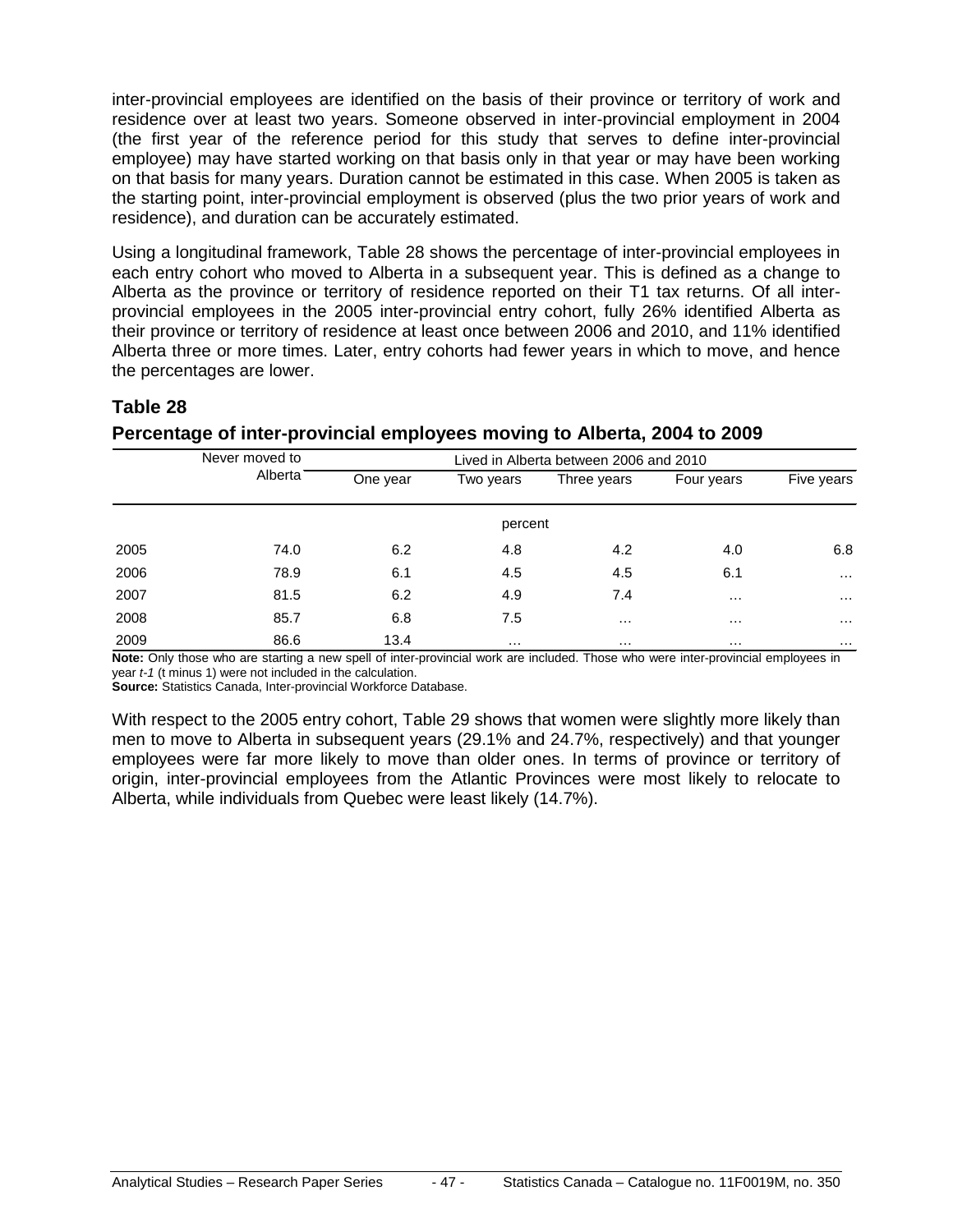inter-provincial employees are identified on the basis of their province or territory of work and residence over at least two years. Someone observed in inter-provincial employment in 2004 (the first year of the reference period for this study that serves to define inter-provincial employee) may have started working on that basis only in that year or may have been working on that basis for many years. Duration cannot be estimated in this case. When 2005 is taken as the starting point, inter-provincial employment is observed (plus the two prior years of work and residence), and duration can be accurately estimated.

Using a longitudinal framework, Table 28 shows the percentage of inter-provincial employees in each entry cohort who moved to Alberta in a subsequent year. This is defined as a change to Alberta as the province or territory of residence reported on their T1 tax returns. Of all inter-provincial employees in the 2005 inter-provincial entry cohort, fully 26% identified Alberta as their province or territory of residence at least once between 2006 and 2010, and 11% identified Alberta three or more times. Later, entry cohorts had fewer years in which to move, and hence the percentages are lower.

## Table 28

### Percentage of inter-provincial employees moving to Alberta, 2004 to 2009

| | Never moved to Alberta | Lived in Alberta between 2006 and 2010 | | | | |
|---|---|---|---|---|---|---|
| | | One year | Two years | Three years | Four years | Five years |
| | percent | | | | | |
| 2005 | 74.0 | 6.2 | 4.8 | 4.2 | 4.0 | 6.8 |
| 2006 | 78.9 | 6.1 | 4.5 | 4.5 | 6.1 | ... |
| 2007 | 81.5 | 6.2 | 4.9 | 7.4 | ... | ... |
| 2008 | 85.7 | 6.8 | 7.5 | ... | ... | ... |
| 2009 | 86.6 | 13.4 | ... | ... | ... | ... |

**Note:** Only those who are starting a new spell of inter-provincial work are included. Those who were inter-provincial employees in year *t-1* (t minus 1) were not included in the calculation.
**Source:** Statistics Canada, Inter-provincial Workforce Database.

With respect to the 2005 entry cohort, Table 29 shows that women were slightly more likely than men to move to Alberta in subsequent years (29.1% and 24.7%, respectively) and that younger employees were far more likely to move than older ones. In terms of province or territory of origin, inter-provincial employees from the Atlantic Provinces were most likely to relocate to Alberta, while individuals from Quebec were least likely (14.7%).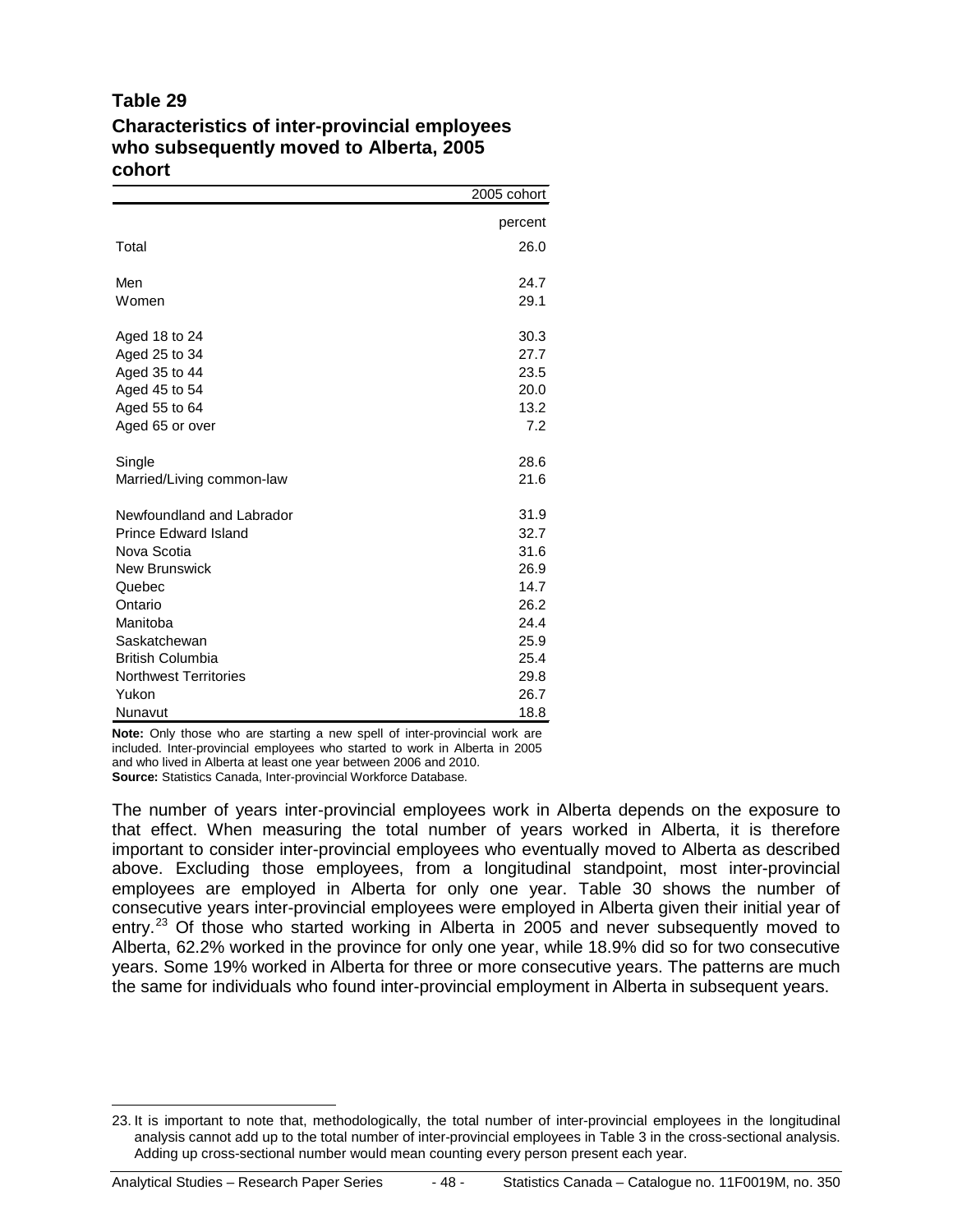## Table 29

### Characteristics of inter-provincial employees who subsequently moved to Alberta, 2005 cohort

| | 2005 cohort |
|---|---|
| | percent |
| Total | 26.0 |
| Men | 24.7 |
| Women | 29.1 |
| Aged 18 to 24 | 30.3 |
| Aged 25 to 34 | 27.7 |
| Aged 35 to 44 | 23.5 |
| Aged 45 to 54 | 20.0 |
| Aged 55 to 64 | 13.2 |
| Aged 65 or over | 7.2 |
| Single | 28.6 |
| Married/Living common-law | 21.6 |
| Newfoundland and Labrador | 31.9 |
| Prince Edward Island | 32.7 |
| Nova Scotia | 31.6 |
| New Brunswick | 26.9 |
| Quebec | 14.7 |
| Ontario | 26.2 |
| Manitoba | 24.4 |
| Saskatchewan | 25.9 |
| British Columbia | 25.4 |
| Northwest Territories | 29.8 |
| Yukon | 26.7 |
| Nunavut | 18.8 |

**Note:** Only those who are starting a new spell of inter-provincial work are included. Inter-provincial employees who started to work in Alberta in 2005 and who lived in Alberta at least one year between 2006 and 2010.
**Source:** Statistics Canada, Inter-provincial Workforce Database.

The number of years inter-provincial employees work in Alberta depends on the exposure to that effect. When measuring the total number of years worked in Alberta, it is therefore important to consider inter-provincial employees who eventually moved to Alberta as described above. Excluding those employees, from a longitudinal standpoint, most inter-provincial employees are employed in Alberta for only one year. Table 30 shows the number of consecutive years inter-provincial employees were employed in Alberta given their initial year of entry.[23] Of those who started working in Alberta in 2005 and never subsequently moved to Alberta, 62.2% worked in the province for only one year, while 18.9% did so for two consecutive years. Some 19% worked in Alberta for three or more consecutive years. The patterns are much the same for individuals who found inter-provincial employment in Alberta in subsequent years.

23. It is important to note that, methodologically, the total number of inter-provincial employees in the longitudinal analysis cannot add up to the total number of inter-provincial employees in Table 3 in the cross-sectional analysis. Adding up cross-sectional number would mean counting every person present each year.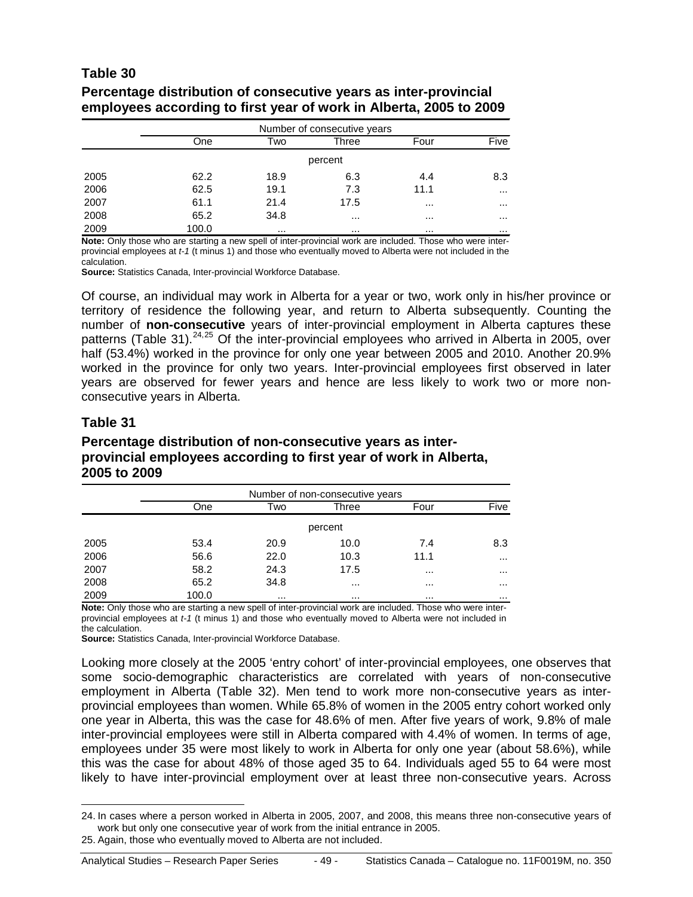## Table 30

### Percentage distribution of consecutive years as inter-provincial employees according to first year of work in Alberta, 2005 to 2009

| | Number of consecutive years | | | | |
|---|---|---|---|---|---|
| | One | Two | Three | Four | Five |
| | percent | | | | |
| 2005 | 62.2 | 18.9 | 6.3 | 4.4 | 8.3 |
| 2006 | 62.5 | 19.1 | 7.3 | 11.1 | ... |
| 2007 | 61.1 | 21.4 | 17.5 | ... | ... |
| 2008 | 65.2 | 34.8 | ... | ... | ... |
| 2009 | 100.0 | ... | ... | ... | ... |

**Note:** Only those who are starting a new spell of inter-provincial work are included. Those who were inter-provincial employees at *t-1* (t minus 1) and those who eventually moved to Alberta were not included in the calculation.

**Source:** Statistics Canada, Inter-provincial Workforce Database.

Of course, an individual may work in Alberta for a year or two, work only in his/her province or territory of residence the following year, and return to Alberta subsequently. Counting the number of **non-consecutive** years of inter-provincial employment in Alberta captures these patterns (Table 31).[24,25] Of the inter-provincial employees who arrived in Alberta in 2005, over half (53.4%) worked in the province for only one year between 2005 and 2010. Another 20.9% worked in the province for only two years. Inter-provincial employees first observed in later years are observed for fewer years and hence are less likely to work two or more non-consecutive years in Alberta.

## Table 31

### Percentage distribution of non-consecutive years as inter-provincial employees according to first year of work in Alberta, 2005 to 2009

| | Number of non-consecutive years | | | | |
|---|---|---|---|---|---|
| | One | Two | Three | Four | Five |
| | percent | | | | |
| 2005 | 53.4 | 20.9 | 10.0 | 7.4 | 8.3 |
| 2006 | 56.6 | 22.0 | 10.3 | 11.1 | ... |
| 2007 | 58.2 | 24.3 | 17.5 | ... | ... |
| 2008 | 65.2 | 34.8 | ... | ... | ... |
| 2009 | 100.0 | ... | ... | ... | ... |

**Note:** Only those who are starting a new spell of inter-provincial work are included. Those who were inter-provincial employees at *t-1* (t minus 1) and those who eventually moved to Alberta were not included in the calculation.

**Source:** Statistics Canada, Inter-provincial Workforce Database.

Looking more closely at the 2005 'entry cohort' of inter-provincial employees, one observes that some socio-demographic characteristics are correlated with years of non-consecutive employment in Alberta (Table 32). Men tend to work more non-consecutive years as inter-provincial employees than women. While 65.8% of women in the 2005 entry cohort worked only one year in Alberta, this was the case for 48.6% of men. After five years of work, 9.8% of male inter-provincial employees were still in Alberta compared with 4.4% of women. In terms of age, employees under 35 were most likely to work in Alberta for only one year (about 58.6%), while this was the case for about 48% of those aged 35 to 64. Individuals aged 55 to 64 were most likely to have inter-provincial employment over at least three non-consecutive years. Across

24. In cases where a person worked in Alberta in 2005, 2007, and 2008, this means three non-consecutive years of work but only one consecutive year of work from the initial entrance in 2005.

25. Again, those who eventually moved to Alberta are not included.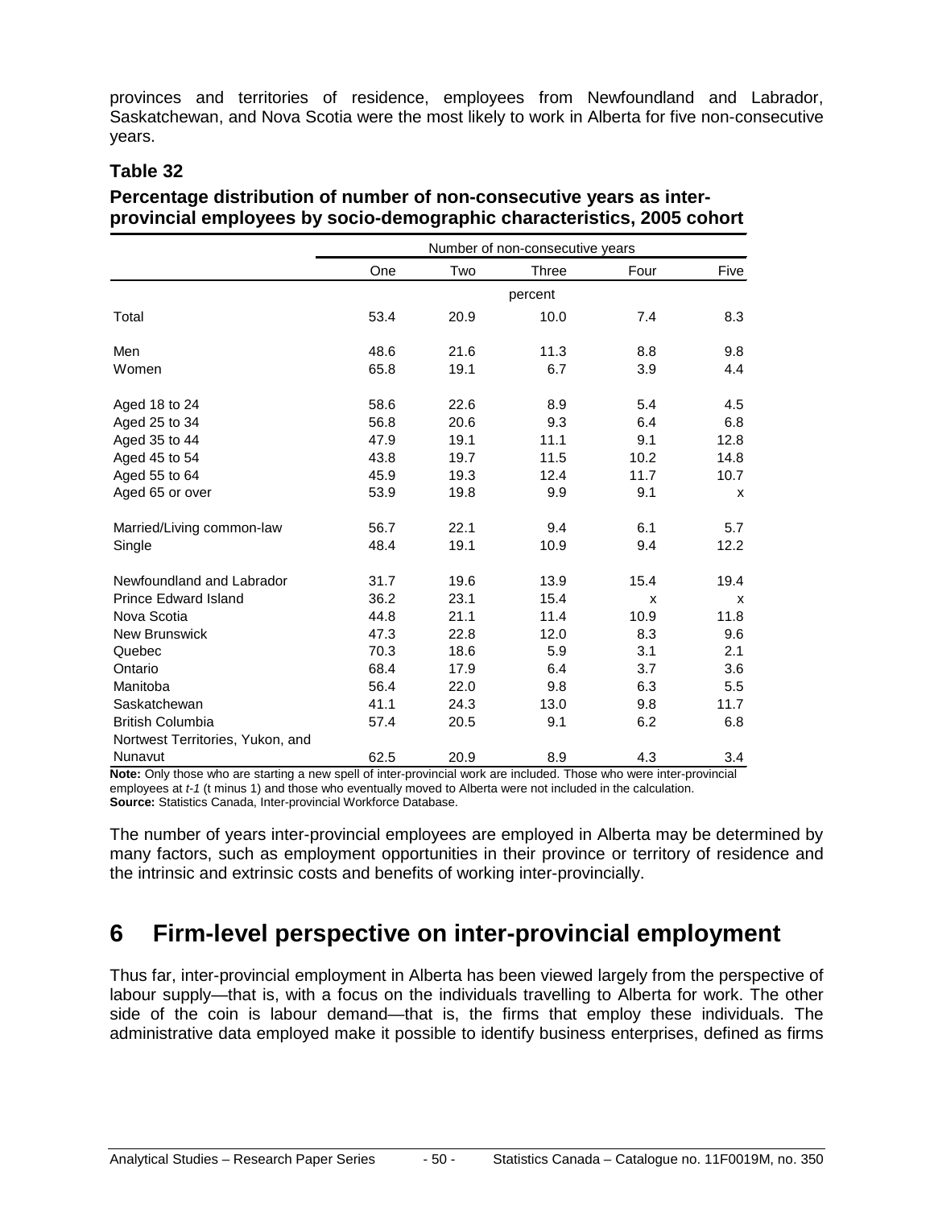provinces and territories of residence, employees from Newfoundland and Labrador, Saskatchewan, and Nova Scotia were the most likely to work in Alberta for five non-consecutive years.

**Table 32**

**Percentage distribution of number of non-consecutive years as inter-provincial employees by socio-demographic characteristics, 2005 cohort**

| | Number of non-consecutive years | | | | |
|---|---|---|---|---|---|
| | One | Two | Three | Four | Five |
| | percent | | | | |
| Total | 53.4 | 20.9 | 10.0 | 7.4 | 8.3 |
| Men | 48.6 | 21.6 | 11.3 | 8.8 | 9.8 |
| Women | 65.8 | 19.1 | 6.7 | 3.9 | 4.4 |
| Aged 18 to 24 | 58.6 | 22.6 | 8.9 | 5.4 | 4.5 |
| Aged 25 to 34 | 56.8 | 20.6 | 9.3 | 6.4 | 6.8 |
| Aged 35 to 44 | 47.9 | 19.1 | 11.1 | 9.1 | 12.8 |
| Aged 45 to 54 | 43.8 | 19.7 | 11.5 | 10.2 | 14.8 |
| Aged 55 to 64 | 45.9 | 19.3 | 12.4 | 11.7 | 10.7 |
| Aged 65 or over | 53.9 | 19.8 | 9.9 | 9.1 | x |
| Married/Living common-law | 56.7 | 22.1 | 9.4 | 6.1 | 5.7 |
| Single | 48.4 | 19.1 | 10.9 | 9.4 | 12.2 |
| Newfoundland and Labrador | 31.7 | 19.6 | 13.9 | 15.4 | 19.4 |
| Prince Edward Island | 36.2 | 23.1 | 15.4 | x | x |
| Nova Scotia | 44.8 | 21.1 | 11.4 | 10.9 | 11.8 |
| New Brunswick | 47.3 | 22.8 | 12.0 | 8.3 | 9.6 |
| Quebec | 70.3 | 18.6 | 5.9 | 3.1 | 2.1 |
| Ontario | 68.4 | 17.9 | 6.4 | 3.7 | 3.6 |
| Manitoba | 56.4 | 22.0 | 9.8 | 6.3 | 5.5 |
| Saskatchewan | 41.1 | 24.3 | 13.0 | 9.8 | 11.7 |
| British Columbia | 57.4 | 20.5 | 9.1 | 6.2 | 6.8 |
| Nortwest Territories, Yukon, and Nunavut | 62.5 | 20.9 | 8.9 | 4.3 | 3.4 |

**Note:** Only those who are starting a new spell of inter-provincial work are included. Those who were inter-provincial employees at *t-1* (t minus 1) and those who eventually moved to Alberta were not included in the calculation.
**Source:** Statistics Canada, Inter-provincial Workforce Database.

The number of years inter-provincial employees are employed in Alberta may be determined by many factors, such as employment opportunities in their province or territory of residence and the intrinsic and extrinsic costs and benefits of working inter-provincially.

# 6 Firm-level perspective on inter-provincial employment

Thus far, inter-provincial employment in Alberta has been viewed largely from the perspective of labour supply—that is, with a focus on the individuals travelling to Alberta for work. The other side of the coin is labour demand—that is, the firms that employ these individuals. The administrative data employed make it possible to identify business enterprises, defined as firms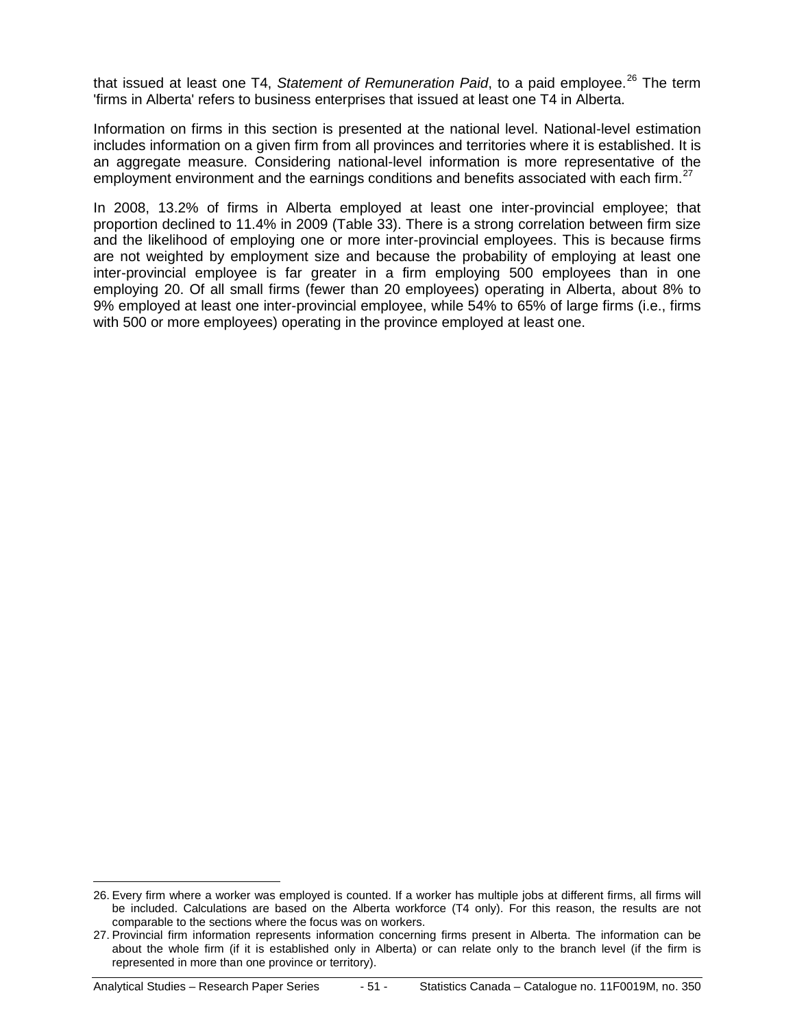that issued at least one T4, *Statement of Remuneration Paid*, to a paid employee.[26] The term 'firms in Alberta' refers to business enterprises that issued at least one T4 in Alberta.

Information on firms in this section is presented at the national level. National-level estimation includes information on a given firm from all provinces and territories where it is established. It is an aggregate measure. Considering national-level information is more representative of the employment environment and the earnings conditions and benefits associated with each firm.[27]

In 2008, 13.2% of firms in Alberta employed at least one inter-provincial employee; that proportion declined to 11.4% in 2009 (Table 33). There is a strong correlation between firm size and the likelihood of employing one or more inter-provincial employees. This is because firms are not weighted by employment size and because the probability of employing at least one inter-provincial employee is far greater in a firm employing 500 employees than in one employing 20. Of all small firms (fewer than 20 employees) operating in Alberta, about 8% to 9% employed at least one inter-provincial employee, while 54% to 65% of large firms (i.e., firms with 500 or more employees) operating in the province employed at least one.

---

26. Every firm where a worker was employed is counted. If a worker has multiple jobs at different firms, all firms will be included. Calculations are based on the Alberta workforce (T4 only). For this reason, the results are not comparable to the sections where the focus was on workers.

27. Provincial firm information represents information concerning firms present in Alberta. The information can be about the whole firm (if it is established only in Alberta) or can relate only to the branch level (if the firm is represented in more than one province or territory).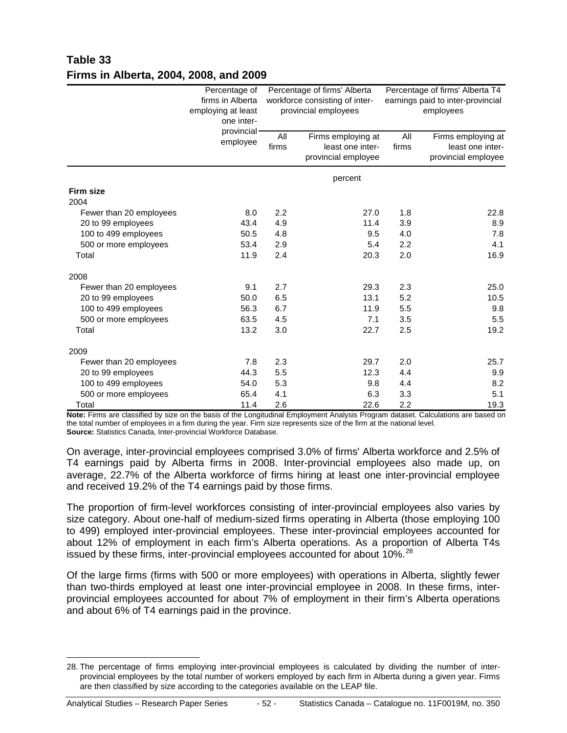## Table 33
## Firms in Alberta, 2004, 2008, and 2009

| | Percentage of firms in Alberta employing at least one inter-provincial employee | Percentage of firms' Alberta workforce consisting of inter-provincial employees | | Percentage of firms' Alberta T4 earnings paid to inter-provincial employees | |
|---|---|---|---|---|---|
| | | All firms | Firms employing at least one inter-provincial employee | All firms | Firms employing at least one inter-provincial employee |
| | percent | | | | |
| **Firm size** | | | | | |
| 2004 | | | | | |
| Fewer than 20 employees | 8.0 | 2.2 | 27.0 | 1.8 | 22.8 |
| 20 to 99 employees | 43.4 | 4.9 | 11.4 | 3.9 | 8.9 |
| 100 to 499 employees | 50.5 | 4.8 | 9.5 | 4.0 | 7.8 |
| 500 or more employees | 53.4 | 2.9 | 5.4 | 2.2 | 4.1 |
| Total | 11.9 | 2.4 | 20.3 | 2.0 | 16.9 |
| 2008 | | | | | |
| Fewer than 20 employees | 9.1 | 2.7 | 29.3 | 2.3 | 25.0 |
| 20 to 99 employees | 50.0 | 6.5 | 13.1 | 5.2 | 10.5 |
| 100 to 499 employees | 56.3 | 6.7 | 11.9 | 5.5 | 9.8 |
| 500 or more employees | 63.5 | 4.5 | 7.1 | 3.5 | 5.5 |
| Total | 13.2 | 3.0 | 22.7 | 2.5 | 19.2 |
| 2009 | | | | | |
| Fewer than 20 employees | 7.8 | 2.3 | 29.7 | 2.0 | 25.7 |
| 20 to 99 employees | 44.3 | 5.5 | 12.3 | 4.4 | 9.9 |
| 100 to 499 employees | 54.0 | 5.3 | 9.8 | 4.4 | 8.2 |
| 500 or more employees | 65.4 | 4.1 | 6.3 | 3.3 | 5.1 |
| Total | 11.4 | 2.6 | 22.6 | 2.2 | 19.3 |

**Note:** Firms are classified by size on the basis of the Longitudinal Employment Analysis Program dataset. Calculations are based on the total number of employees in a firm during the year. Firm size represents size of the firm at the national level.
**Source:** Statistics Canada, Inter-provincial Workforce Database.

On average, inter-provincial employees comprised 3.0% of firms' Alberta workforce and 2.5% of T4 earnings paid by Alberta firms in 2008. Inter-provincial employees also made up, on average, 22.7% of the Alberta workforce of firms hiring at least one inter-provincial employee and received 19.2% of the T4 earnings paid by those firms.

The proportion of firm-level workforces consisting of inter-provincial employees also varies by size category. About one-half of medium-sized firms operating in Alberta (those employing 100 to 499) employed inter-provincial employees. These inter-provincial employees accounted for about 12% of employment in each firm's Alberta operations. As a proportion of Alberta T4s issued by these firms, inter-provincial employees accounted for about 10%.[28]

Of the large firms (firms with 500 or more employees) with operations in Alberta, slightly fewer than two-thirds employed at least one inter-provincial employee in 2008. In these firms, inter-provincial employees accounted for about 7% of employment in their firm's Alberta operations and about 6% of T4 earnings paid in the province.

28. The percentage of firms employing inter-provincial employees is calculated by dividing the number of inter-provincial employees by the total number of workers employed by each firm in Alberta during a given year. Firms are then classified by size according to the categories available on the LEAP file.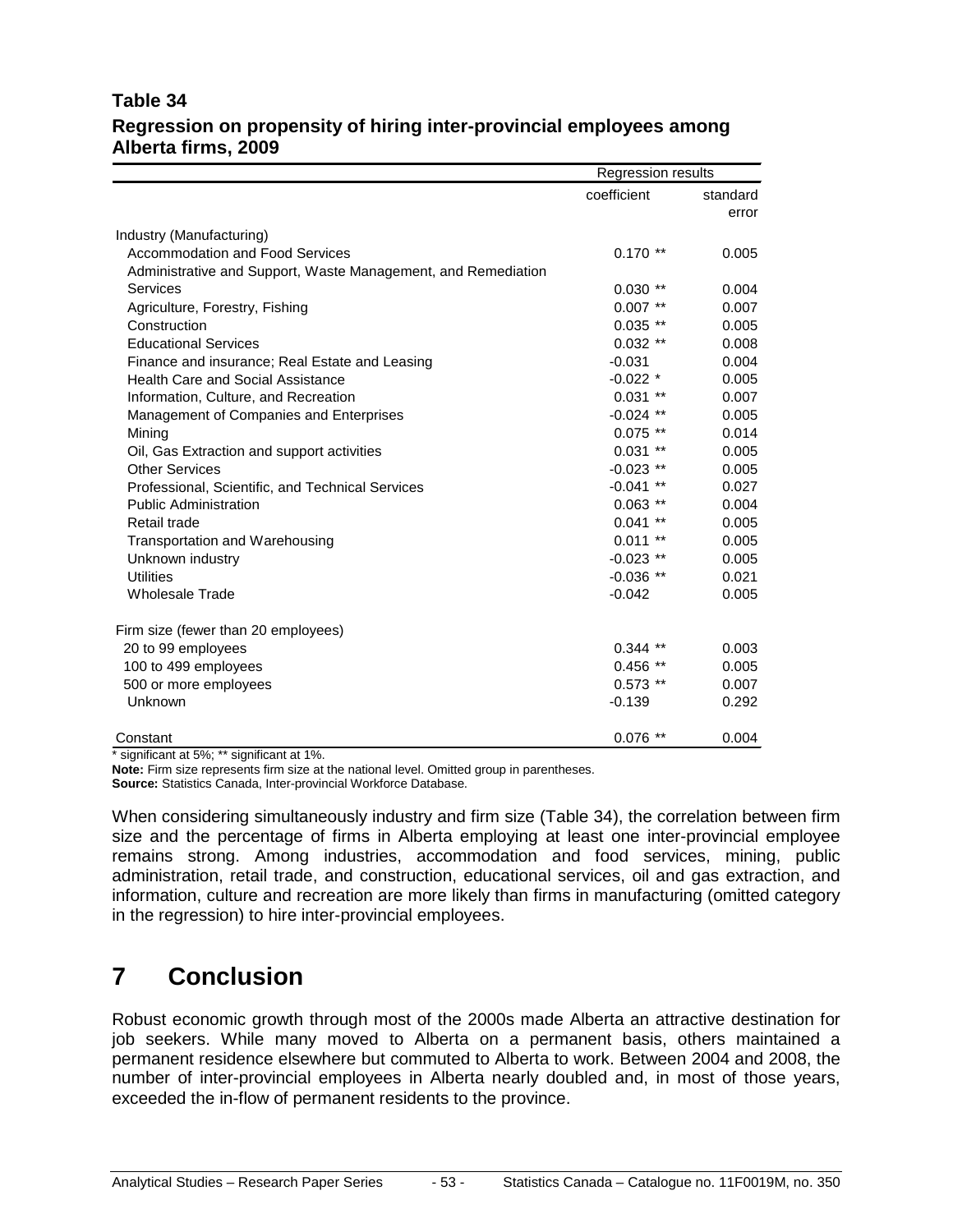**Table 34**
**Regression on propensity of hiring inter-provincial employees among Alberta firms, 2009**

| | Regression results | |
|---|---|---|
| | coefficient | standard error |
| Industry (Manufacturing) | | |
| Accommodation and Food Services | 0.170 ** | 0.005 |
| Administrative and Support, Waste Management, and Remediation Services | 0.030 ** | 0.004 |
| Agriculture, Forestry, Fishing | 0.007 ** | 0.007 |
| Construction | 0.035 ** | 0.005 |
| Educational Services | 0.032 ** | 0.008 |
| Finance and insurance; Real Estate and Leasing | -0.031 | 0.004 |
| Health Care and Social Assistance | -0.022 * | 0.005 |
| Information, Culture, and Recreation | 0.031 ** | 0.007 |
| Management of Companies and Enterprises | -0.024 ** | 0.005 |
| Mining | 0.075 ** | 0.014 |
| Oil, Gas Extraction and support activities | 0.031 ** | 0.005 |
| Other Services | -0.023 ** | 0.005 |
| Professional, Scientific, and Technical Services | -0.041 ** | 0.027 |
| Public Administration | 0.063 ** | 0.004 |
| Retail trade | 0.041 ** | 0.005 |
| Transportation and Warehousing | 0.011 ** | 0.005 |
| Unknown industry | -0.023 ** | 0.005 |
| Utilities | -0.036 ** | 0.021 |
| Wholesale Trade | -0.042 | 0.005 |
| Firm size (fewer than 20 employees) | | |
| 20 to 99 employees | 0.344 ** | 0.003 |
| 100 to 499 employees | 0.456 ** | 0.005 |
| 500 or more employees | 0.573 ** | 0.007 |
| Unknown | -0.139 | 0.292 |
| Constant | 0.076 ** | 0.004 |

* significant at 5%; ** significant at 1%.

**Note:** Firm size represents firm size at the national level. Omitted group in parentheses.

**Source:** Statistics Canada, Inter-provincial Workforce Database.

When considering simultaneously industry and firm size (Table 34), the correlation between firm size and the percentage of firms in Alberta employing at least one inter-provincial employee remains strong. Among industries, accommodation and food services, mining, public administration, retail trade, and construction, educational services, oil and gas extraction, and information, culture and recreation are more likely than firms in manufacturing (omitted category in the regression) to hire inter-provincial employees.

# 7 Conclusion

Robust economic growth through most of the 2000s made Alberta an attractive destination for job seekers. While many moved to Alberta on a permanent basis, others maintained a permanent residence elsewhere but commuted to Alberta to work. Between 2004 and 2008, the number of inter-provincial employees in Alberta nearly doubled and, in most of those years, exceeded the in-flow of permanent residents to the province.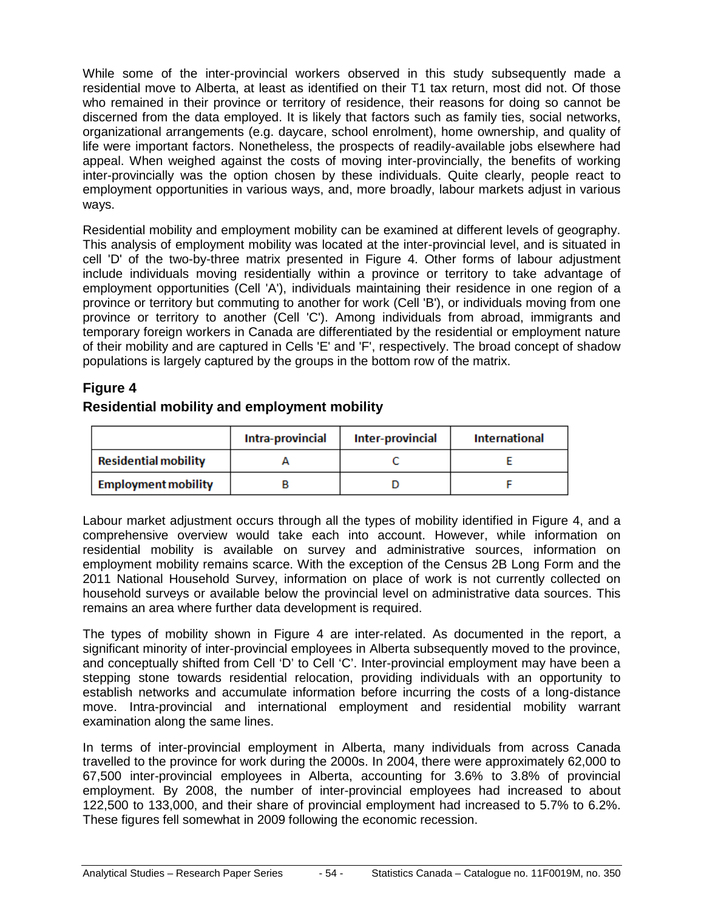While some of the inter-provincial workers observed in this study subsequently made a residential move to Alberta, at least as identified on their T1 tax return, most did not. Of those who remained in their province or territory of residence, their reasons for doing so cannot be discerned from the data employed. It is likely that factors such as family ties, social networks, organizational arrangements (e.g. daycare, school enrolment), home ownership, and quality of life were important factors. Nonetheless, the prospects of readily-available jobs elsewhere had appeal. When weighed against the costs of moving inter-provincially, the benefits of working inter-provincially was the option chosen by these individuals. Quite clearly, people react to employment opportunities in various ways, and, more broadly, labour markets adjust in various ways.

Residential mobility and employment mobility can be examined at different levels of geography. This analysis of employment mobility was located at the inter-provincial level, and is situated in cell 'D' of the two-by-three matrix presented in Figure 4. Other forms of labour adjustment include individuals moving residentially within a province or territory to take advantage of employment opportunities (Cell 'A'), individuals maintaining their residence in one region of a province or territory but commuting to another for work (Cell 'B'), or individuals moving from one province or territory to another (Cell 'C'). Among individuals from abroad, immigrants and temporary foreign workers in Canada are differentiated by the residential or employment nature of their mobility and are captured in Cells 'E' and 'F', respectively. The broad concept of shadow populations is largely captured by the groups in the bottom row of the matrix.

## Figure 4

## Residential mobility and employment mobility

| | Intra-provincial | Inter-provincial | International |
|---|---|---|---|
| **Residential mobility** | A | C | E |
| **Employment mobility** | B | D | F |

Labour market adjustment occurs through all the types of mobility identified in Figure 4, and a comprehensive overview would take each into account. However, while information on residential mobility is available on survey and administrative sources, information on employment mobility remains scarce. With the exception of the Census 2B Long Form and the 2011 National Household Survey, information on place of work is not currently collected on household surveys or available below the provincial level on administrative data sources. This remains an area where further data development is required.

The types of mobility shown in Figure 4 are inter-related. As documented in the report, a significant minority of inter-provincial employees in Alberta subsequently moved to the province, and conceptually shifted from Cell 'D' to Cell 'C'. Inter-provincial employment may have been a stepping stone towards residential relocation, providing individuals with an opportunity to establish networks and accumulate information before incurring the costs of a long-distance move. Intra-provincial and international employment and residential mobility warrant examination along the same lines.

In terms of inter-provincial employment in Alberta, many individuals from across Canada travelled to the province for work during the 2000s. In 2004, there were approximately 62,000 to 67,500 inter-provincial employees in Alberta, accounting for 3.6% to 3.8% of provincial employment. By 2008, the number of inter-provincial employees had increased to about 122,500 to 133,000, and their share of provincial employment had increased to 5.7% to 6.2%. These figures fell somewhat in 2009 following the economic recession.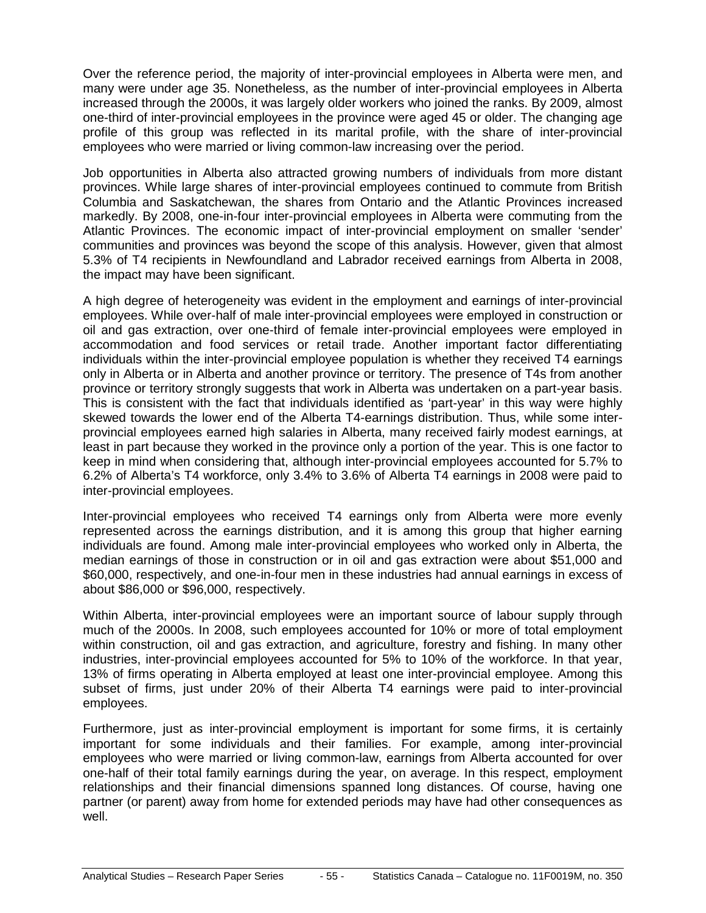Over the reference period, the majority of inter-provincial employees in Alberta were men, and many were under age 35. Nonetheless, as the number of inter-provincial employees in Alberta increased through the 2000s, it was largely older workers who joined the ranks. By 2009, almost one-third of inter-provincial employees in the province were aged 45 or older. The changing age profile of this group was reflected in its marital profile, with the share of inter-provincial employees who were married or living common-law increasing over the period.

Job opportunities in Alberta also attracted growing numbers of individuals from more distant provinces. While large shares of inter-provincial employees continued to commute from British Columbia and Saskatchewan, the shares from Ontario and the Atlantic Provinces increased markedly. By 2008, one-in-four inter-provincial employees in Alberta were commuting from the Atlantic Provinces. The economic impact of inter-provincial employment on smaller 'sender' communities and provinces was beyond the scope of this analysis. However, given that almost 5.3% of T4 recipients in Newfoundland and Labrador received earnings from Alberta in 2008, the impact may have been significant.

A high degree of heterogeneity was evident in the employment and earnings of inter-provincial employees. While over-half of male inter-provincial employees were employed in construction or oil and gas extraction, over one-third of female inter-provincial employees were employed in accommodation and food services or retail trade. Another important factor differentiating individuals within the inter-provincial employee population is whether they received T4 earnings only in Alberta or in Alberta and another province or territory. The presence of T4s from another province or territory strongly suggests that work in Alberta was undertaken on a part-year basis. This is consistent with the fact that individuals identified as 'part-year' in this way were highly skewed towards the lower end of the Alberta T4-earnings distribution. Thus, while some inter-provincial employees earned high salaries in Alberta, many received fairly modest earnings, at least in part because they worked in the province only a portion of the year. This is one factor to keep in mind when considering that, although inter-provincial employees accounted for 5.7% to 6.2% of Alberta's T4 workforce, only 3.4% to 3.6% of Alberta T4 earnings in 2008 were paid to inter-provincial employees.

Inter-provincial employees who received T4 earnings only from Alberta were more evenly represented across the earnings distribution, and it is among this group that higher earning individuals are found. Among male inter-provincial employees who worked only in Alberta, the median earnings of those in construction or in oil and gas extraction were about $51,000 and $60,000, respectively, and one-in-four men in these industries had annual earnings in excess of about $86,000 or $96,000, respectively.

Within Alberta, inter-provincial employees were an important source of labour supply through much of the 2000s. In 2008, such employees accounted for 10% or more of total employment within construction, oil and gas extraction, and agriculture, forestry and fishing. In many other industries, inter-provincial employees accounted for 5% to 10% of the workforce. In that year, 13% of firms operating in Alberta employed at least one inter-provincial employee. Among this subset of firms, just under 20% of their Alberta T4 earnings were paid to inter-provincial employees.

Furthermore, just as inter-provincial employment is important for some firms, it is certainly important for some individuals and their families. For example, among inter-provincial employees who were married or living common-law, earnings from Alberta accounted for over one-half of their total family earnings during the year, on average. In this respect, employment relationships and their financial dimensions spanned long distances. Of course, having one partner (or parent) away from home for extended periods may have had other consequences as well.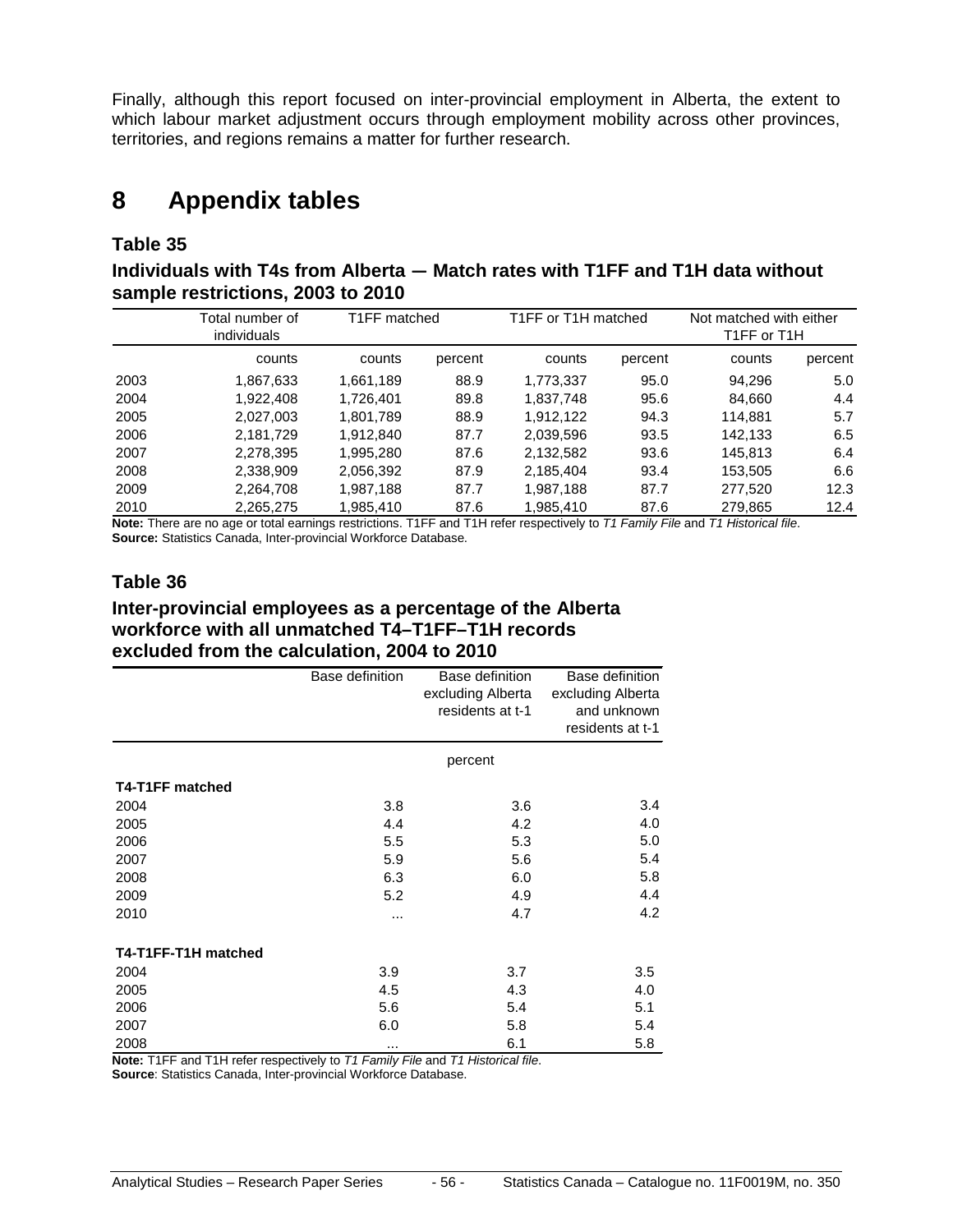Finally, although this report focused on inter-provincial employment in Alberta, the extent to which labour market adjustment occurs through employment mobility across other provinces, territories, and regions remains a matter for further research.

# 8 Appendix tables

### Table 35

### Individuals with T4s from Alberta — Match rates with T1FF and T1H data without sample restrictions, 2003 to 2010

| | Total number of individuals | T1FF matched | | T1FF or T1H matched | | Not matched with either T1FF or T1H | |
|---|---|---|---|---|---|---|---|
| | counts | counts | percent | counts | percent | counts | percent |
| 2003 | 1,867,633 | 1,661,189 | 88.9 | 1,773,337 | 95.0 | 94,296 | 5.0 |
| 2004 | 1,922,408 | 1,726,401 | 89.8 | 1,837,748 | 95.6 | 84,660 | 4.4 |
| 2005 | 2,027,003 | 1,801,789 | 88.9 | 1,912,122 | 94.3 | 114,881 | 5.7 |
| 2006 | 2,181,729 | 1,912,840 | 87.7 | 2,039,596 | 93.5 | 142,133 | 6.5 |
| 2007 | 2,278,395 | 1,995,280 | 87.6 | 2,132,582 | 93.6 | 145,813 | 6.4 |
| 2008 | 2,338,909 | 2,056,392 | 87.9 | 2,185,404 | 93.4 | 153,505 | 6.6 |
| 2009 | 2,264,708 | 1,987,188 | 87.7 | 1,987,188 | 87.7 | 277,520 | 12.3 |
| 2010 | 2,265,275 | 1,985,410 | 87.6 | 1,985,410 | 87.6 | 279,865 | 12.4 |

**Note:** There are no age or total earnings restrictions. T1FF and T1H refer respectively to *T1 Family File* and *T1 Historical file*.
**Source:** Statistics Canada, Inter-provincial Workforce Database.

### Table 36

### Inter-provincial employees as a percentage of the Alberta workforce with all unmatched T4–T1FF–T1H records excluded from the calculation, 2004 to 2010

| | Base definition | Base definition excluding Alberta residents at t-1 | Base definition excluding Alberta and unknown residents at t-1 |
|---|---|---|---|
| | | percent | |
| **T4-T1FF matched** | | | |
| 2004 | 3.8 | 3.6 | 3.4 |
| 2005 | 4.4 | 4.2 | 4.0 |
| 2006 | 5.5 | 5.3 | 5.0 |
| 2007 | 5.9 | 5.6 | 5.4 |
| 2008 | 6.3 | 6.0 | 5.8 |
| 2009 | 5.2 | 4.9 | 4.4 |
| 2010 | ... | 4.7 | 4.2 |
| **T4-T1FF-T1H matched** | | | |
| 2004 | 3.9 | 3.7 | 3.5 |
| 2005 | 4.5 | 4.3 | 4.0 |
| 2006 | 5.6 | 5.4 | 5.1 |
| 2007 | 6.0 | 5.8 | 5.4 |
| 2008 | ... | 6.1 | 5.8 |

**Note:** T1FF and T1H refer respectively to *T1 Family File* and *T1 Historical file*.
**Source**: Statistics Canada, Inter-provincial Workforce Database.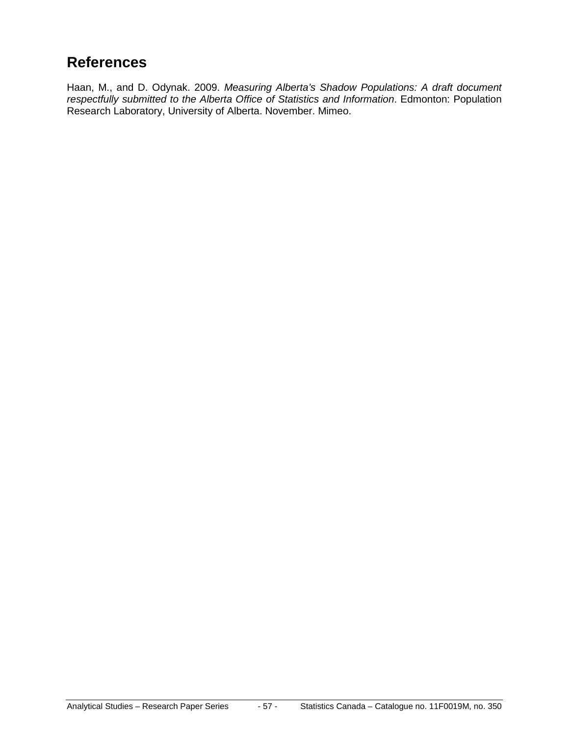# References

Haan, M., and D. Odynak. 2009. *Measuring Alberta's Shadow Populations: A draft document respectfully submitted to the Alberta Office of Statistics and Information*. Edmonton: Population Research Laboratory, University of Alberta. November. Mimeo.